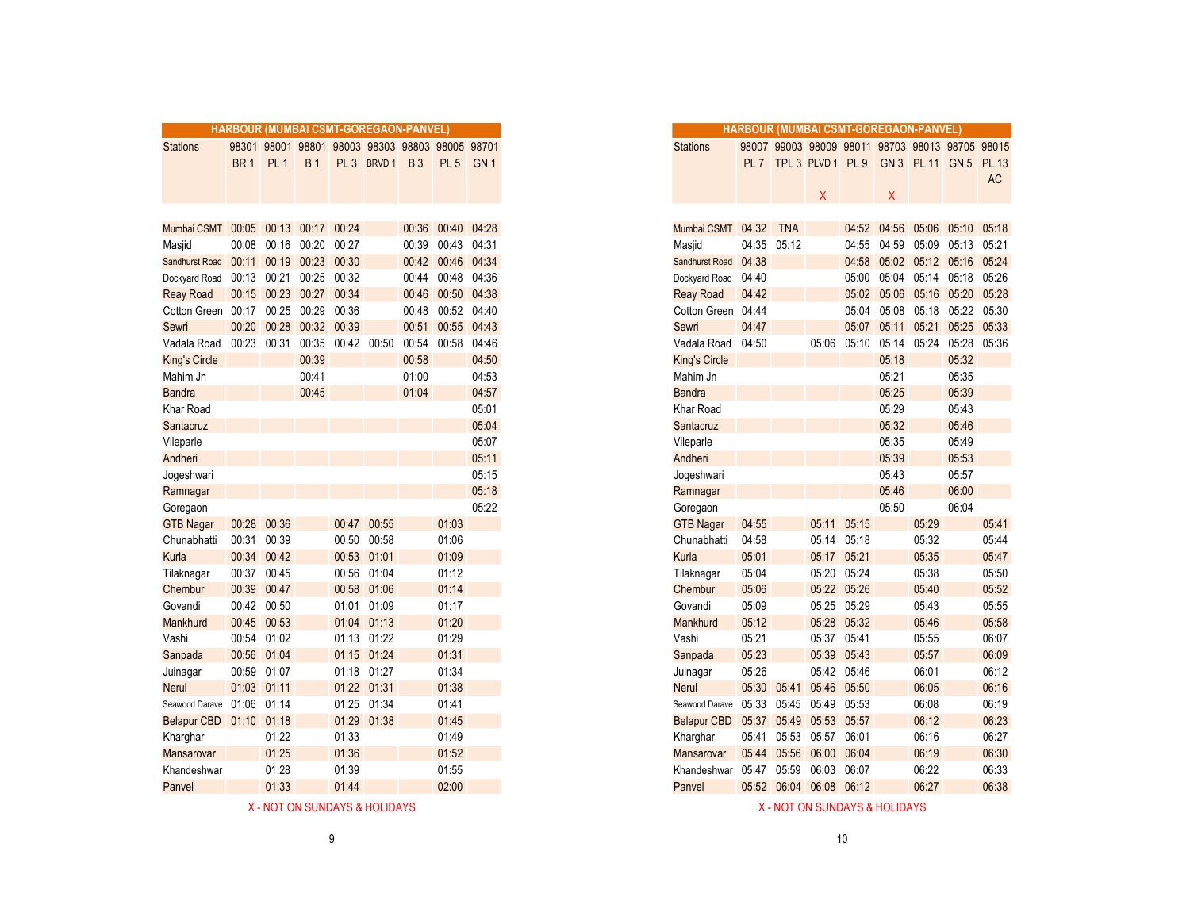## HARBOUR (MUMBAI CSMT-GOREGAON-PANVEL)

| Stations | 98301 | 98001 | 98801 | 98003 | 98303 | 98803 | 98005 | 98701 |
|---|---|---|---|---|---|---|---|---|
| | BR 1 | PL 1 | B 1 | PL 3 | BRVD 1 | B 3 | PL 5 | GN 1 |
| Mumbai CSMT | 00:05 | 00:13 | 00:17 | 00:24 | | 00:36 | 00:40 | 04:28 |
| Masjid | 00:08 | 00:16 | 00:20 | 00:27 | | 00:39 | 00:43 | 04:31 |
| Sandhurst Road | 00:11 | 00:19 | 00:23 | 00:30 | | 00:42 | 00:46 | 04:34 |
| Dockyard Road | 00:13 | 00:21 | 00:25 | 00:32 | | 00:44 | 00:48 | 04:36 |
| Reay Road | 00:15 | 00:23 | 00:27 | 00:34 | | 00:46 | 00:50 | 04:38 |
| Cotton Green | 00:17 | 00:25 | 00:29 | 00:36 | | 00:48 | 00:52 | 04:40 |
| Sewri | 00:20 | 00:28 | 00:32 | 00:39 | | 00:51 | 00:55 | 04:43 |
| Vadala Road | 00:23 | 00:31 | 00:35 | 00:42 | 00:50 | 00:54 | 00:58 | 04:46 |
| King's Circle | | | 00:39 | | | 00:58 | | 04:50 |
| Mahim Jn | | | 00:41 | | | 01:00 | | 04:53 |
| Bandra | | | 00:45 | | | 01:04 | | 04:57 |
| Khar Road | | | | | | | | 05:01 |
| Santacruz | | | | | | | | 05:04 |
| Vileparle | | | | | | | | 05:07 |
| Andheri | | | | | | | | 05:11 |
| Jogeshwari | | | | | | | | 05:15 |
| Ramnagar | | | | | | | | 05:18 |
| Goregaon | | | | | | | | 05:22 |
| GTB Nagar | 00:28 | 00:36 | | 00:47 | 00:55 | | 01:03 | |
| Chunabhatti | 00:31 | 00:39 | | 00:50 | 00:58 | | 01:06 | |
| Kurla | 00:34 | 00:42 | | 00:53 | 01:01 | | 01:09 | |
| Tilaknagar | 00:37 | 00:45 | | 00:56 | 01:04 | | 01:12 | |
| Chembur | 00:39 | 00:47 | | 00:58 | 01:06 | | 01:14 | |
| Govandi | 00:42 | 00:50 | | 01:01 | 01:09 | | 01:17 | |
| Mankhurd | 00:45 | 00:53 | | 01:04 | 01:13 | | 01:20 | |
| Vashi | 00:54 | 01:02 | | 01:13 | 01:22 | | 01:29 | |
| Sanpada | 00:56 | 01:04 | | 01:15 | 01:24 | | 01:31 | |
| Juinagar | 00:59 | 01:07 | | 01:18 | 01:27 | | 01:34 | |
| Nerul | 01:03 | 01:11 | | 01:22 | 01:31 | | 01:38 | |
| Seawood Darave | 01:06 | 01:14 | | 01:25 | 01:34 | | 01:41 | |
| Belapur CBD | 01:10 | 01:18 | | 01:29 | 01:38 | | 01:45 | |
| Kharghar | | 01:22 | | 01:33 | | | 01:49 | |
| Mansarovar | | 01:25 | | 01:36 | | | 01:52 | |
| Khandeshwar | | 01:28 | | 01:39 | | | 01:55 | |
| Panvel | | 01:33 | | 01:44 | | | 02:00 | |

X - NOT ON SUNDAYS & HOLIDAYS

## HARBOUR (MUMBAI CSMT-GOREGAON-PANVEL)

| Stations | 98007 | 99003 | 98009 | 98011 | 98703 | 98013 | 98705 | 98015 |
|---|---|---|---|---|---|---|---|---|
| | PL 7 | TPL 3 | PLVD 1 | PL 9 | GN 3 | PL 11 | GN 5 | PL 13 AC |
| | | | X | | X | | | |
| Mumbai CSMT | 04:32 | TNA | | 04:52 | 04:56 | 05:06 | 05:10 | 05:18 |
| Masjid | 04:35 | 05:12 | | 04:55 | 04:59 | 05:09 | 05:13 | 05:21 |
| Sandhurst Road | 04:38 | | | 04:58 | 05:02 | 05:12 | 05:16 | 05:24 |
| Dockyard Road | 04:40 | | | 05:00 | 05:04 | 05:14 | 05:18 | 05:26 |
| Reay Road | 04:42 | | | 05:02 | 05:06 | 05:16 | 05:20 | 05:28 |
| Cotton Green | 04:44 | | | 05:04 | 05:08 | 05:18 | 05:22 | 05:30 |
| Sewri | 04:47 | | | 05:07 | 05:11 | 05:21 | 05:25 | 05:33 |
| Vadala Road | 04:50 | | 05:06 | 05:10 | 05:14 | 05:24 | 05:28 | 05:36 |
| King's Circle | | | | | 05:18 | | 05:32 | |
| Mahim Jn | | | | | 05:21 | | 05:35 | |
| Bandra | | | | | 05:25 | | 05:39 | |
| Khar Road | | | | | 05:29 | | 05:43 | |
| Santacruz | | | | | 05:32 | | 05:46 | |
| Vileparle | | | | | 05:35 | | 05:49 | |
| Andheri | | | | | 05:39 | | 05:53 | |
| Jogeshwari | | | | | 05:43 | | 05:57 | |
| Ramnagar | | | | | 05:46 | | 06:00 | |
| Goregaon | | | | | 05:50 | | 06:04 | |
| GTB Nagar | 04:55 | | 05:11 | 05:15 | | 05:29 | | 05:41 |
| Chunabhatti | 04:58 | | 05:14 | 05:18 | | 05:32 | | 05:44 |
| Kurla | 05:01 | | 05:17 | 05:21 | | 05:35 | | 05:47 |
| Tilaknagar | 05:04 | | 05:20 | 05:24 | | 05:38 | | 05:50 |
| Chembur | 05:06 | | 05:22 | 05:26 | | 05:40 | | 05:52 |
| Govandi | 05:09 | | 05:25 | 05:29 | | 05:43 | | 05:55 |
| Mankhurd | 05:12 | | 05:28 | 05:32 | | 05:46 | | 05:58 |
| Vashi | 05:21 | | 05:37 | 05:41 | | 05:55 | | 06:07 |
| Sanpada | 05:23 | | 05:39 | 05:43 | | 05:57 | | 06:09 |
| Juinagar | 05:26 | | 05:42 | 05:46 | | 06:01 | | 06:12 |
| Nerul | 05:30 | 05:41 | 05:46 | 05:50 | | 06:05 | | 06:16 |
| Seawood Darave | 05:33 | 05:45 | 05:49 | 05:53 | | 06:08 | | 06:19 |
| Belapur CBD | 05:37 | 05:49 | 05:53 | 05:57 | | 06:12 | | 06:23 |
| Kharghar | 05:41 | 05:53 | 05:57 | 06:01 | | 06:16 | | 06:27 |
| Mansarovar | 05:44 | 05:56 | 06:00 | 06:04 | | 06:19 | | 06:30 |
| Khandeshwar | 05:47 | 05:59 | 06:03 | 06:07 | | 06:22 | | 06:33 |
| Panvel | 05:52 | 06:04 | 06:08 | 06:12 | | 06:27 | | 06:38 |

X - NOT ON SUNDAYS & HOLIDAYS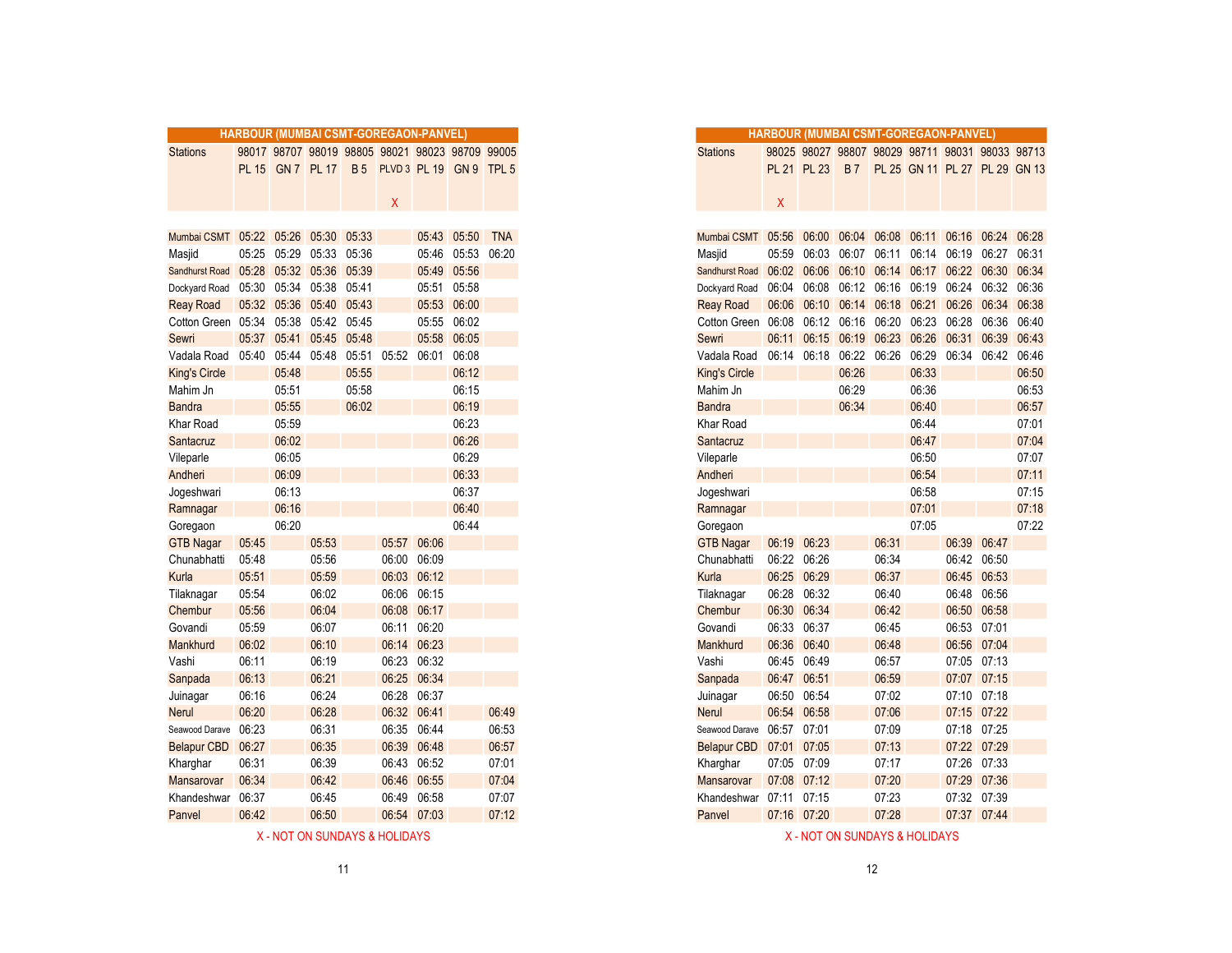## HARBOUR (MUMBAI CSMT-GOREGAON-PANVEL)

| Stations | 98017 | 98707 | 98019 | 98805 | 98021 | 98023 | 98709 | 99005 |
|---|---|---|---|---|---|---|---|---|
| | PL 15 | GN 7 | PL 17 | B 5 | PLVD 3 | PL 19 | GN 9 | TPL 5 |
| | | | | | X | | | |
| Mumbai CSMT | 05:22 | 05:26 | 05:30 | 05:33 | | 05:43 | 05:50 | TNA |
| Masjid | 05:25 | 05:29 | 05:33 | 05:36 | | 05:46 | 05:53 | 06:20 |
| Sandhurst Road | 05:28 | 05:32 | 05:36 | 05:39 | | 05:49 | 05:56 | |
| Dockyard Road | 05:30 | 05:34 | 05:38 | 05:41 | | 05:51 | 05:58 | |
| Reay Road | 05:32 | 05:36 | 05:40 | 05:43 | | 05:53 | 06:00 | |
| Cotton Green | 05:34 | 05:38 | 05:42 | 05:45 | | 05:55 | 06:02 | |
| Sewri | 05:37 | 05:41 | 05:45 | 05:48 | | 05:58 | 06:05 | |
| Vadala Road | 05:40 | 05:44 | 05:48 | 05:51 | 05:52 | 06:01 | 06:08 | |
| King's Circle | | 05:48 | | 05:55 | | | 06:12 | |
| Mahim Jn | | 05:51 | | 05:58 | | | 06:15 | |
| Bandra | | 05:55 | | 06:02 | | | 06:19 | |
| Khar Road | | 05:59 | | | | | 06:23 | |
| Santacruz | | 06:02 | | | | | 06:26 | |
| Vileparle | | 06:05 | | | | | 06:29 | |
| Andheri | | 06:09 | | | | | 06:33 | |
| Jogeshwari | | 06:13 | | | | | 06:37 | |
| Ramnagar | | 06:16 | | | | | 06:40 | |
| Goregaon | | 06:20 | | | | | 06:44 | |
| GTB Nagar | 05:45 | | 05:53 | | 05:57 | 06:06 | | |
| Chunabhatti | 05:48 | | 05:56 | | 06:00 | 06:09 | | |
| Kurla | 05:51 | | 05:59 | | 06:03 | 06:12 | | |
| Tilaknagar | 05:54 | | 06:02 | | 06:06 | 06:15 | | |
| Chembur | 05:56 | | 06:04 | | 06:08 | 06:17 | | |
| Govandi | 05:59 | | 06:07 | | 06:11 | 06:20 | | |
| Mankhurd | 06:02 | | 06:10 | | 06:14 | 06:23 | | |
| Vashi | 06:11 | | 06:19 | | 06:23 | 06:32 | | |
| Sanpada | 06:13 | | 06:21 | | 06:25 | 06:34 | | |
| Juinagar | 06:16 | | 06:24 | | 06:28 | 06:37 | | |
| Nerul | 06:20 | | 06:28 | | 06:32 | 06:41 | | 06:49 |
| Seawood Darave | 06:23 | | 06:31 | | 06:35 | 06:44 | | 06:53 |
| Belapur CBD | 06:27 | | 06:35 | | 06:39 | 06:48 | | 06:57 |
| Kharghar | 06:31 | | 06:39 | | 06:43 | 06:52 | | 07:01 |
| Mansarovar | 06:34 | | 06:42 | | 06:46 | 06:55 | | 07:04 |
| Khandeshwar | 06:37 | | 06:45 | | 06:49 | 06:58 | | 07:07 |
| Panvel | 06:42 | | 06:50 | | 06:54 | 07:03 | | 07:12 |

X - NOT ON SUNDAYS & HOLIDAYS

## HARBOUR (MUMBAI CSMT-GOREGAON-PANVEL)

| Stations | 98025 | 98027 | 98807 | 98029 | 98711 | 98031 | 98033 | 98713 |
|---|---|---|---|---|---|---|---|---|
| | PL 21 | PL 23 | B 7 | PL 25 | GN 11 | PL 27 | PL 29 | GN 13 |
| | X | | | | | | | |
| Mumbai CSMT | 05:56 | 06:00 | 06:04 | 06:08 | 06:11 | 06:16 | 06:24 | 06:28 |
| Masjid | 05:59 | 06:03 | 06:07 | 06:11 | 06:14 | 06:19 | 06:27 | 06:31 |
| Sandhurst Road | 06:02 | 06:06 | 06:10 | 06:14 | 06:17 | 06:22 | 06:30 | 06:34 |
| Dockyard Road | 06:04 | 06:08 | 06:12 | 06:16 | 06:19 | 06:24 | 06:32 | 06:36 |
| Reay Road | 06:06 | 06:10 | 06:14 | 06:18 | 06:21 | 06:26 | 06:34 | 06:38 |
| Cotton Green | 06:08 | 06:12 | 06:16 | 06:20 | 06:23 | 06:28 | 06:36 | 06:40 |
| Sewri | 06:11 | 06:15 | 06:19 | 06:23 | 06:26 | 06:31 | 06:39 | 06:43 |
| Vadala Road | 06:14 | 06:18 | 06:22 | 06:26 | 06:29 | 06:34 | 06:42 | 06:46 |
| King's Circle | | | 06:26 | | 06:33 | | | 06:50 |
| Mahim Jn | | | 06:29 | | 06:36 | | | 06:53 |
| Bandra | | | 06:34 | | 06:40 | | | 06:57 |
| Khar Road | | | | | 06:44 | | | 07:01 |
| Santacruz | | | | | 06:47 | | | 07:04 |
| Vileparle | | | | | 06:50 | | | 07:07 |
| Andheri | | | | | 06:54 | | | 07:11 |
| Jogeshwari | | | | | 06:58 | | | 07:15 |
| Ramnagar | | | | | 07:01 | | | 07:18 |
| Goregaon | | | | | 07:05 | | | 07:22 |
| GTB Nagar | 06:19 | 06:23 | | 06:31 | | 06:39 | 06:47 | |
| Chunabhatti | 06:22 | 06:26 | | 06:34 | | 06:42 | 06:50 | |
| Kurla | 06:25 | 06:29 | | 06:37 | | 06:45 | 06:53 | |
| Tilaknagar | 06:28 | 06:32 | | 06:40 | | 06:48 | 06:56 | |
| Chembur | 06:30 | 06:34 | | 06:42 | | 06:50 | 06:58 | |
| Govandi | 06:33 | 06:37 | | 06:45 | | 06:53 | 07:01 | |
| Mankhurd | 06:36 | 06:40 | | 06:48 | | 06:56 | 07:04 | |
| Vashi | 06:45 | 06:49 | | 06:57 | | 07:05 | 07:13 | |
| Sanpada | 06:47 | 06:51 | | 06:59 | | 07:07 | 07:15 | |
| Juinagar | 06:50 | 06:54 | | 07:02 | | 07:10 | 07:18 | |
| Nerul | 06:54 | 06:58 | | 07:06 | | 07:15 | 07:22 | |
| Seawood Darave | 06:57 | 07:01 | | 07:09 | | 07:18 | 07:25 | |
| Belapur CBD | 07:01 | 07:05 | | 07:13 | | 07:22 | 07:29 | |
| Kharghar | 07:05 | 07:09 | | 07:17 | | 07:26 | 07:33 | |
| Mansarovar | 07:08 | 07:12 | | 07:20 | | 07:29 | 07:36 | |
| Khandeshwar | 07:11 | 07:15 | | 07:23 | | 07:32 | 07:39 | |
| Panvel | 07:16 | 07:20 | | 07:28 | | 07:37 | 07:44 | |

X - NOT ON SUNDAYS & HOLIDAYS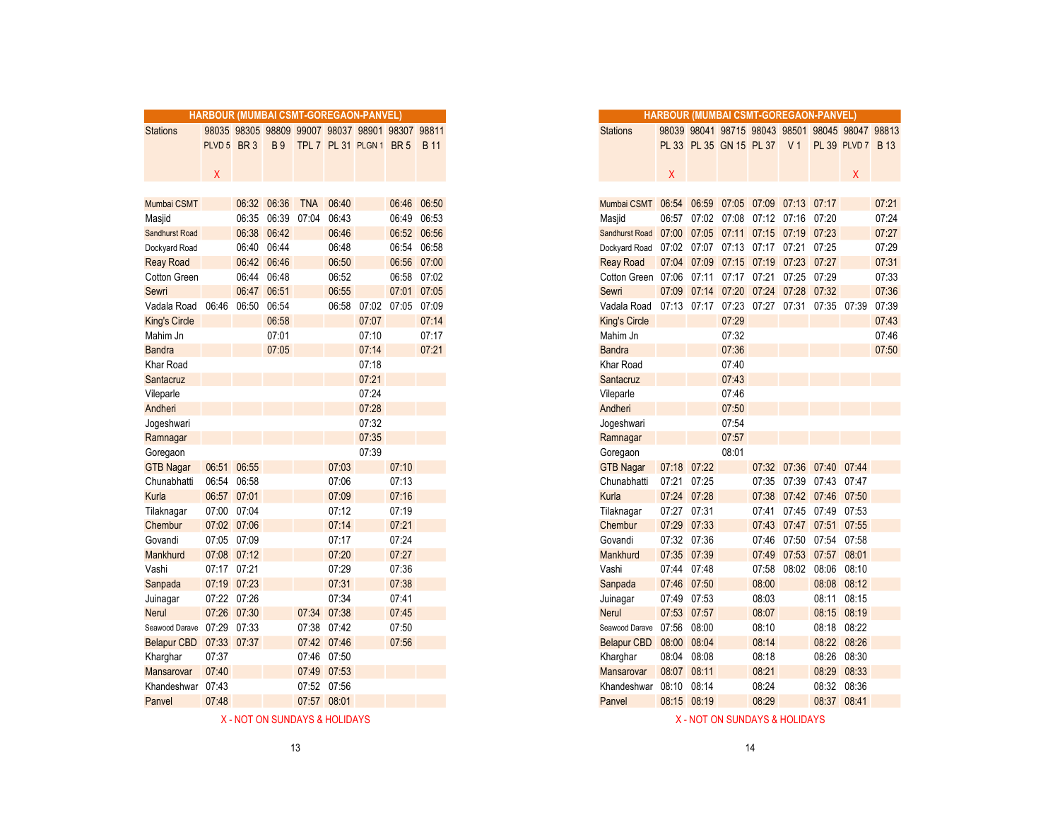## HARBOUR (MUMBAI CSMT-GOREGAON-PANVEL)

| Stations | 98035 | 98305 | 98809 | 99007 | 98037 | 98901 | 98307 | 98811 |
|---|---|---|---|---|---|---|---|---|
| | PLVD 5 | BR 3 | B 9 | TPL 7 | PL 31 | PLGN 1 | BR 5 | B 11 |
| | X | | | | | | | |
| Mumbai CSMT | | 06:32 | 06:36 | TNA | 06:40 | | 06:46 | 06:50 |
| Masjid | | 06:35 | 06:39 | 07:04 | 06:43 | | 06:49 | 06:53 |
| Sandhurst Road | | 06:38 | 06:42 | | 06:46 | | 06:52 | 06:56 |
| Dockyard Road | | 06:40 | 06:44 | | 06:48 | | 06:54 | 06:58 |
| Reay Road | | 06:42 | 06:46 | | 06:50 | | 06:56 | 07:00 |
| Cotton Green | | 06:44 | 06:48 | | 06:52 | | 06:58 | 07:02 |
| Sewri | | 06:47 | 06:51 | | 06:55 | | 07:01 | 07:05 |
| Vadala Road | 06:46 | 06:50 | 06:54 | | 06:58 | 07:02 | 07:05 | 07:09 |
| King's Circle | | | 06:58 | | | 07:07 | | 07:14 |
| Mahim Jn | | | 07:01 | | | 07:10 | | 07:17 |
| Bandra | | | 07:05 | | | 07:14 | | 07:21 |
| Khar Road | | | | | | 07:18 | | |
| Santacruz | | | | | | 07:21 | | |
| Vileparle | | | | | | 07:24 | | |
| Andheri | | | | | | 07:28 | | |
| Jogeshwari | | | | | | 07:32 | | |
| Ramnagar | | | | | | 07:35 | | |
| Goregaon | | | | | | 07:39 | | |
| GTB Nagar | 06:51 | 06:55 | | | 07:03 | | 07:10 | |
| Chunabhatti | 06:54 | 06:58 | | | 07:06 | | 07:13 | |
| Kurla | 06:57 | 07:01 | | | 07:09 | | 07:16 | |
| Tilaknagar | 07:00 | 07:04 | | | 07:12 | | 07:19 | |
| Chembur | 07:02 | 07:06 | | | 07:14 | | 07:21 | |
| Govandi | 07:05 | 07:09 | | | 07:17 | | 07:24 | |
| Mankhurd | 07:08 | 07:12 | | | 07:20 | | 07:27 | |
| Vashi | 07:17 | 07:21 | | | 07:29 | | 07:36 | |
| Sanpada | 07:19 | 07:23 | | | 07:31 | | 07:38 | |
| Juinagar | 07:22 | 07:26 | | | 07:34 | | 07:41 | |
| Nerul | 07:26 | 07:30 | | 07:34 | 07:38 | | 07:45 | |
| Seawood Darave | 07:29 | 07:33 | | 07:38 | 07:42 | | 07:50 | |
| Belapur CBD | 07:33 | 07:37 | | 07:42 | 07:46 | | 07:56 | |
| Kharghar | 07:37 | | | 07:46 | 07:50 | | | |
| Mansarovar | 07:40 | | | 07:49 | 07:53 | | | |
| Khandeshwar | 07:43 | | | 07:52 | 07:56 | | | |
| Panvel | 07:48 | | | 07:57 | 08:01 | | | |

X - NOT ON SUNDAYS & HOLIDAYS

## HARBOUR (MUMBAI CSMT-GOREGAON-PANVEL)

| Stations | 98039 | 98041 | 98715 | 98043 | 98501 | 98045 | 98047 | 98813 |
|---|---|---|---|---|---|---|---|---|
| | PL 33 | PL 35 | GN 15 | PL 37 | V 1 | PL 39 | PLVD 7 | B 13 |
| | X | | | | | | X | |
| Mumbai CSMT | 06:54 | 06:59 | 07:05 | 07:09 | 07:13 | 07:17 | | 07:21 |
| Masjid | 06:57 | 07:02 | 07:08 | 07:12 | 07:16 | 07:20 | | 07:24 |
| Sandhurst Road | 07:00 | 07:05 | 07:11 | 07:15 | 07:19 | 07:23 | | 07:27 |
| Dockyard Road | 07:02 | 07:07 | 07:13 | 07:17 | 07:21 | 07:25 | | 07:29 |
| Reay Road | 07:04 | 07:09 | 07:15 | 07:19 | 07:23 | 07:27 | | 07:31 |
| Cotton Green | 07:06 | 07:11 | 07:17 | 07:21 | 07:25 | 07:29 | | 07:33 |
| Sewri | 07:09 | 07:14 | 07:20 | 07:24 | 07:28 | 07:32 | | 07:36 |
| Vadala Road | 07:13 | 07:17 | 07:23 | 07:27 | 07:31 | 07:35 | 07:39 | 07:39 |
| King's Circle | | | 07:29 | | | | | 07:43 |
| Mahim Jn | | | 07:32 | | | | | 07:46 |
| Bandra | | | 07:36 | | | | | 07:50 |
| Khar Road | | | 07:40 | | | | | |
| Santacruz | | | 07:43 | | | | | |
| Vileparle | | | 07:46 | | | | | |
| Andheri | | | 07:50 | | | | | |
| Jogeshwari | | | 07:54 | | | | | |
| Ramnagar | | | 07:57 | | | | | |
| Goregaon | | | 08:01 | | | | | |
| GTB Nagar | 07:18 | 07:22 | | 07:32 | 07:36 | 07:40 | 07:44 | |
| Chunabhatti | 07:21 | 07:25 | | 07:35 | 07:39 | 07:43 | 07:47 | |
| Kurla | 07:24 | 07:28 | | 07:38 | 07:42 | 07:46 | 07:50 | |
| Tilaknagar | 07:27 | 07:31 | | 07:41 | 07:45 | 07:49 | 07:53 | |
| Chembur | 07:29 | 07:33 | | 07:43 | 07:47 | 07:51 | 07:55 | |
| Govandi | 07:32 | 07:36 | | 07:46 | 07:50 | 07:54 | 07:58 | |
| Mankhurd | 07:35 | 07:39 | | 07:49 | 07:53 | 07:57 | 08:01 | |
| Vashi | 07:44 | 07:48 | | 07:58 | 08:02 | 08:06 | 08:10 | |
| Sanpada | 07:46 | 07:50 | | 08:00 | | 08:08 | 08:12 | |
| Juinagar | 07:49 | 07:53 | | 08:03 | | 08:11 | 08:15 | |
| Nerul | 07:53 | 07:57 | | 08:07 | | 08:15 | 08:19 | |
| Seawood Darave | 07:56 | 08:00 | | 08:10 | | 08:18 | 08:22 | |
| Belapur CBD | 08:00 | 08:04 | | 08:14 | | 08:22 | 08:26 | |
| Kharghar | 08:04 | 08:08 | | 08:18 | | 08:26 | 08:30 | |
| Mansarovar | 08:07 | 08:11 | | 08:21 | | 08:29 | 08:33 | |
| Khandeshwar | 08:10 | 08:14 | | 08:24 | | 08:32 | 08:36 | |
| Panvel | 08:15 | 08:19 | | 08:29 | | 08:37 | 08:41 | |

X - NOT ON SUNDAYS & HOLIDAYS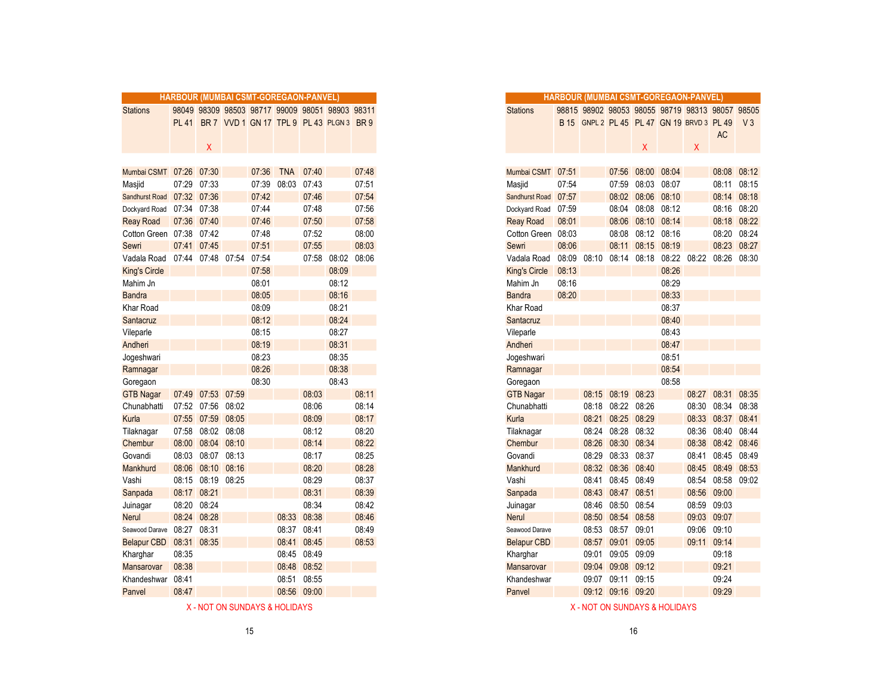## HARBOUR (MUMBAI CSMT-GOREGAON-PANVEL)

| Stations | 98049 PL 41 | 98309 BR 7 X | 98503 VVD 1 | 98717 GN 17 | 99009 TPL 9 | 98051 PL 43 | 98903 PLGN 3 | 98311 BR 9 |
|---|---|---|---|---|---|---|---|---|
| Mumbai CSMT | 07:26 | 07:30 | | 07:36 | TNA | 07:40 | | 07:48 |
| Masjid | 07:29 | 07:33 | | 07:39 | 08:03 | 07:43 | | 07:51 |
| Sandhurst Road | 07:32 | 07:36 | | 07:42 | | 07:46 | | 07:54 |
| Dockyard Road | 07:34 | 07:38 | | 07:44 | | 07:48 | | 07:56 |
| Reay Road | 07:36 | 07:40 | | 07:46 | | 07:50 | | 07:58 |
| Cotton Green | 07:38 | 07:42 | | 07:48 | | 07:52 | | 08:00 |
| Sewri | 07:41 | 07:45 | | 07:51 | | 07:55 | | 08:03 |
| Vadala Road | 07:44 | 07:48 | 07:54 | 07:54 | | 07:58 | 08:02 | 08:06 |
| King's Circle | | | | 07:58 | | | 08:09 | |
| Mahim Jn | | | | 08:01 | | | 08:12 | |
| Bandra | | | | 08:05 | | | 08:16 | |
| Khar Road | | | | 08:09 | | | 08:21 | |
| Santacruz | | | | 08:12 | | | 08:24 | |
| Vileparle | | | | 08:15 | | | 08:27 | |
| Andheri | | | | 08:19 | | | 08:31 | |
| Jogeshwari | | | | 08:23 | | | 08:35 | |
| Ramnagar | | | | 08:26 | | | 08:38 | |
| Goregaon | | | | 08:30 | | | 08:43 | |
| GTB Nagar | 07:49 | 07:53 | 07:59 | | | 08:03 | | 08:11 |
| Chunabhatti | 07:52 | 07:56 | 08:02 | | | 08:06 | | 08:14 |
| Kurla | 07:55 | 07:59 | 08:05 | | | 08:09 | | 08:17 |
| Tilaknagar | 07:58 | 08:02 | 08:08 | | | 08:12 | | 08:20 |
| Chembur | 08:00 | 08:04 | 08:10 | | | 08:14 | | 08:22 |
| Govandi | 08:03 | 08:07 | 08:13 | | | 08:17 | | 08:25 |
| Mankhurd | 08:06 | 08:10 | 08:16 | | | 08:20 | | 08:28 |
| Vashi | 08:15 | 08:19 | 08:25 | | | 08:29 | | 08:37 |
| Sanpada | 08:17 | 08:21 | | | | 08:31 | | 08:39 |
| Juinagar | 08:20 | 08:24 | | | | 08:34 | | 08:42 |
| Nerul | 08:24 | 08:28 | | | 08:33 | 08:38 | | 08:46 |
| Seawood Darave | 08:27 | 08:31 | | | 08:37 | 08:41 | | 08:49 |
| Belapur CBD | 08:31 | 08:35 | | | 08:41 | 08:45 | | 08:53 |
| Kharghar | 08:35 | | | | 08:45 | 08:49 | | |
| Mansarovar | 08:38 | | | | 08:48 | 08:52 | | |
| Khandeshwar | 08:41 | | | | 08:51 | 08:55 | | |
| Panvel | 08:47 | | | | 08:56 | 09:00 | | |

X - NOT ON SUNDAYS & HOLIDAYS

## HARBOUR (MUMBAI CSMT-GOREGAON-PANVEL)

| Stations | 98815 B 15 | 98902 GNPL 2 | 98053 PL 45 | 98055 PL 47 X | 98719 GN 19 | 98313 BRVD 3 X | 98057 PL 49 AC | 98505 V 3 |
|---|---|---|---|---|---|---|---|---|
| Mumbai CSMT | 07:51 | | 07:56 | 08:00 | 08:04 | | 08:08 | 08:12 |
| Masjid | 07:54 | | 07:59 | 08:03 | 08:07 | | 08:11 | 08:15 |
| Sandhurst Road | 07:57 | | 08:02 | 08:06 | 08:10 | | 08:14 | 08:18 |
| Dockyard Road | 07:59 | | 08:04 | 08:08 | 08:12 | | 08:16 | 08:20 |
| Reay Road | 08:01 | | 08:06 | 08:10 | 08:14 | | 08:18 | 08:22 |
| Cotton Green | 08:03 | | 08:08 | 08:12 | 08:16 | | 08:20 | 08:24 |
| Sewri | 08:06 | | 08:11 | 08:15 | 08:19 | | 08:23 | 08:27 |
| Vadala Road | 08:09 | 08:10 | 08:14 | 08:18 | 08:22 | 08:22 | 08:26 | 08:30 |
| King's Circle | 08:13 | | | | 08:26 | | | |
| Mahim Jn | 08:16 | | | | 08:29 | | | |
| Bandra | 08:20 | | | | 08:33 | | | |
| Khar Road | | | | | 08:37 | | | |
| Santacruz | | | | | 08:40 | | | |
| Vileparle | | | | | 08:43 | | | |
| Andheri | | | | | 08:47 | | | |
| Jogeshwari | | | | | 08:51 | | | |
| Ramnagar | | | | | 08:54 | | | |
| Goregaon | | | | | 08:58 | | | |
| GTB Nagar | | 08:15 | 08:19 | 08:23 | | 08:27 | 08:31 | 08:35 |
| Chunabhatti | | 08:18 | 08:22 | 08:26 | | 08:30 | 08:34 | 08:38 |
| Kurla | | 08:21 | 08:25 | 08:29 | | 08:33 | 08:37 | 08:41 |
| Tilaknagar | | 08:24 | 08:28 | 08:32 | | 08:36 | 08:40 | 08:44 |
| Chembur | | 08:26 | 08:30 | 08:34 | | 08:38 | 08:42 | 08:46 |
| Govandi | | 08:29 | 08:33 | 08:37 | | 08:41 | 08:45 | 08:49 |
| Mankhurd | | 08:32 | 08:36 | 08:40 | | 08:45 | 08:49 | 08:53 |
| Vashi | | 08:41 | 08:45 | 08:49 | | 08:54 | 08:58 | 09:02 |
| Sanpada | | 08:43 | 08:47 | 08:51 | | 08:56 | 09:00 | |
| Juinagar | | 08:46 | 08:50 | 08:54 | | 08:59 | 09:03 | |
| Nerul | | 08:50 | 08:54 | 08:58 | | 09:03 | 09:07 | |
| Seawood Darave | | 08:53 | 08:57 | 09:01 | | 09:06 | 09:10 | |
| Belapur CBD | | 08:57 | 09:01 | 09:05 | | 09:11 | 09:14 | |
| Kharghar | | 09:01 | 09:05 | 09:09 | | | 09:18 | |
| Mansarovar | | 09:04 | 09:08 | 09:12 | | | 09:21 | |
| Khandeshwar | | 09:07 | 09:11 | 09:15 | | | 09:24 | |
| Panvel | | 09:12 | 09:16 | 09:20 | | | 09:29 | |

X - NOT ON SUNDAYS & HOLIDAYS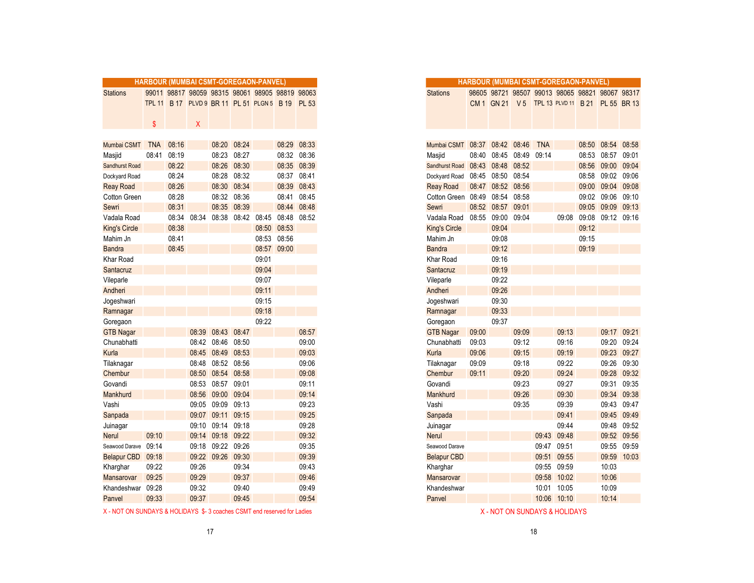## HARBOUR (MUMBAI CSMT-GOREGAON-PANVEL)

| Stations | 99011 | 98817 | 98059 | 98315 | 98061 | 98905 | 98819 | 98063 |
|---|---|---|---|---|---|---|---|---|
| | TPL 11 | B 17 | PLVD 9 | BR 11 | PL 51 | PLGN 5 | B 19 | PL 53 |
| | $ | | X | | | | | |
| Mumbai CSMT | TNA | 08:16 | | 08:20 | 08:24 | | 08:29 | 08:33 |
| Masjid | 08:41 | 08:19 | | 08:23 | 08:27 | | 08:32 | 08:36 |
| Sandhurst Road | | 08:22 | | 08:26 | 08:30 | | 08:35 | 08:39 |
| Dockyard Road | | 08:24 | | 08:28 | 08:32 | | 08:37 | 08:41 |
| Reay Road | | 08:26 | | 08:30 | 08:34 | | 08:39 | 08:43 |
| Cotton Green | | 08:28 | | 08:32 | 08:36 | | 08:41 | 08:45 |
| Sewri | | 08:31 | | 08:35 | 08:39 | | 08:44 | 08:48 |
| Vadala Road | | 08:34 | 08:34 | 08:38 | 08:42 | 08:45 | 08:48 | 08:52 |
| King's Circle | | 08:38 | | | | 08:50 | 08:53 | |
| Mahim Jn | | 08:41 | | | | 08:53 | 08:56 | |
| Bandra | | 08:45 | | | | 08:57 | 09:00 | |
| Khar Road | | | | | | 09:01 | | |
| Santacruz | | | | | | 09:04 | | |
| Vileparle | | | | | | 09:07 | | |
| Andheri | | | | | | 09:11 | | |
| Jogeshwari | | | | | | 09:15 | | |
| Ramnagar | | | | | | 09:18 | | |
| Goregaon | | | | | | 09:22 | | |
| GTB Nagar | | | 08:39 | 08:43 | 08:47 | | | 08:57 |
| Chunabhatti | | | 08:42 | 08:46 | 08:50 | | | 09:00 |
| Kurla | | | 08:45 | 08:49 | 08:53 | | | 09:03 |
| Tilaknagar | | | 08:48 | 08:52 | 08:56 | | | 09:06 |
| Chembur | | | 08:50 | 08:54 | 08:58 | | | 09:08 |
| Govandi | | | 08:53 | 08:57 | 09:01 | | | 09:11 |
| Mankhurd | | | 08:56 | 09:00 | 09:04 | | | 09:14 |
| Vashi | | | 09:05 | 09:09 | 09:13 | | | 09:23 |
| Sanpada | | | 09:07 | 09:11 | 09:15 | | | 09:25 |
| Juinagar | | | 09:10 | 09:14 | 09:18 | | | 09:28 |
| Nerul | 09:10 | | 09:14 | 09:18 | 09:22 | | | 09:32 |
| Seawood Darave | 09:14 | | 09:18 | 09:22 | 09:26 | | | 09:35 |
| Belapur CBD | 09:18 | | 09:22 | 09:26 | 09:30 | | | 09:39 |
| Kharghar | 09:22 | | 09:26 | | 09:34 | | | 09:43 |
| Mansarovar | 09:25 | | 09:29 | | 09:37 | | | 09:46 |
| Khandeshwar | 09:28 | | 09:32 | | 09:40 | | | 09:49 |
| Panvel | 09:33 | | 09:37 | | 09:45 | | | 09:54 |

X - NOT ON SUNDAYS & HOLIDAYS $- 3 coaches CSMT end reserved for Ladies

## HARBOUR (MUMBAI CSMT-GOREGAON-PANVEL)

| Stations | 98605 | 98721 | 98507 | 99013 | 98065 | 98821 | 98067 | 98317 |
|---|---|---|---|---|---|---|---|---|
| | CM 1 | GN 21 | V 5 | TPL 13 | PLVD 11 | B 21 | PL 55 | BR 13 |
| Mumbai CSMT | 08:37 | 08:42 | 08:46 | TNA | | 08:50 | 08:54 | 08:58 |
| Masjid | 08:40 | 08:45 | 08:49 | 09:14 | | 08:53 | 08:57 | 09:01 |
| Sandhurst Road | 08:43 | 08:48 | 08:52 | | | 08:56 | 09:00 | 09:04 |
| Dockyard Road | 08:45 | 08:50 | 08:54 | | | 08:58 | 09:02 | 09:06 |
| Reay Road | 08:47 | 08:52 | 08:56 | | | 09:00 | 09:04 | 09:08 |
| Cotton Green | 08:49 | 08:54 | 08:58 | | | 09:02 | 09:06 | 09:10 |
| Sewri | 08:52 | 08:57 | 09:01 | | | 09:05 | 09:09 | 09:13 |
| Vadala Road | 08:55 | 09:00 | 09:04 | | 09:08 | 09:08 | 09:12 | 09:16 |
| King's Circle | | 09:04 | | | | 09:12 | | |
| Mahim Jn | | 09:08 | | | | 09:15 | | |
| Bandra | | 09:12 | | | | 09:19 | | |
| Khar Road | | 09:16 | | | | | | |
| Santacruz | | 09:19 | | | | | | |
| Vileparle | | 09:22 | | | | | | |
| Andheri | | 09:26 | | | | | | |
| Jogeshwari | | 09:30 | | | | | | |
| Ramnagar | | 09:33 | | | | | | |
| Goregaon | | 09:37 | | | | | | |
| GTB Nagar | 09:00 | | 09:09 | | 09:13 | | 09:17 | 09:21 |
| Chunabhatti | 09:03 | | 09:12 | | 09:16 | | 09:20 | 09:24 |
| Kurla | 09:06 | | 09:15 | | 09:19 | | 09:23 | 09:27 |
| Tilaknagar | 09:09 | | 09:18 | | 09:22 | | 09:26 | 09:30 |
| Chembur | 09:11 | | 09:20 | | 09:24 | | 09:28 | 09:32 |
| Govandi | | | 09:23 | | 09:27 | | 09:31 | 09:35 |
| Mankhurd | | | 09:26 | | 09:30 | | 09:34 | 09:38 |
| Vashi | | | 09:35 | | 09:39 | | 09:43 | 09:47 |
| Sanpada | | | | | 09:41 | | 09:45 | 09:49 |
| Juinagar | | | | | 09:44 | | 09:48 | 09:52 |
| Nerul | | | | 09:43 | 09:48 | | 09:52 | 09:56 |
| Seawood Darave | | | | 09:47 | 09:51 | | 09:55 | 09:59 |
| Belapur CBD | | | | 09:51 | 09:55 | | 09:59 | 10:03 |
| Kharghar | | | | 09:55 | 09:59 | | 10:03 | |
| Mansarovar | | | | 09:58 | 10:02 | | 10:06 | |
| Khandeshwar | | | | 10:01 | 10:05 | | 10:09 | |
| Panvel | | | | 10:06 | 10:10 | | 10:14 | |

X - NOT ON SUNDAYS & HOLIDAYS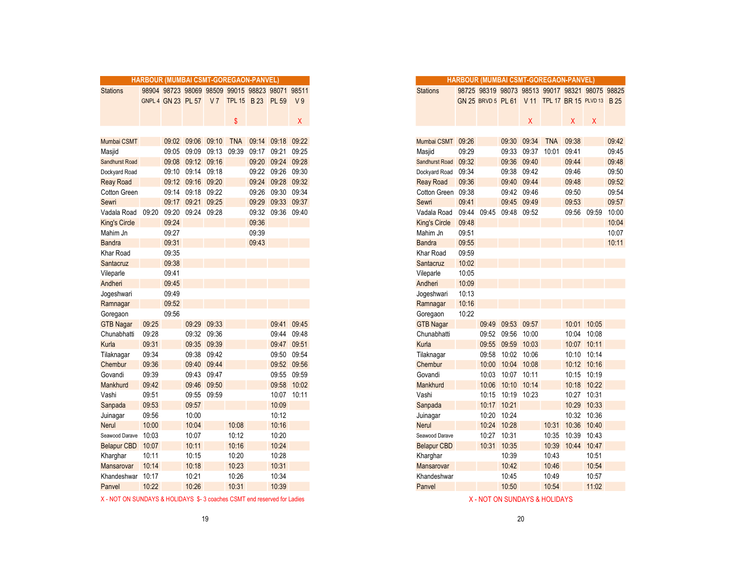## HARBOUR (MUMBAI CSMT-GOREGAON-PANVEL)

| Stations | 98904 | 98723 | 98069 | 98509 | 99015 | 98823 | 98071 | 98511 |
|---|---|---|---|---|---|---|---|---|
| | GNPL 4 | GN 23 | PL 57 | V 7 | TPL 15 | B 23 | PL 59 | V 9 |
| | | | | | $ | | | X |
| Mumbai CSMT | | 09:02 | 09:06 | 09:10 | TNA | 09:14 | 09:18 | 09:22 |
| Masjid | | 09:05 | 09:09 | 09:13 | 09:39 | 09:17 | 09:21 | 09:25 |
| Sandhurst Road | | 09:08 | 09:12 | 09:16 | | 09:20 | 09:24 | 09:28 |
| Dockyard Road | | 09:10 | 09:14 | 09:18 | | 09:22 | 09:26 | 09:30 |
| Reay Road | | 09:12 | 09:16 | 09:20 | | 09:24 | 09:28 | 09:32 |
| Cotton Green | | 09:14 | 09:18 | 09:22 | | 09:26 | 09:30 | 09:34 |
| Sewri | | 09:17 | 09:21 | 09:25 | | 09:29 | 09:33 | 09:37 |
| Vadala Road | 09:20 | 09:20 | 09:24 | 09:28 | | 09:32 | 09:36 | 09:40 |
| King's Circle | | 09:24 | | | | 09:36 | | |
| Mahim Jn | | 09:27 | | | | 09:39 | | |
| Bandra | | 09:31 | | | | 09:43 | | |
| Khar Road | | 09:35 | | | | | | |
| Santacruz | | 09:38 | | | | | | |
| Vileparle | | 09:41 | | | | | | |
| Andheri | | 09:45 | | | | | | |
| Jogeshwari | | 09:49 | | | | | | |
| Ramnagar | | 09:52 | | | | | | |
| Goregaon | | 09:56 | | | | | | |
| GTB Nagar | 09:25 | | 09:29 | 09:33 | | | 09:41 | 09:45 |
| Chunabhatti | 09:28 | | 09:32 | 09:36 | | | 09:44 | 09:48 |
| Kurla | 09:31 | | 09:35 | 09:39 | | | 09:47 | 09:51 |
| Tilaknagar | 09:34 | | 09:38 | 09:42 | | | 09:50 | 09:54 |
| Chembur | 09:36 | | 09:40 | 09:44 | | | 09:52 | 09:56 |
| Govandi | 09:39 | | 09:43 | 09:47 | | | 09:55 | 09:59 |
| Mankhurd | 09:42 | | 09:46 | 09:50 | | | 09:58 | 10:02 |
| Vashi | 09:51 | | 09:55 | 09:59 | | | 10:07 | 10:11 |
| Sanpada | 09:53 | | 09:57 | | | | 10:09 | |
| Juinagar | 09:56 | | 10:00 | | | | 10:12 | |
| Nerul | 10:00 | | 10:04 | | 10:08 | | 10:16 | |
| Seawood Darave | 10:03 | | 10:07 | | 10:12 | | 10:20 | |
| Belapur CBD | 10:07 | | 10:11 | | 10:16 | | 10:24 | |
| Kharghar | 10:11 | | 10:15 | | 10:20 | | 10:28 | |
| Mansarovar | 10:14 | | 10:18 | | 10:23 | | 10:31 | |
| Khandeshwar | 10:17 | | 10:21 | | 10:26 | | 10:34 | |
| Panvel | 10:22 | | 10:26 | | 10:31 | | 10:39 | |

X - NOT ON SUNDAYS & HOLIDAYS $- 3 coaches CSMT end reserved for Ladies

## HARBOUR (MUMBAI CSMT-GOREGAON-PANVEL)

| Stations | 98725 | 98319 | 98073 | 98513 | 99017 | 98321 | 98075 | 98825 |
|---|---|---|---|---|---|---|---|---|
| | GN 25 | BRVD 5 | PL 61 | V 11 | TPL 17 | BR 15 | PLVD 13 | B 25 |
| | | | | X | | X | X | |
| Mumbai CSMT | 09:26 | | 09:30 | 09:34 | TNA | 09:38 | | 09:42 |
| Masjid | 09:29 | | 09:33 | 09:37 | 10:01 | 09:41 | | 09:45 |
| Sandhurst Road | 09:32 | | 09:36 | 09:40 | | 09:44 | | 09:48 |
| Dockyard Road | 09:34 | | 09:38 | 09:42 | | 09:46 | | 09:50 |
| Reay Road | 09:36 | | 09:40 | 09:44 | | 09:48 | | 09:52 |
| Cotton Green | 09:38 | | 09:42 | 09:46 | | 09:50 | | 09:54 |
| Sewri | 09:41 | | 09:45 | 09:49 | | 09:53 | | 09:57 |
| Vadala Road | 09:44 | 09:45 | 09:48 | 09:52 | | 09:56 | 09:59 | 10:00 |
| King's Circle | 09:48 | | | | | | | 10:04 |
| Mahim Jn | 09:51 | | | | | | | 10:07 |
| Bandra | 09:55 | | | | | | | 10:11 |
| Khar Road | 09:59 | | | | | | | |
| Santacruz | 10:02 | | | | | | | |
| Vileparle | 10:05 | | | | | | | |
| Andheri | 10:09 | | | | | | | |
| Jogeshwari | 10:13 | | | | | | | |
| Ramnagar | 10:16 | | | | | | | |
| Goregaon | 10:22 | | | | | | | |
| GTB Nagar | | 09:49 | 09:53 | 09:57 | | 10:01 | 10:05 | |
| Chunabhatti | | 09:52 | 09:56 | 10:00 | | 10:04 | 10:08 | |
| Kurla | | 09:55 | 09:59 | 10:03 | | 10:07 | 10:11 | |
| Tilaknagar | | 09:58 | 10:02 | 10:06 | | 10:10 | 10:14 | |
| Chembur | | 10:00 | 10:04 | 10:08 | | 10:12 | 10:16 | |
| Govandi | | 10:03 | 10:07 | 10:11 | | 10:15 | 10:19 | |
| Mankhurd | | 10:06 | 10:10 | 10:14 | | 10:18 | 10:22 | |
| Vashi | | 10:15 | 10:19 | 10:23 | | 10:27 | 10:31 | |
| Sanpada | | 10:17 | 10:21 | | | 10:29 | 10:33 | |
| Juinagar | | 10:20 | 10:24 | | | 10:32 | 10:36 | |
| Nerul | | 10:24 | 10:28 | | 10:31 | 10:36 | 10:40 | |
| Seawood Darave | | 10:27 | 10:31 | | 10:35 | 10:39 | 10:43 | |
| Belapur CBD | | 10:31 | 10:35 | | 10:39 | 10:44 | 10:47 | |
| Kharghar | | | 10:39 | | 10:43 | | 10:51 | |
| Mansarovar | | | 10:42 | | 10:46 | | 10:54 | |
| Khandeshwar | | | 10:45 | | 10:49 | | 10:57 | |
| Panvel | | | 10:50 | | 10:54 | | 11:02 | |

X - NOT ON SUNDAYS & HOLIDAYS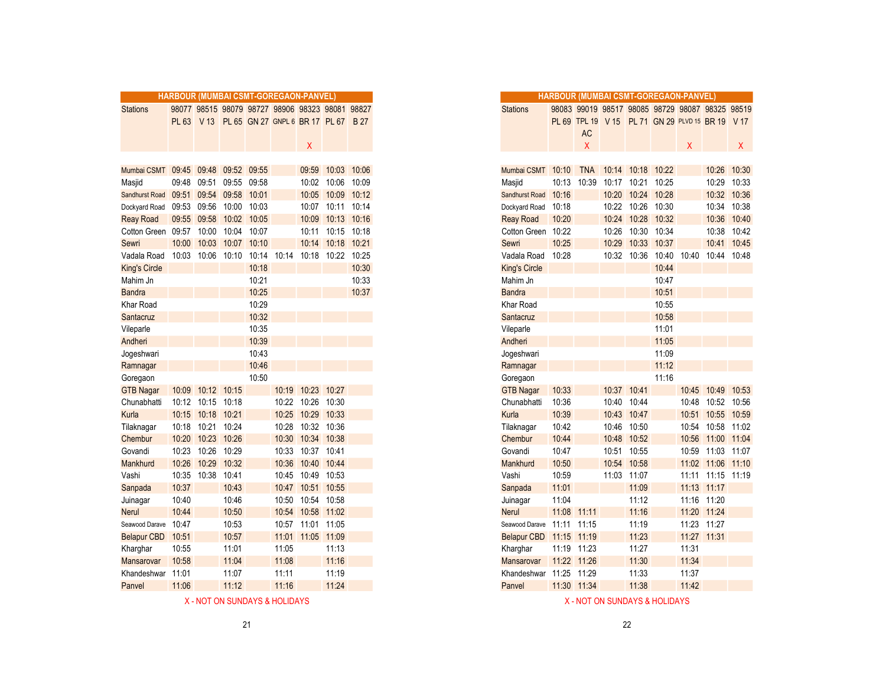## HARBOUR (MUMBAI CSMT-GOREGAON-PANVEL)

| Stations | 98077 | 98515 | 98079 | 98727 | 98906 | 98323 | 98081 | 98827 |
|---|---|---|---|---|---|---|---|---|
| | PL 63 | V 13 | PL 65 | GN 27 | GNPL 6 | BR 17 | PL 67 | B 27 |
| | | | | | | X | | |
| Mumbai CSMT | 09:45 | 09:48 | 09:52 | 09:55 | | 09:59 | 10:03 | 10:06 |
| Masjid | 09:48 | 09:51 | 09:55 | 09:58 | | 10:02 | 10:06 | 10:09 |
| Sandhurst Road | 09:51 | 09:54 | 09:58 | 10:01 | | 10:05 | 10:09 | 10:12 |
| Dockyard Road | 09:53 | 09:56 | 10:00 | 10:03 | | 10:07 | 10:11 | 10:14 |
| Reay Road | 09:55 | 09:58 | 10:02 | 10:05 | | 10:09 | 10:13 | 10:16 |
| Cotton Green | 09:57 | 10:00 | 10:04 | 10:07 | | 10:11 | 10:15 | 10:18 |
| Sewri | 10:00 | 10:03 | 10:07 | 10:10 | | 10:14 | 10:18 | 10:21 |
| Vadala Road | 10:03 | 10:06 | 10:10 | 10:14 | 10:14 | 10:18 | 10:22 | 10:25 |
| King's Circle | | | | 10:18 | | | | 10:30 |
| Mahim Jn | | | | 10:21 | | | | 10:33 |
| Bandra | | | | 10:25 | | | | 10:37 |
| Khar Road | | | | 10:29 | | | | |
| Santacruz | | | | 10:32 | | | | |
| Vileparle | | | | 10:35 | | | | |
| Andheri | | | | 10:39 | | | | |
| Jogeshwari | | | | 10:43 | | | | |
| Ramnagar | | | | 10:46 | | | | |
| Goregaon | | | | 10:50 | | | | |
| GTB Nagar | 10:09 | 10:12 | 10:15 | | 10:19 | 10:23 | 10:27 | |
| Chunabhatti | 10:12 | 10:15 | 10:18 | | 10:22 | 10:26 | 10:30 | |
| Kurla | 10:15 | 10:18 | 10:21 | | 10:25 | 10:29 | 10:33 | |
| Tilaknagar | 10:18 | 10:21 | 10:24 | | 10:28 | 10:32 | 10:36 | |
| Chembur | 10:20 | 10:23 | 10:26 | | 10:30 | 10:34 | 10:38 | |
| Govandi | 10:23 | 10:26 | 10:29 | | 10:33 | 10:37 | 10:41 | |
| Mankhurd | 10:26 | 10:29 | 10:32 | | 10:36 | 10:40 | 10:44 | |
| Vashi | 10:35 | 10:38 | 10:41 | | 10:45 | 10:49 | 10:53 | |
| Sanpada | 10:37 | | 10:43 | | 10:47 | 10:51 | 10:55 | |
| Juinagar | 10:40 | | 10:46 | | 10:50 | 10:54 | 10:58 | |
| Nerul | 10:44 | | 10:50 | | 10:54 | 10:58 | 11:02 | |
| Seawood Darave | 10:47 | | 10:53 | | 10:57 | 11:01 | 11:05 | |
| Belapur CBD | 10:51 | | 10:57 | | 11:01 | 11:05 | 11:09 | |
| Kharghar | 10:55 | | 11:01 | | 11:05 | | 11:13 | |
| Mansarovar | 10:58 | | 11:04 | | 11:08 | | 11:16 | |
| Khandeshwar | 11:01 | | 11:07 | | 11:11 | | 11:19 | |
| Panvel | 11:06 | | 11:12 | | 11:16 | | 11:24 | |

X - NOT ON SUNDAYS & HOLIDAYS

## HARBOUR (MUMBAI CSMT-GOREGAON-PANVEL)

| Stations | 98083 | 99019 | 98517 | 98085 | 98729 | 98087 | 98325 | 98519 |
|---|---|---|---|---|---|---|---|---|
| | PL 69 | TPL 19 AC | V 15 | PL 71 | GN 29 | PLVD 15 | BR 19 | V 17 |
| | | X | | | | X | | X |
| Mumbai CSMT | 10:10 | TNA | 10:14 | 10:18 | 10:22 | | 10:26 | 10:30 |
| Masjid | 10:13 | 10:39 | 10:17 | 10:21 | 10:25 | | 10:29 | 10:33 |
| Sandhurst Road | 10:16 | | 10:20 | 10:24 | 10:28 | | 10:32 | 10:36 |
| Dockyard Road | 10:18 | | 10:22 | 10:26 | 10:30 | | 10:34 | 10:38 |
| Reay Road | 10:20 | | 10:24 | 10:28 | 10:32 | | 10:36 | 10:40 |
| Cotton Green | 10:22 | | 10:26 | 10:30 | 10:34 | | 10:38 | 10:42 |
| Sewri | 10:25 | | 10:29 | 10:33 | 10:37 | | 10:41 | 10:45 |
| Vadala Road | 10:28 | | 10:32 | 10:36 | 10:40 | 10:40 | 10:44 | 10:48 |
| King's Circle | | | | | 10:44 | | | |
| Mahim Jn | | | | | 10:47 | | | |
| Bandra | | | | | 10:51 | | | |
| Khar Road | | | | | 10:55 | | | |
| Santacruz | | | | | 10:58 | | | |
| Vileparle | | | | | 11:01 | | | |
| Andheri | | | | | 11:05 | | | |
| Jogeshwari | | | | | 11:09 | | | |
| Ramnagar | | | | | 11:12 | | | |
| Goregaon | | | | | 11:16 | | | |
| GTB Nagar | 10:33 | | 10:37 | 10:41 | | 10:45 | 10:49 | 10:53 |
| Chunabhatti | 10:36 | | 10:40 | 10:44 | | 10:48 | 10:52 | 10:56 |
| Kurla | 10:39 | | 10:43 | 10:47 | | 10:51 | 10:55 | 10:59 |
| Tilaknagar | 10:42 | | 10:46 | 10:50 | | 10:54 | 10:58 | 11:02 |
| Chembur | 10:44 | | 10:48 | 10:52 | | 10:56 | 11:00 | 11:04 |
| Govandi | 10:47 | | 10:51 | 10:55 | | 10:59 | 11:03 | 11:07 |
| Mankhurd | 10:50 | | 10:54 | 10:58 | | 11:02 | 11:06 | 11:10 |
| Vashi | 10:59 | | 11:03 | 11:07 | | 11:11 | 11:15 | 11:19 |
| Sanpada | 11:01 | | | 11:09 | | 11:13 | 11:17 | |
| Juinagar | 11:04 | | | 11:12 | | 11:16 | 11:20 | |
| Nerul | 11:08 | 11:11 | | 11:16 | | 11:20 | 11:24 | |
| Seawood Darave | 11:11 | 11:15 | | 11:19 | | 11:23 | 11:27 | |
| Belapur CBD | 11:15 | 11:19 | | 11:23 | | 11:27 | 11:31 | |
| Kharghar | 11:19 | 11:23 | | 11:27 | | 11:31 | | |
| Mansarovar | 11:22 | 11:26 | | 11:30 | | 11:34 | | |
| Khandeshwar | 11:25 | 11:29 | | 11:33 | | 11:37 | | |
| Panvel | 11:30 | 11:34 | | 11:38 | | 11:42 | | |

X - NOT ON SUNDAYS & HOLIDAYS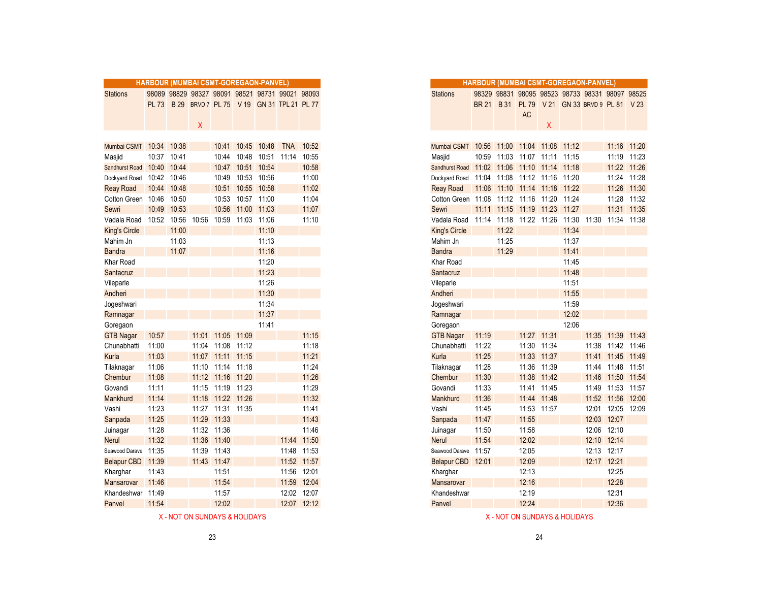## HARBOUR (MUMBAI CSMT-GOREGAON-PANVEL)

| Stations | 98089 | 98829 | 98327 | 98091 | 98521 | 98731 | 99021 | 98093 |
|---|---|---|---|---|---|---|---|---|
| | PL 73 | B 29 | BRVD 7 | PL 75 | V 19 | GN 31 | TPL 21 | PL 77 |
| | | | X | | | | | |
| Mumbai CSMT | 10:34 | 10:38 | | 10:41 | 10:45 | 10:48 | TNA | 10:52 |
| Masjid | 10:37 | 10:41 | | 10:44 | 10:48 | 10:51 | 11:14 | 10:55 |
| Sandhurst Road | 10:40 | 10:44 | | 10:47 | 10:51 | 10:54 | | 10:58 |
| Dockyard Road | 10:42 | 10:46 | | 10:49 | 10:53 | 10:56 | | 11:00 |
| Reay Road | 10:44 | 10:48 | | 10:51 | 10:55 | 10:58 | | 11:02 |
| Cotton Green | 10:46 | 10:50 | | 10:53 | 10:57 | 11:00 | | 11:04 |
| Sewri | 10:49 | 10:53 | | 10:56 | 11:00 | 11:03 | | 11:07 |
| Vadala Road | 10:52 | 10:56 | 10:56 | 10:59 | 11:03 | 11:06 | | 11:10 |
| King's Circle | | 11:00 | | | | 11:10 | | |
| Mahim Jn | | 11:03 | | | | 11:13 | | |
| Bandra | | 11:07 | | | | 11:16 | | |
| Khar Road | | | | | | 11:20 | | |
| Santacruz | | | | | | 11:23 | | |
| Vileparle | | | | | | 11:26 | | |
| Andheri | | | | | | 11:30 | | |
| Jogeshwari | | | | | | 11:34 | | |
| Ramnagar | | | | | | 11:37 | | |
| Goregaon | | | | | | 11:41 | | |
| GTB Nagar | 10:57 | | 11:01 | 11:05 | 11:09 | | | 11:15 |
| Chunabhatti | 11:00 | | 11:04 | 11:08 | 11:12 | | | 11:18 |
| Kurla | 11:03 | | 11:07 | 11:11 | 11:15 | | | 11:21 |
| Tilaknagar | 11:06 | | 11:10 | 11:14 | 11:18 | | | 11:24 |
| Chembur | 11:08 | | 11:12 | 11:16 | 11:20 | | | 11:26 |
| Govandi | 11:11 | | 11:15 | 11:19 | 11:23 | | | 11:29 |
| Mankhurd | 11:14 | | 11:18 | 11:22 | 11:26 | | | 11:32 |
| Vashi | 11:23 | | 11:27 | 11:31 | 11:35 | | | 11:41 |
| Sanpada | 11:25 | | 11:29 | 11:33 | | | | 11:43 |
| Juinagar | 11:28 | | 11:32 | 11:36 | | | | 11:46 |
| Nerul | 11:32 | | 11:36 | 11:40 | | | 11:44 | 11:50 |
| Seawood Darave | 11:35 | | 11:39 | 11:43 | | | 11:48 | 11:53 |
| Belapur CBD | 11:39 | | 11:43 | 11:47 | | | 11:52 | 11:57 |
| Kharghar | 11:43 | | | 11:51 | | | 11:56 | 12:01 |
| Mansarovar | 11:46 | | | 11:54 | | | 11:59 | 12:04 |
| Khandeshwar | 11:49 | | | 11:57 | | | 12:02 | 12:07 |
| Panvel | 11:54 | | | 12:02 | | | 12:07 | 12:12 |

X - NOT ON SUNDAYS & HOLIDAYS

## HARBOUR (MUMBAI CSMT-GOREGAON-PANVEL)

| Stations | 98329 | 98831 | 98095 | 98523 | 98733 | 98331 | 98097 | 98525 |
|---|---|---|---|---|---|---|---|---|
| | BR 21 | B 31 | PL 79 AC | V 21 | GN 33 | BRVD 9 | PL 81 | V 23 |
| | | | | X | | | | |
| Mumbai CSMT | 10:56 | 11:00 | 11:04 | 11:08 | 11:12 | | 11:16 | 11:20 |
| Masjid | 10:59 | 11:03 | 11:07 | 11:11 | 11:15 | | 11:19 | 11:23 |
| Sandhurst Road | 11:02 | 11:06 | 11:10 | 11:14 | 11:18 | | 11:22 | 11:26 |
| Dockyard Road | 11:04 | 11:08 | 11:12 | 11:16 | 11:20 | | 11:24 | 11:28 |
| Reay Road | 11:06 | 11:10 | 11:14 | 11:18 | 11:22 | | 11:26 | 11:30 |
| Cotton Green | 11:08 | 11:12 | 11:16 | 11:20 | 11:24 | | 11:28 | 11:32 |
| Sewri | 11:11 | 11:15 | 11:19 | 11:23 | 11:27 | | 11:31 | 11:35 |
| Vadala Road | 11:14 | 11:18 | 11:22 | 11:26 | 11:30 | 11:30 | 11:34 | 11:38 |
| King's Circle | | 11:22 | | | 11:34 | | | |
| Mahim Jn | | 11:25 | | | 11:37 | | | |
| Bandra | | 11:29 | | | 11:41 | | | |
| Khar Road | | | | | 11:45 | | | |
| Santacruz | | | | | 11:48 | | | |
| Vileparle | | | | | 11:51 | | | |
| Andheri | | | | | 11:55 | | | |
| Jogeshwari | | | | | 11:59 | | | |
| Ramnagar | | | | | 12:02 | | | |
| Goregaon | | | | | 12:06 | | | |
| GTB Nagar | 11:19 | | 11:27 | 11:31 | | 11:35 | 11:39 | 11:43 |
| Chunabhatti | 11:22 | | 11:30 | 11:34 | | 11:38 | 11:42 | 11:46 |
| Kurla | 11:25 | | 11:33 | 11:37 | | 11:41 | 11:45 | 11:49 |
| Tilaknagar | 11:28 | | 11:36 | 11:39 | | 11:44 | 11:48 | 11:51 |
| Chembur | 11:30 | | 11:38 | 11:42 | | 11:46 | 11:50 | 11:54 |
| Govandi | 11:33 | | 11:41 | 11:45 | | 11:49 | 11:53 | 11:57 |
| Mankhurd | 11:36 | | 11:44 | 11:48 | | 11:52 | 11:56 | 12:00 |
| Vashi | 11:45 | | 11:53 | 11:57 | | 12:01 | 12:05 | 12:09 |
| Sanpada | 11:47 | | 11:55 | | | 12:03 | 12:07 | |
| Juinagar | 11:50 | | 11:58 | | | 12:06 | 12:10 | |
| Nerul | 11:54 | | 12:02 | | | 12:10 | 12:14 | |
| Seawood Darave | 11:57 | | 12:05 | | | 12:13 | 12:17 | |
| Belapur CBD | 12:01 | | 12:09 | | | 12:17 | 12:21 | |
| Kharghar | | | 12:13 | | | | 12:25 | |
| Mansarovar | | | 12:16 | | | | 12:28 | |
| Khandeshwar | | | 12:19 | | | | 12:31 | |
| Panvel | | | 12:24 | | | | 12:36 | |

X - NOT ON SUNDAYS & HOLIDAYS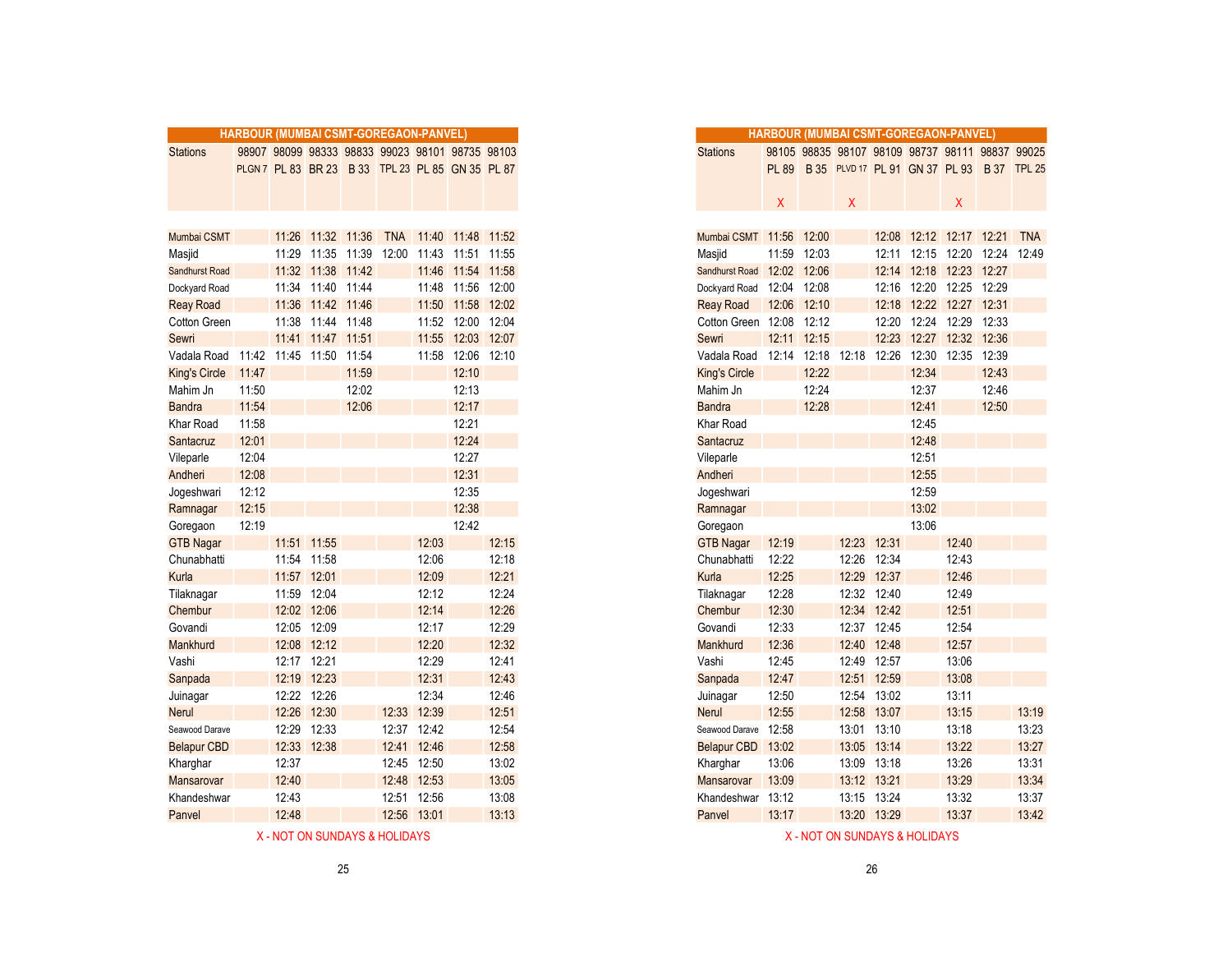## HARBOUR (MUMBAI CSMT-GOREGAON-PANVEL)

| Stations | 98907 | 98099 | 98333 | 98833 | 99023 | 98101 | 98735 | 98103 |
|---|---|---|---|---|---|---|---|---|
| | PLGN 7 | PL 83 | BR 23 | B 33 | TPL 23 | PL 85 | GN 35 | PL 87 |
| Mumbai CSMT | | 11:26 | 11:32 | 11:36 | TNA | 11:40 | 11:48 | 11:52 |
| Masjid | | 11:29 | 11:35 | 11:39 | 12:00 | 11:43 | 11:51 | 11:55 |
| Sandhurst Road | | 11:32 | 11:38 | 11:42 | | 11:46 | 11:54 | 11:58 |
| Dockyard Road | | 11:34 | 11:40 | 11:44 | | 11:48 | 11:56 | 12:00 |
| Reay Road | | 11:36 | 11:42 | 11:46 | | 11:50 | 11:58 | 12:02 |
| Cotton Green | | 11:38 | 11:44 | 11:48 | | 11:52 | 12:00 | 12:04 |
| Sewri | | 11:41 | 11:47 | 11:51 | | 11:55 | 12:03 | 12:07 |
| Vadala Road | 11:42 | 11:45 | 11:50 | 11:54 | | 11:58 | 12:06 | 12:10 |
| King's Circle | 11:47 | | | 11:59 | | | 12:10 | |
| Mahim Jn | 11:50 | | | 12:02 | | | 12:13 | |
| Bandra | 11:54 | | | 12:06 | | | 12:17 | |
| Khar Road | 11:58 | | | | | | 12:21 | |
| Santacruz | 12:01 | | | | | | 12:24 | |
| Vileparle | 12:04 | | | | | | 12:27 | |
| Andheri | 12:08 | | | | | | 12:31 | |
| Jogeshwari | 12:12 | | | | | | 12:35 | |
| Ramnagar | 12:15 | | | | | | 12:38 | |
| Goregaon | 12:19 | | | | | | 12:42 | |
| GTB Nagar | | 11:51 | 11:55 | | | 12:03 | | 12:15 |
| Chunabhatti | | 11:54 | 11:58 | | | 12:06 | | 12:18 |
| Kurla | | 11:57 | 12:01 | | | 12:09 | | 12:21 |
| Tilaknagar | | 11:59 | 12:04 | | | 12:12 | | 12:24 |
| Chembur | | 12:02 | 12:06 | | | 12:14 | | 12:26 |
| Govandi | | 12:05 | 12:09 | | | 12:17 | | 12:29 |
| Mankhurd | | 12:08 | 12:12 | | | 12:20 | | 12:32 |
| Vashi | | 12:17 | 12:21 | | | 12:29 | | 12:41 |
| Sanpada | | 12:19 | 12:23 | | | 12:31 | | 12:43 |
| Juinagar | | 12:22 | 12:26 | | | 12:34 | | 12:46 |
| Nerul | | 12:26 | 12:30 | | 12:33 | 12:39 | | 12:51 |
| Seawood Darave | | 12:29 | 12:33 | | 12:37 | 12:42 | | 12:54 |
| Belapur CBD | | 12:33 | 12:38 | | 12:41 | 12:46 | | 12:58 |
| Kharghar | | 12:37 | | | 12:45 | 12:50 | | 13:02 |
| Mansarovar | | 12:40 | | | 12:48 | 12:53 | | 13:05 |
| Khandeshwar | | 12:43 | | | 12:51 | 12:56 | | 13:08 |
| Panvel | | 12:48 | | | 12:56 | 13:01 | | 13:13 |

X - NOT ON SUNDAYS & HOLIDAYS

## HARBOUR (MUMBAI CSMT-GOREGAON-PANVEL)

| Stations | 98105 | 98835 | 98107 | 98109 | 98737 | 98111 | 98837 | 99025 |
|---|---|---|---|---|---|---|---|---|
| | PL 89 | B 35 | PLVD 17 | PL 91 | GN 37 | PL 93 | B 37 | TPL 25 |
| | X | | X | | | X | | |
| Mumbai CSMT | 11:56 | 12:00 | | 12:08 | 12:12 | 12:17 | 12:21 | TNA |
| Masjid | 11:59 | 12:03 | | 12:11 | 12:15 | 12:20 | 12:24 | 12:49 |
| Sandhurst Road | 12:02 | 12:06 | | 12:14 | 12:18 | 12:23 | 12:27 | |
| Dockyard Road | 12:04 | 12:08 | | 12:16 | 12:20 | 12:25 | 12:29 | |
| Reay Road | 12:06 | 12:10 | | 12:18 | 12:22 | 12:27 | 12:31 | |
| Cotton Green | 12:08 | 12:12 | | 12:20 | 12:24 | 12:29 | 12:33 | |
| Sewri | 12:11 | 12:15 | | 12:23 | 12:27 | 12:32 | 12:36 | |
| Vadala Road | 12:14 | 12:18 | 12:18 | 12:26 | 12:30 | 12:35 | 12:39 | |
| King's Circle | | 12:22 | | | 12:34 | | 12:43 | |
| Mahim Jn | | 12:24 | | | 12:37 | | 12:46 | |
| Bandra | | 12:28 | | | 12:41 | | 12:50 | |
| Khar Road | | | | | 12:45 | | | |
| Santacruz | | | | | 12:48 | | | |
| Vileparle | | | | | 12:51 | | | |
| Andheri | | | | | 12:55 | | | |
| Jogeshwari | | | | | 12:59 | | | |
| Ramnagar | | | | | 13:02 | | | |
| Goregaon | | | | | 13:06 | | | |
| GTB Nagar | 12:19 | | 12:23 | 12:31 | | 12:40 | | |
| Chunabhatti | 12:22 | | 12:26 | 12:34 | | 12:43 | | |
| Kurla | 12:25 | | 12:29 | 12:37 | | 12:46 | | |
| Tilaknagar | 12:28 | | 12:32 | 12:40 | | 12:49 | | |
| Chembur | 12:30 | | 12:34 | 12:42 | | 12:51 | | |
| Govandi | 12:33 | | 12:37 | 12:45 | | 12:54 | | |
| Mankhurd | 12:36 | | 12:40 | 12:48 | | 12:57 | | |
| Vashi | 12:45 | | 12:49 | 12:57 | | 13:06 | | |
| Sanpada | 12:47 | | 12:51 | 12:59 | | 13:08 | | |
| Juinagar | 12:50 | | 12:54 | 13:02 | | 13:11 | | |
| Nerul | 12:55 | | 12:58 | 13:07 | | 13:15 | | 13:19 |
| Seawood Darave | 12:58 | | 13:01 | 13:10 | | 13:18 | | 13:23 |
| Belapur CBD | 13:02 | | 13:05 | 13:14 | | 13:22 | | 13:27 |
| Kharghar | 13:06 | | 13:09 | 13:18 | | 13:26 | | 13:31 |
| Mansarovar | 13:09 | | 13:12 | 13:21 | | 13:29 | | 13:34 |
| Khandeshwar | 13:12 | | 13:15 | 13:24 | | 13:32 | | 13:37 |
| Panvel | 13:17 | | 13:20 | 13:29 | | 13:37 | | 13:42 |

X - NOT ON SUNDAYS & HOLIDAYS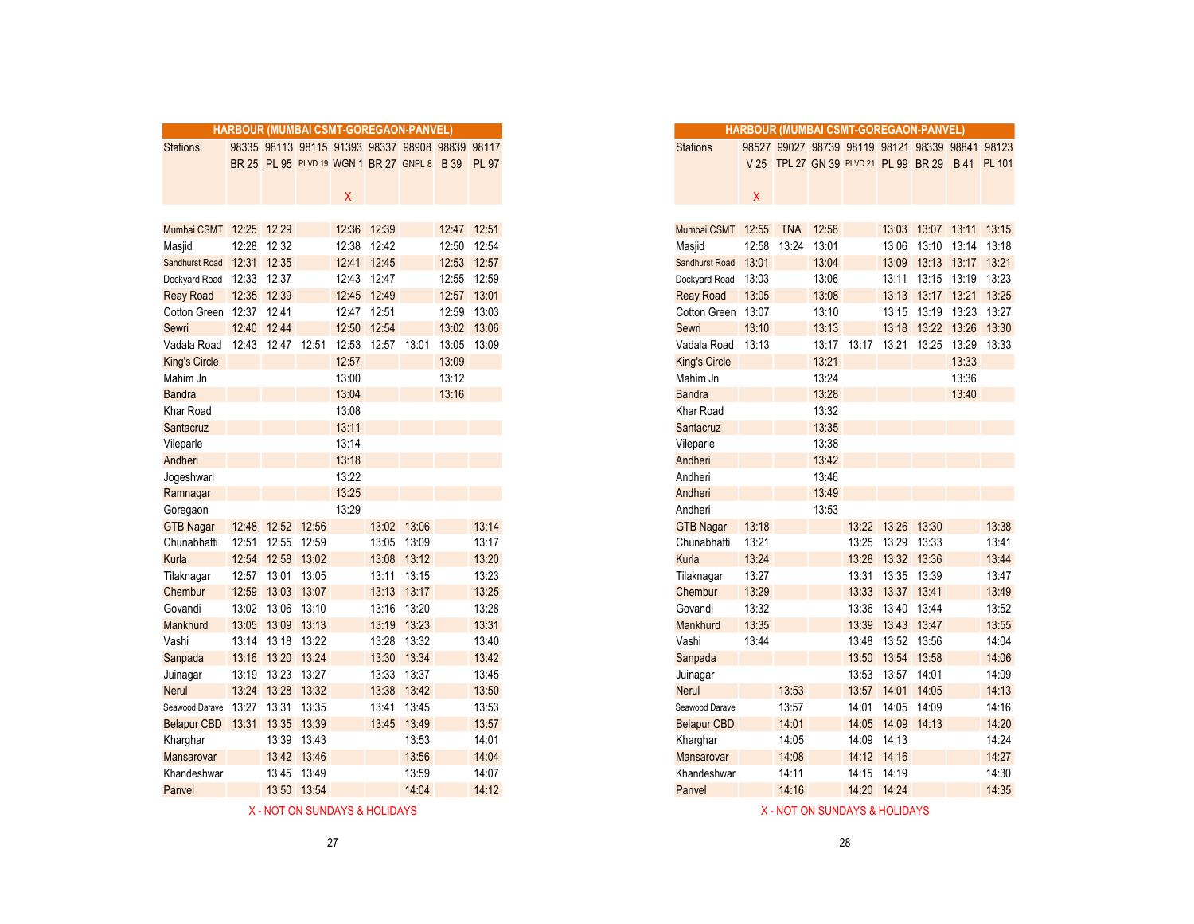## HARBOUR (MUMBAI CSMT-GOREGAON-PANVEL)

| Stations | 98335 | 98113 | 98115 | 91393 | 98337 | 98908 | 98839 | 98117 |
|---|---|---|---|---|---|---|---|---|
| | BR 25 | PL 95 | PLVD 19 | WGN 1 | BR 27 | GNPL 8 | B 39 | PL 97 |
| | | | | X | | | | |
| Mumbai CSMT | 12:25 | 12:29 | | 12:36 | 12:39 | | 12:47 | 12:51 |
| Masjid | 12:28 | 12:32 | | 12:38 | 12:42 | | 12:50 | 12:54 |
| Sandhurst Road | 12:31 | 12:35 | | 12:41 | 12:45 | | 12:53 | 12:57 |
| Dockyard Road | 12:33 | 12:37 | | 12:43 | 12:47 | | 12:55 | 12:59 |
| Reay Road | 12:35 | 12:39 | | 12:45 | 12:49 | | 12:57 | 13:01 |
| Cotton Green | 12:37 | 12:41 | | 12:47 | 12:51 | | 12:59 | 13:03 |
| Sewri | 12:40 | 12:44 | | 12:50 | 12:54 | | 13:02 | 13:06 |
| Vadala Road | 12:43 | 12:47 | 12:51 | 12:53 | 12:57 | 13:01 | 13:05 | 13:09 |
| King's Circle | | | | 12:57 | | | 13:09 | |
| Mahim Jn | | | | 13:00 | | | 13:12 | |
| Bandra | | | | 13:04 | | | 13:16 | |
| Khar Road | | | | 13:08 | | | | |
| Santacruz | | | | 13:11 | | | | |
| Vileparle | | | | 13:14 | | | | |
| Andheri | | | | 13:18 | | | | |
| Jogeshwari | | | | 13:22 | | | | |
| Ramnagar | | | | 13:25 | | | | |
| Goregaon | | | | 13:29 | | | | |
| GTB Nagar | 12:48 | 12:52 | 12:56 | | 13:02 | 13:06 | | 13:14 |
| Chunabhatti | 12:51 | 12:55 | 12:59 | | 13:05 | 13:09 | | 13:17 |
| Kurla | 12:54 | 12:58 | 13:02 | | 13:08 | 13:12 | | 13:20 |
| Tilaknagar | 12:57 | 13:01 | 13:05 | | 13:11 | 13:15 | | 13:23 |
| Chembur | 12:59 | 13:03 | 13:07 | | 13:13 | 13:17 | | 13:25 |
| Govandi | 13:02 | 13:06 | 13:10 | | 13:16 | 13:20 | | 13:28 |
| Mankhurd | 13:05 | 13:09 | 13:13 | | 13:19 | 13:23 | | 13:31 |
| Vashi | 13:14 | 13:18 | 13:22 | | 13:28 | 13:32 | | 13:40 |
| Sanpada | 13:16 | 13:20 | 13:24 | | 13:30 | 13:34 | | 13:42 |
| Juinagar | 13:19 | 13:23 | 13:27 | | 13:33 | 13:37 | | 13:45 |
| Nerul | 13:24 | 13:28 | 13:32 | | 13:38 | 13:42 | | 13:50 |
| Seawood Darave | 13:27 | 13:31 | 13:35 | | 13:41 | 13:45 | | 13:53 |
| Belapur CBD | 13:31 | 13:35 | 13:39 | | 13:45 | 13:49 | | 13:57 |
| Kharghar | | 13:39 | 13:43 | | | 13:53 | | 14:01 |
| Mansarovar | | 13:42 | 13:46 | | | 13:56 | | 14:04 |
| Khandeshwar | | 13:45 | 13:49 | | | 13:59 | | 14:07 |
| Panvel | | 13:50 | 13:54 | | | 14:04 | | 14:12 |

X - NOT ON SUNDAYS & HOLIDAYS

## HARBOUR (MUMBAI CSMT-GOREGAON-PANVEL)

| Stations | 98527 | 99027 | 98739 | 98119 | 98121 | 98339 | 98841 | 98123 |
|---|---|---|---|---|---|---|---|---|
| | V 25 | TPL 27 | GN 39 | PLVD 21 | PL 99 | BR 29 | B 41 | PL 101 |
| | X | | | | | | | |
| Mumbai CSMT | 12:55 | TNA | 12:58 | | 13:03 | 13:07 | 13:11 | 13:15 |
| Masjid | 12:58 | 13:24 | 13:01 | | 13:06 | 13:10 | 13:14 | 13:18 |
| Sandhurst Road | 13:01 | | 13:04 | | 13:09 | 13:13 | 13:17 | 13:21 |
| Dockyard Road | 13:03 | | 13:06 | | 13:11 | 13:15 | 13:19 | 13:23 |
| Reay Road | 13:05 | | 13:08 | | 13:13 | 13:17 | 13:21 | 13:25 |
| Cotton Green | 13:07 | | 13:10 | | 13:15 | 13:19 | 13:23 | 13:27 |
| Sewri | 13:10 | | 13:13 | | 13:18 | 13:22 | 13:26 | 13:30 |
| Vadala Road | 13:13 | | 13:17 | 13:17 | 13:21 | 13:25 | 13:29 | 13:33 |
| King's Circle | | | 13:21 | | | | 13:33 | |
| Mahim Jn | | | 13:24 | | | | 13:36 | |
| Bandra | | | 13:28 | | | | 13:40 | |
| Khar Road | | | 13:32 | | | | | |
| Santacruz | | | 13:35 | | | | | |
| Vileparle | | | 13:38 | | | | | |
| Andheri | | | 13:42 | | | | | |
| Andheri | | | 13:46 | | | | | |
| Andheri | | | 13:49 | | | | | |
| Andheri | | | 13:53 | | | | | |
| GTB Nagar | 13:18 | | | 13:22 | 13:26 | 13:30 | | 13:38 |
| Chunabhatti | 13:21 | | | 13:25 | 13:29 | 13:33 | | 13:41 |
| Kurla | 13:24 | | | 13:28 | 13:32 | 13:36 | | 13:44 |
| Tilaknagar | 13:27 | | | 13:31 | 13:35 | 13:39 | | 13:47 |
| Chembur | 13:29 | | | 13:33 | 13:37 | 13:41 | | 13:49 |
| Govandi | 13:32 | | | 13:36 | 13:40 | 13:44 | | 13:52 |
| Mankhurd | 13:35 | | | 13:39 | 13:43 | 13:47 | | 13:55 |
| Vashi | 13:44 | | | 13:48 | 13:52 | 13:56 | | 14:04 |
| Sanpada | | | | 13:50 | 13:54 | 13:58 | | 14:06 |
| Juinagar | | | | 13:53 | 13:57 | 14:01 | | 14:09 |
| Nerul | | 13:53 | | 13:57 | 14:01 | 14:05 | | 14:13 |
| Seawood Darave | | 13:57 | | 14:01 | 14:05 | 14:09 | | 14:16 |
| Belapur CBD | | 14:01 | | 14:05 | 14:09 | 14:13 | | 14:20 |
| Kharghar | | 14:05 | | 14:09 | 14:13 | | | 14:24 |
| Mansarovar | | 14:08 | | 14:12 | 14:16 | | | 14:27 |
| Khandeshwar | | 14:11 | | 14:15 | 14:19 | | | 14:30 |
| Panvel | | 14:16 | | 14:20 | 14:24 | | | 14:35 |

X - NOT ON SUNDAYS & HOLIDAYS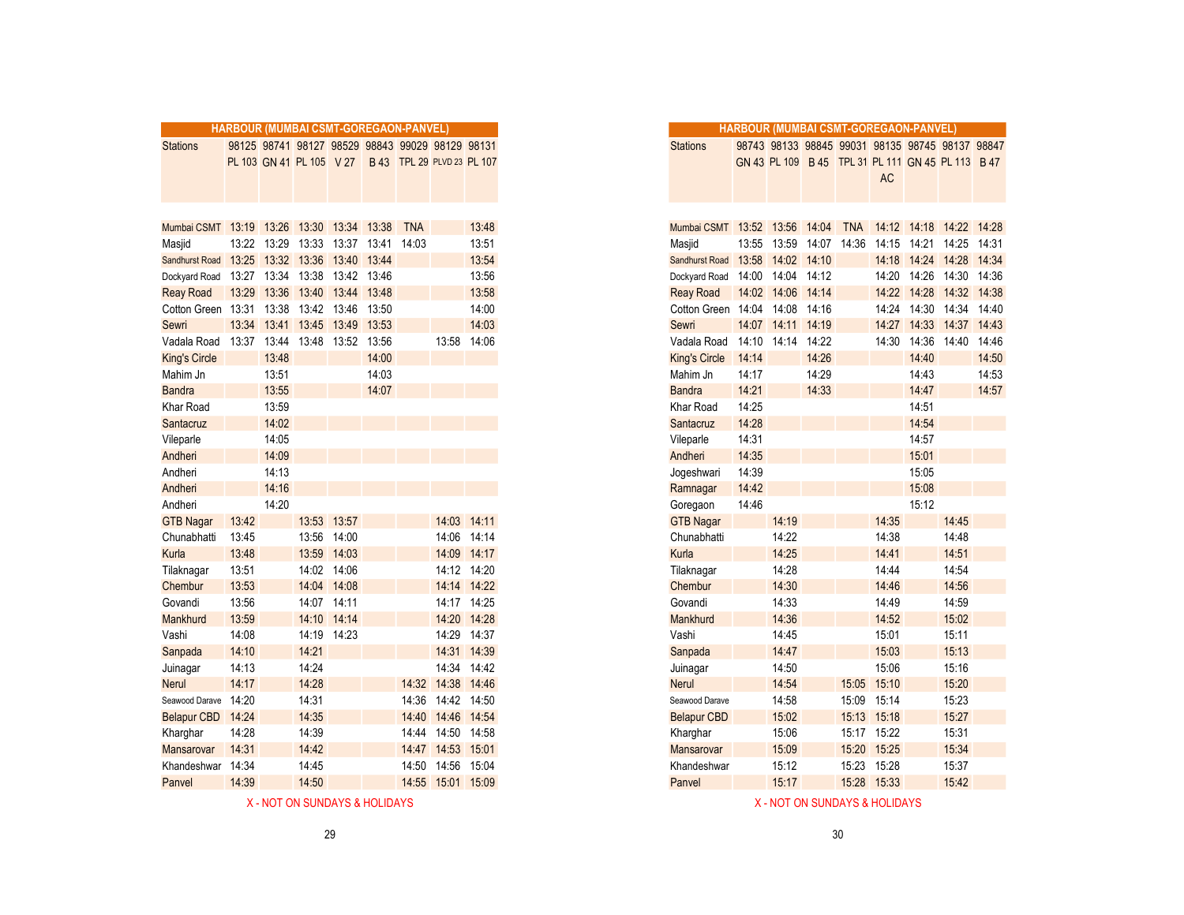## HARBOUR (MUMBAI CSMT-GOREGAON-PANVEL)

| Stations | 98125 PL 103 | 98741 GN 41 | 98127 PL 105 | 98529 V 27 | 98843 B 43 | 99029 TPL 29 | 98129 PLVD 23 | 98131 PL 107 |
|---|---|---|---|---|---|---|---|---|
| Mumbai CSMT | 13:19 | 13:26 | 13:30 | 13:34 | 13:38 | TNA | | 13:48 |
| Masjid | 13:22 | 13:29 | 13:33 | 13:37 | 13:41 | 14:03 | | 13:51 |
| Sandhurst Road | 13:25 | 13:32 | 13:36 | 13:40 | 13:44 | | | 13:54 |
| Dockyard Road | 13:27 | 13:34 | 13:38 | 13:42 | 13:46 | | | 13:56 |
| Reay Road | 13:29 | 13:36 | 13:40 | 13:44 | 13:48 | | | 13:58 |
| Cotton Green | 13:31 | 13:38 | 13:42 | 13:46 | 13:50 | | | 14:00 |
| Sewri | 13:34 | 13:41 | 13:45 | 13:49 | 13:53 | | | 14:03 |
| Vadala Road | 13:37 | 13:44 | 13:48 | 13:52 | 13:56 | | 13:58 | 14:06 |
| King's Circle | | 13:48 | | | 14:00 | | | |
| Mahim Jn | | 13:51 | | | 14:03 | | | |
| Bandra | | 13:55 | | | 14:07 | | | |
| Khar Road | | 13:59 | | | | | | |
| Santacruz | | 14:02 | | | | | | |
| Vileparle | | 14:05 | | | | | | |
| Andheri | | 14:09 | | | | | | |
| Andheri | | 14:13 | | | | | | |
| Andheri | | 14:16 | | | | | | |
| Andheri | | 14:20 | | | | | | |
| GTB Nagar | 13:42 | | 13:53 | 13:57 | | | 14:03 | 14:11 |
| Chunabhatti | 13:45 | | 13:56 | 14:00 | | | 14:06 | 14:14 |
| Kurla | 13:48 | | 13:59 | 14:03 | | | 14:09 | 14:17 |
| Tilaknagar | 13:51 | | 14:02 | 14:06 | | | 14:12 | 14:20 |
| Chembur | 13:53 | | 14:04 | 14:08 | | | 14:14 | 14:22 |
| Govandi | 13:56 | | 14:07 | 14:11 | | | 14:17 | 14:25 |
| Mankhurd | 13:59 | | 14:10 | 14:14 | | | 14:20 | 14:28 |
| Vashi | 14:08 | | 14:19 | 14:23 | | | 14:29 | 14:37 |
| Sanpada | 14:10 | | 14:21 | | | | 14:31 | 14:39 |
| Juinagar | 14:13 | | 14:24 | | | | 14:34 | 14:42 |
| Nerul | 14:17 | | 14:28 | | | 14:32 | 14:38 | 14:46 |
| Seawood Darave | 14:20 | | 14:31 | | | 14:36 | 14:42 | 14:50 |
| Belapur CBD | 14:24 | | 14:35 | | | 14:40 | 14:46 | 14:54 |
| Kharghar | 14:28 | | 14:39 | | | 14:44 | 14:50 | 14:58 |
| Mansarovar | 14:31 | | 14:42 | | | 14:47 | 14:53 | 15:01 |
| Khandeshwar | 14:34 | | 14:45 | | | 14:50 | 14:56 | 15:04 |
| Panvel | 14:39 | | 14:50 | | | 14:55 | 15:01 | 15:09 |

X - NOT ON SUNDAYS & HOLIDAYS

## HARBOUR (MUMBAI CSMT-GOREGAON-PANVEL)

| Stations | 98743 GN 43 | 98133 PL 109 | 98845 B 45 | 99031 TPL 31 | 98135 PL 111 AC | 98745 GN 45 | 98137 PL 113 | 98847 B 47 |
|---|---|---|---|---|---|---|---|---|
| Mumbai CSMT | 13:52 | 13:56 | 14:04 | TNA | 14:12 | 14:18 | 14:22 | 14:28 |
| Masjid | 13:55 | 13:59 | 14:07 | 14:36 | 14:15 | 14:21 | 14:25 | 14:31 |
| Sandhurst Road | 13:58 | 14:02 | 14:10 | | 14:18 | 14:24 | 14:28 | 14:34 |
| Dockyard Road | 14:00 | 14:04 | 14:12 | | 14:20 | 14:26 | 14:30 | 14:36 |
| Reay Road | 14:02 | 14:06 | 14:14 | | 14:22 | 14:28 | 14:32 | 14:38 |
| Cotton Green | 14:04 | 14:08 | 14:16 | | 14:24 | 14:30 | 14:34 | 14:40 |
| Sewri | 14:07 | 14:11 | 14:19 | | 14:27 | 14:33 | 14:37 | 14:43 |
| Vadala Road | 14:10 | 14:14 | 14:22 | | 14:30 | 14:36 | 14:40 | 14:46 |
| King's Circle | 14:14 | | 14:26 | | | 14:40 | | 14:50 |
| Mahim Jn | 14:17 | | 14:29 | | | 14:43 | | 14:53 |
| Bandra | 14:21 | | 14:33 | | | 14:47 | | 14:57 |
| Khar Road | 14:25 | | | | | 14:51 | | |
| Santacruz | 14:28 | | | | | 14:54 | | |
| Vileparle | 14:31 | | | | | 14:57 | | |
| Andheri | 14:35 | | | | | 15:01 | | |
| Jogeshwari | 14:39 | | | | | 15:05 | | |
| Ramnagar | 14:42 | | | | | 15:08 | | |
| Goregaon | 14:46 | | | | | 15:12 | | |
| GTB Nagar | | 14:19 | | | 14:35 | | 14:45 | |
| Chunabhatti | | 14:22 | | | 14:38 | | 14:48 | |
| Kurla | | 14:25 | | | 14:41 | | 14:51 | |
| Tilaknagar | | 14:28 | | | 14:44 | | 14:54 | |
| Chembur | | 14:30 | | | 14:46 | | 14:56 | |
| Govandi | | 14:33 | | | 14:49 | | 14:59 | |
| Mankhurd | | 14:36 | | | 14:52 | | 15:02 | |
| Vashi | | 14:45 | | | 15:01 | | 15:11 | |
| Sanpada | | 14:47 | | | 15:03 | | 15:13 | |
| Juinagar | | 14:50 | | | 15:06 | | 15:16 | |
| Nerul | | 14:54 | | 15:05 | 15:10 | | 15:20 | |
| Seawood Darave | | 14:58 | | 15:09 | 15:14 | | 15:23 | |
| Belapur CBD | | 15:02 | | 15:13 | 15:18 | | 15:27 | |
| Kharghar | | 15:06 | | 15:17 | 15:22 | | 15:31 | |
| Mansarovar | | 15:09 | | 15:20 | 15:25 | | 15:34 | |
| Khandeshwar | | 15:12 | | 15:23 | 15:28 | | 15:37 | |
| Panvel | | 15:17 | | 15:28 | 15:33 | | 15:42 | |

X - NOT ON SUNDAYS & HOLIDAYS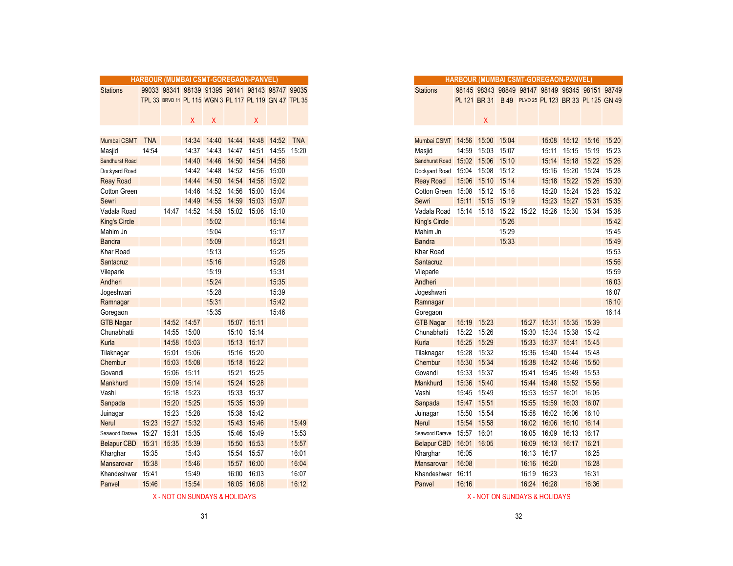## HARBOUR (MUMBAI CSMT-GOREGAON-PANVEL)

| Stations | 99033 | 98341 | 98139 | 91395 | 98141 | 98143 | 98747 | 99035 |
|---|---|---|---|---|---|---|---|---|
| | TPL 33 | BRVD 11 | PL 115 | WGN 3 | PL 117 | PL 119 | GN 47 | TPL 35 |
| | | | X | X | | X | | |
| Mumbai CSMT | TNA | | 14:34 | 14:40 | 14:44 | 14:48 | 14:52 | TNA |
| Masjid | 14:54 | | 14:37 | 14:43 | 14:47 | 14:51 | 14:55 | 15:20 |
| Sandhurst Road | | | 14:40 | 14:46 | 14:50 | 14:54 | 14:58 | |
| Dockyard Road | | | 14:42 | 14:48 | 14:52 | 14:56 | 15:00 | |
| Reay Road | | | 14:44 | 14:50 | 14:54 | 14:58 | 15:02 | |
| Cotton Green | | | 14:46 | 14:52 | 14:56 | 15:00 | 15:04 | |
| Sewri | | | 14:49 | 14:55 | 14:59 | 15:03 | 15:07 | |
| Vadala Road | | 14:47 | 14:52 | 14:58 | 15:02 | 15:06 | 15:10 | |
| King's Circle | | | | 15:02 | | | 15:14 | |
| Mahim Jn | | | | 15:04 | | | 15:17 | |
| Bandra | | | | 15:09 | | | 15:21 | |
| Khar Road | | | | 15:13 | | | 15:25 | |
| Santacruz | | | | 15:16 | | | 15:28 | |
| Vileparle | | | | 15:19 | | | 15:31 | |
| Andheri | | | | 15:24 | | | 15:35 | |
| Jogeshwari | | | | 15:28 | | | 15:39 | |
| Ramnagar | | | | 15:31 | | | 15:42 | |
| Goregaon | | | | 15:35 | | | 15:46 | |
| GTB Nagar | | 14:52 | 14:57 | | 15:07 | 15:11 | | |
| Chunabhatti | | 14:55 | 15:00 | | 15:10 | 15:14 | | |
| Kurla | | 14:58 | 15:03 | | 15:13 | 15:17 | | |
| Tilaknagar | | 15:01 | 15:06 | | 15:16 | 15:20 | | |
| Chembur | | 15:03 | 15:08 | | 15:18 | 15:22 | | |
| Govandi | | 15:06 | 15:11 | | 15:21 | 15:25 | | |
| Mankhurd | | 15:09 | 15:14 | | 15:24 | 15:28 | | |
| Vashi | | 15:18 | 15:23 | | 15:33 | 15:37 | | |
| Sanpada | | 15:20 | 15:25 | | 15:35 | 15:39 | | |
| Juinagar | | 15:23 | 15:28 | | 15:38 | 15:42 | | |
| Nerul | 15:23 | 15:27 | 15:32 | | 15:43 | 15:46 | | 15:49 |
| Seawood Darave | 15:27 | 15:31 | 15:35 | | 15:46 | 15:49 | | 15:53 |
| Belapur CBD | 15:31 | 15:35 | 15:39 | | 15:50 | 15:53 | | 15:57 |
| Kharghar | 15:35 | | 15:43 | | 15:54 | 15:57 | | 16:01 |
| Mansarovar | 15:38 | | 15:46 | | 15:57 | 16:00 | | 16:04 |
| Khandeshwar | 15:41 | | 15:49 | | 16:00 | 16:03 | | 16:07 |
| Panvel | 15:46 | | 15:54 | | 16:05 | 16:08 | | 16:12 |

X - NOT ON SUNDAYS & HOLIDAYS

## HARBOUR (MUMBAI CSMT-GOREGAON-PANVEL)

| Stations | 98145 | 98343 | 98849 | 98147 | 98149 | 98345 | 98151 | 98749 |
|---|---|---|---|---|---|---|---|---|
| | PL 121 | BR 31 | B 49 | PLVD 25 | PL 123 | BR 33 | PL 125 | GN 49 |
| | | X | | | | | | |
| Mumbai CSMT | 14:56 | 15:00 | 15:04 | | 15:08 | 15:12 | 15:16 | 15:20 |
| Masjid | 14:59 | 15:03 | 15:07 | | 15:11 | 15:15 | 15:19 | 15:23 |
| Sandhurst Road | 15:02 | 15:06 | 15:10 | | 15:14 | 15:18 | 15:22 | 15:26 |
| Dockyard Road | 15:04 | 15:08 | 15:12 | | 15:16 | 15:20 | 15:24 | 15:28 |
| Reay Road | 15:06 | 15:10 | 15:14 | | 15:18 | 15:22 | 15:26 | 15:30 |
| Cotton Green | 15:08 | 15:12 | 15:16 | | 15:20 | 15:24 | 15:28 | 15:32 |
| Sewri | 15:11 | 15:15 | 15:19 | | 15:23 | 15:27 | 15:31 | 15:35 |
| Vadala Road | 15:14 | 15:18 | 15:22 | 15:22 | 15:26 | 15:30 | 15:34 | 15:38 |
| King's Circle | | | 15:26 | | | | | 15:42 |
| Mahim Jn | | | 15:29 | | | | | 15:45 |
| Bandra | | | 15:33 | | | | | 15:49 |
| Khar Road | | | | | | | | 15:53 |
| Santacruz | | | | | | | | 15:56 |
| Vileparle | | | | | | | | 15:59 |
| Andheri | | | | | | | | 16:03 |
| Jogeshwari | | | | | | | | 16:07 |
| Ramnagar | | | | | | | | 16:10 |
| Goregaon | | | | | | | | 16:14 |
| GTB Nagar | 15:19 | 15:23 | | 15:27 | 15:31 | 15:35 | 15:39 | |
| Chunabhatti | 15:22 | 15:26 | | 15:30 | 15:34 | 15:38 | 15:42 | |
| Kurla | 15:25 | 15:29 | | 15:33 | 15:37 | 15:41 | 15:45 | |
| Tilaknagar | 15:28 | 15:32 | | 15:36 | 15:40 | 15:44 | 15:48 | |
| Chembur | 15:30 | 15:34 | | 15:38 | 15:42 | 15:46 | 15:50 | |
| Govandi | 15:33 | 15:37 | | 15:41 | 15:45 | 15:49 | 15:53 | |
| Mankhurd | 15:36 | 15:40 | | 15:44 | 15:48 | 15:52 | 15:56 | |
| Vashi | 15:45 | 15:49 | | 15:53 | 15:57 | 16:01 | 16:05 | |
| Sanpada | 15:47 | 15:51 | | 15:55 | 15:59 | 16:03 | 16:07 | |
| Juinagar | 15:50 | 15:54 | | 15:58 | 16:02 | 16:06 | 16:10 | |
| Nerul | 15:54 | 15:58 | | 16:02 | 16:06 | 16:10 | 16:14 | |
| Seawood Darave | 15:57 | 16:01 | | 16:05 | 16:09 | 16:13 | 16:17 | |
| Belapur CBD | 16:01 | 16:05 | | 16:09 | 16:13 | 16:17 | 16:21 | |
| Kharghar | 16:05 | | | 16:13 | 16:17 | | 16:25 | |
| Mansarovar | 16:08 | | | 16:16 | 16:20 | | 16:28 | |
| Khandeshwar | 16:11 | | | 16:19 | 16:23 | | 16:31 | |
| Panvel | 16:16 | | | 16:24 | 16:28 | | 16:36 | |

X - NOT ON SUNDAYS & HOLIDAYS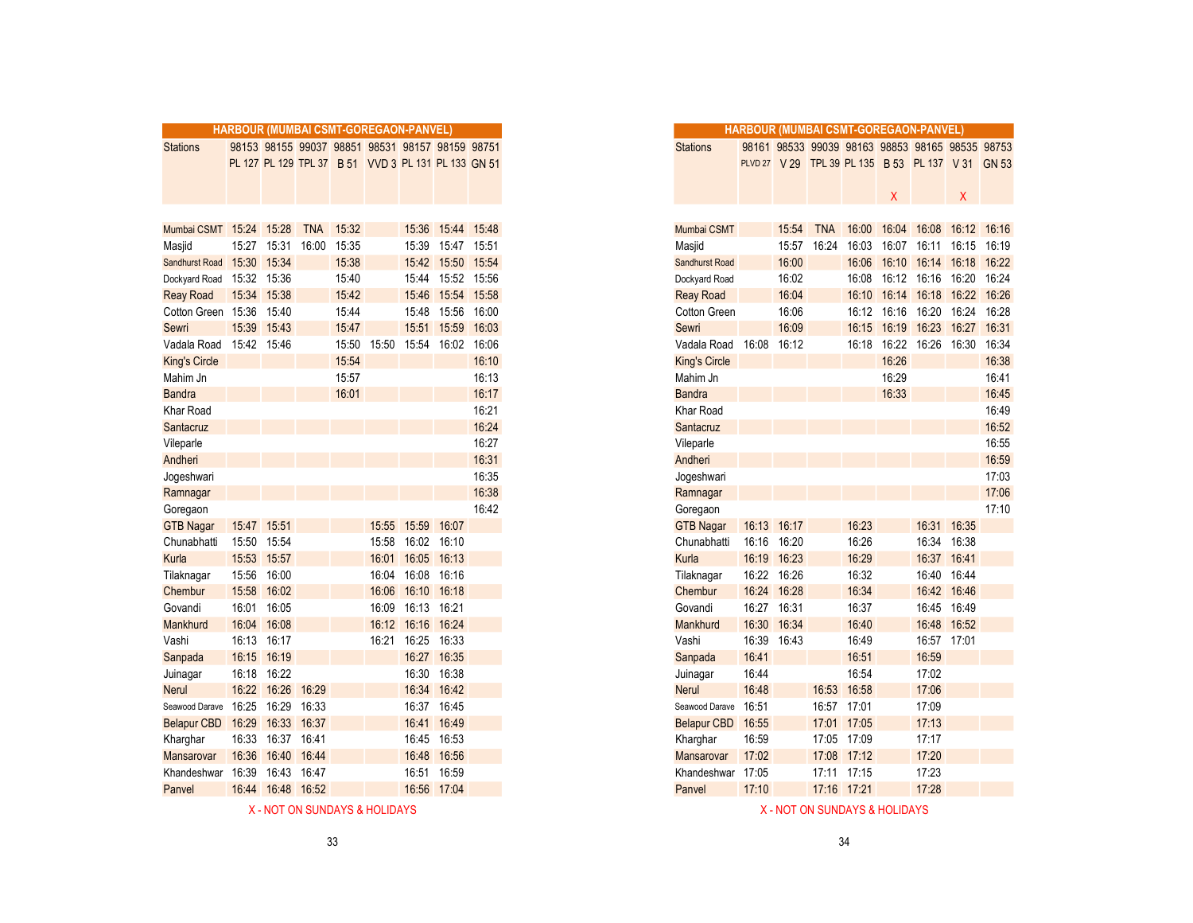## HARBOUR (MUMBAI CSMT-GOREGAON-PANVEL)

| Stations | 98153 PL 127 | 98155 PL 129 | 99037 TPL 37 | 98851 B 51 | 98531 VVD 3 | 98157 PL 131 | 98159 PL 133 | 98751 GN 51 |
|---|---|---|---|---|---|---|---|---|
| Mumbai CSMT | 15:24 | 15:28 | TNA | 15:32 | | 15:36 | 15:44 | 15:48 |
| Masjid | 15:27 | 15:31 | 16:00 | 15:35 | | 15:39 | 15:47 | 15:51 |
| Sandhurst Road | 15:30 | 15:34 | | 15:38 | | 15:42 | 15:50 | 15:54 |
| Dockyard Road | 15:32 | 15:36 | | 15:40 | | 15:44 | 15:52 | 15:56 |
| Reay Road | 15:34 | 15:38 | | 15:42 | | 15:46 | 15:54 | 15:58 |
| Cotton Green | 15:36 | 15:40 | | 15:44 | | 15:48 | 15:56 | 16:00 |
| Sewri | 15:39 | 15:43 | | 15:47 | | 15:51 | 15:59 | 16:03 |
| Vadala Road | 15:42 | 15:46 | | 15:50 | 15:50 | 15:54 | 16:02 | 16:06 |
| King's Circle | | | | 15:54 | | | | 16:10 |
| Mahim Jn | | | | 15:57 | | | | 16:13 |
| Bandra | | | | 16:01 | | | | 16:17 |
| Khar Road | | | | | | | | 16:21 |
| Santacruz | | | | | | | | 16:24 |
| Vileparle | | | | | | | | 16:27 |
| Andheri | | | | | | | | 16:31 |
| Jogeshwari | | | | | | | | 16:35 |
| Ramnagar | | | | | | | | 16:38 |
| Goregaon | | | | | | | | 16:42 |
| GTB Nagar | 15:47 | 15:51 | | | 15:55 | 15:59 | 16:07 | |
| Chunabhatti | 15:50 | 15:54 | | | 15:58 | 16:02 | 16:10 | |
| Kurla | 15:53 | 15:57 | | | 16:01 | 16:05 | 16:13 | |
| Tilaknagar | 15:56 | 16:00 | | | 16:04 | 16:08 | 16:16 | |
| Chembur | 15:58 | 16:02 | | | 16:06 | 16:10 | 16:18 | |
| Govandi | 16:01 | 16:05 | | | 16:09 | 16:13 | 16:21 | |
| Mankhurd | 16:04 | 16:08 | | | 16:12 | 16:16 | 16:24 | |
| Vashi | 16:13 | 16:17 | | | 16:21 | 16:25 | 16:33 | |
| Sanpada | 16:15 | 16:19 | | | | 16:27 | 16:35 | |
| Juinagar | 16:18 | 16:22 | | | | 16:30 | 16:38 | |
| Nerul | 16:22 | 16:26 | 16:29 | | | 16:34 | 16:42 | |
| Seawood Darave | 16:25 | 16:29 | 16:33 | | | 16:37 | 16:45 | |
| Belapur CBD | 16:29 | 16:33 | 16:37 | | | 16:41 | 16:49 | |
| Kharghar | 16:33 | 16:37 | 16:41 | | | 16:45 | 16:53 | |
| Mansarovar | 16:36 | 16:40 | 16:44 | | | 16:48 | 16:56 | |
| Khandeshwar | 16:39 | 16:43 | 16:47 | | | 16:51 | 16:59 | |
| Panvel | 16:44 | 16:48 | 16:52 | | | 16:56 | 17:04 | |

X - NOT ON SUNDAYS & HOLIDAYS

## HARBOUR (MUMBAI CSMT-GOREGAON-PANVEL)

| Stations | 98161 PLVD 27 | 98533 V 29 | 99039 TPL 39 | 98163 PL 135 | 98853 B 53 X | 98165 PL 137 | 98535 V 31 X | 98753 GN 53 |
|---|---|---|---|---|---|---|---|---|
| Mumbai CSMT | | 15:54 | TNA | 16:00 | 16:04 | 16:08 | 16:12 | 16:16 |
| Masjid | | 15:57 | 16:24 | 16:03 | 16:07 | 16:11 | 16:15 | 16:19 |
| Sandhurst Road | | 16:00 | | 16:06 | 16:10 | 16:14 | 16:18 | 16:22 |
| Dockyard Road | | 16:02 | | 16:08 | 16:12 | 16:16 | 16:20 | 16:24 |
| Reay Road | | 16:04 | | 16:10 | 16:14 | 16:18 | 16:22 | 16:26 |
| Cotton Green | | 16:06 | | 16:12 | 16:16 | 16:20 | 16:24 | 16:28 |
| Sewri | | 16:09 | | 16:15 | 16:19 | 16:23 | 16:27 | 16:31 |
| Vadala Road | 16:08 | 16:12 | | 16:18 | 16:22 | 16:26 | 16:30 | 16:34 |
| King's Circle | | | | | 16:26 | | | 16:38 |
| Mahim Jn | | | | | 16:29 | | | 16:41 |
| Bandra | | | | | 16:33 | | | 16:45 |
| Khar Road | | | | | | | | 16:49 |
| Santacruz | | | | | | | | 16:52 |
| Vileparle | | | | | | | | 16:55 |
| Andheri | | | | | | | | 16:59 |
| Jogeshwari | | | | | | | | 17:03 |
| Ramnagar | | | | | | | | 17:06 |
| Goregaon | | | | | | | | 17:10 |
| GTB Nagar | 16:13 | 16:17 | | 16:23 | | 16:31 | 16:35 | |
| Chunabhatti | 16:16 | 16:20 | | 16:26 | | 16:34 | 16:38 | |
| Kurla | 16:19 | 16:23 | | 16:29 | | 16:37 | 16:41 | |
| Tilaknagar | 16:22 | 16:26 | | 16:32 | | 16:40 | 16:44 | |
| Chembur | 16:24 | 16:28 | | 16:34 | | 16:42 | 16:46 | |
| Govandi | 16:27 | 16:31 | | 16:37 | | 16:45 | 16:49 | |
| Mankhurd | 16:30 | 16:34 | | 16:40 | | 16:48 | 16:52 | |
| Vashi | 16:39 | 16:43 | | 16:49 | | 16:57 | 17:01 | |
| Sanpada | 16:41 | | | 16:51 | | 16:59 | | |
| Juinagar | 16:44 | | | 16:54 | | 17:02 | | |
| Nerul | 16:48 | | 16:53 | 16:58 | | 17:06 | | |
| Seawood Darave | 16:51 | | 16:57 | 17:01 | | 17:09 | | |
| Belapur CBD | 16:55 | | 17:01 | 17:05 | | 17:13 | | |
| Kharghar | 16:59 | | 17:05 | 17:09 | | 17:17 | | |
| Mansarovar | 17:02 | | 17:08 | 17:12 | | 17:20 | | |
| Khandeshwar | 17:05 | | 17:11 | 17:15 | | 17:23 | | |
| Panvel | 17:10 | | 17:16 | 17:21 | | 17:28 | | |

X - NOT ON SUNDAYS & HOLIDAYS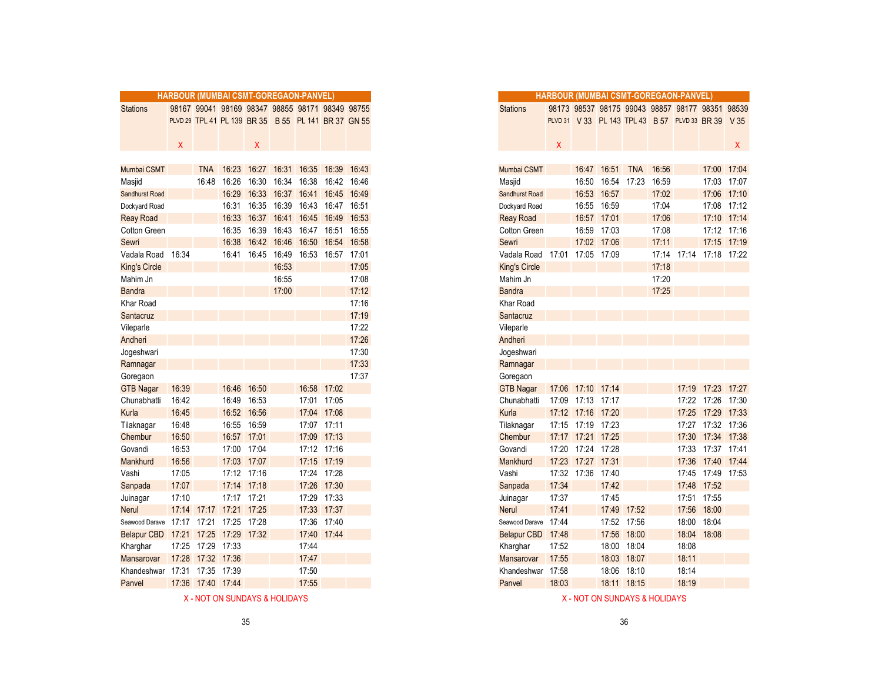## HARBOUR (MUMBAI CSMT-GOREGAON-PANVEL)

| Stations | 98167 | 99041 | 98169 | 98347 | 98855 | 98171 | 98349 | 98755 |
|---|---|---|---|---|---|---|---|---|
| | PLVD 29 | TPL 41 | PL 139 | BR 35 | B 55 | PL 141 | BR 37 | GN 55 |
| | X | | | X | | | | |
| Mumbai CSMT | | TNA | 16:23 | 16:27 | 16:31 | 16:35 | 16:39 | 16:43 |
| Masjid | | 16:48 | 16:26 | 16:30 | 16:34 | 16:38 | 16:42 | 16:46 |
| Sandhurst Road | | | 16:29 | 16:33 | 16:37 | 16:41 | 16:45 | 16:49 |
| Dockyard Road | | | 16:31 | 16:35 | 16:39 | 16:43 | 16:47 | 16:51 |
| Reay Road | | | 16:33 | 16:37 | 16:41 | 16:45 | 16:49 | 16:53 |
| Cotton Green | | | 16:35 | 16:39 | 16:43 | 16:47 | 16:51 | 16:55 |
| Sewri | | | 16:38 | 16:42 | 16:46 | 16:50 | 16:54 | 16:58 |
| Vadala Road | 16:34 | | 16:41 | 16:45 | 16:49 | 16:53 | 16:57 | 17:01 |
| King's Circle | | | | | 16:53 | | | 17:05 |
| Mahim Jn | | | | | 16:55 | | | 17:08 |
| Bandra | | | | | 17:00 | | | 17:12 |
| Khar Road | | | | | | | | 17:16 |
| Santacruz | | | | | | | | 17:19 |
| Vileparle | | | | | | | | 17:22 |
| Andheri | | | | | | | | 17:26 |
| Jogeshwari | | | | | | | | 17:30 |
| Ramnagar | | | | | | | | 17:33 |
| Goregaon | | | | | | | | 17:37 |
| GTB Nagar | 16:39 | | 16:46 | 16:50 | | 16:58 | 17:02 | |
| Chunabhatti | 16:42 | | 16:49 | 16:53 | | 17:01 | 17:05 | |
| Kurla | 16:45 | | 16:52 | 16:56 | | 17:04 | 17:08 | |
| Tilaknagar | 16:48 | | 16:55 | 16:59 | | 17:07 | 17:11 | |
| Chembur | 16:50 | | 16:57 | 17:01 | | 17:09 | 17:13 | |
| Govandi | 16:53 | | 17:00 | 17:04 | | 17:12 | 17:16 | |
| Mankhurd | 16:56 | | 17:03 | 17:07 | | 17:15 | 17:19 | |
| Vashi | 17:05 | | 17:12 | 17:16 | | 17:24 | 17:28 | |
| Sanpada | 17:07 | | 17:14 | 17:18 | | 17:26 | 17:30 | |
| Juinagar | 17:10 | | 17:17 | 17:21 | | 17:29 | 17:33 | |
| Nerul | 17:14 | 17:17 | 17:21 | 17:25 | | 17:33 | 17:37 | |
| Seawood Darave | 17:17 | 17:21 | 17:25 | 17:28 | | 17:36 | 17:40 | |
| Belapur CBD | 17:21 | 17:25 | 17:29 | 17:32 | | 17:40 | 17:44 | |
| Kharghar | 17:25 | 17:29 | 17:33 | | | 17:44 | | |
| Mansarovar | 17:28 | 17:32 | 17:36 | | | 17:47 | | |
| Khandeshwar | 17:31 | 17:35 | 17:39 | | | 17:50 | | |
| Panvel | 17:36 | 17:40 | 17:44 | | | 17:55 | | |

X - NOT ON SUNDAYS & HOLIDAYS

## HARBOUR (MUMBAI CSMT-GOREGAON-PANVEL)

| Stations | 98173 | 98537 | 98175 | 99043 | 98857 | 98177 | 98351 | 98539 |
|---|---|---|---|---|---|---|---|---|
| | PLVD 31 | V 33 | PL 143 | TPL 43 | B 57 | PLVD 33 | BR 39 | V 35 |
| | X | | | | | | | X |
| Mumbai CSMT | | 16:47 | 16:51 | TNA | 16:56 | | 17:00 | 17:04 |
| Masjid | | 16:50 | 16:54 | 17:23 | 16:59 | | 17:03 | 17:07 |
| Sandhurst Road | | 16:53 | 16:57 | | 17:02 | | 17:06 | 17:10 |
| Dockyard Road | | 16:55 | 16:59 | | 17:04 | | 17:08 | 17:12 |
| Reay Road | | 16:57 | 17:01 | | 17:06 | | 17:10 | 17:14 |
| Cotton Green | | 16:59 | 17:03 | | 17:08 | | 17:12 | 17:16 |
| Sewri | | 17:02 | 17:06 | | 17:11 | | 17:15 | 17:19 |
| Vadala Road | 17:01 | 17:05 | 17:09 | | 17:14 | 17:14 | 17:18 | 17:22 |
| King's Circle | | | | | 17:18 | | | |
| Mahim Jn | | | | | 17:20 | | | |
| Bandra | | | | | 17:25 | | | |
| Khar Road | | | | | | | | |
| Santacruz | | | | | | | | |
| Vileparle | | | | | | | | |
| Andheri | | | | | | | | |
| Jogeshwari | | | | | | | | |
| Ramnagar | | | | | | | | |
| Goregaon | | | | | | | | |
| GTB Nagar | 17:06 | 17:10 | 17:14 | | | 17:19 | 17:23 | 17:27 |
| Chunabhatti | 17:09 | 17:13 | 17:17 | | | 17:22 | 17:26 | 17:30 |
| Kurla | 17:12 | 17:16 | 17:20 | | | 17:25 | 17:29 | 17:33 |
| Tilaknagar | 17:15 | 17:19 | 17:23 | | | 17:27 | 17:32 | 17:36 |
| Chembur | 17:17 | 17:21 | 17:25 | | | 17:30 | 17:34 | 17:38 |
| Govandi | 17:20 | 17:24 | 17:28 | | | 17:33 | 17:37 | 17:41 |
| Mankhurd | 17:23 | 17:27 | 17:31 | | | 17:36 | 17:40 | 17:44 |
| Vashi | 17:32 | 17:36 | 17:40 | | | 17:45 | 17:49 | 17:53 |
| Sanpada | 17:34 | | 17:42 | | | 17:48 | 17:52 | |
| Juinagar | 17:37 | | 17:45 | | | 17:51 | 17:55 | |
| Nerul | 17:41 | | 17:49 | 17:52 | | 17:56 | 18:00 | |
| Seawood Darave | 17:44 | | 17:52 | 17:56 | | 18:00 | 18:04 | |
| Belapur CBD | 17:48 | | 17:56 | 18:00 | | 18:04 | 18:08 | |
| Kharghar | 17:52 | | 18:00 | 18:04 | | 18:08 | | |
| Mansarovar | 17:55 | | 18:03 | 18:07 | | 18:11 | | |
| Khandeshwar | 17:58 | | 18:06 | 18:10 | | 18:14 | | |
| Panvel | 18:03 | | 18:11 | 18:15 | | 18:19 | | |

X - NOT ON SUNDAYS & HOLIDAYS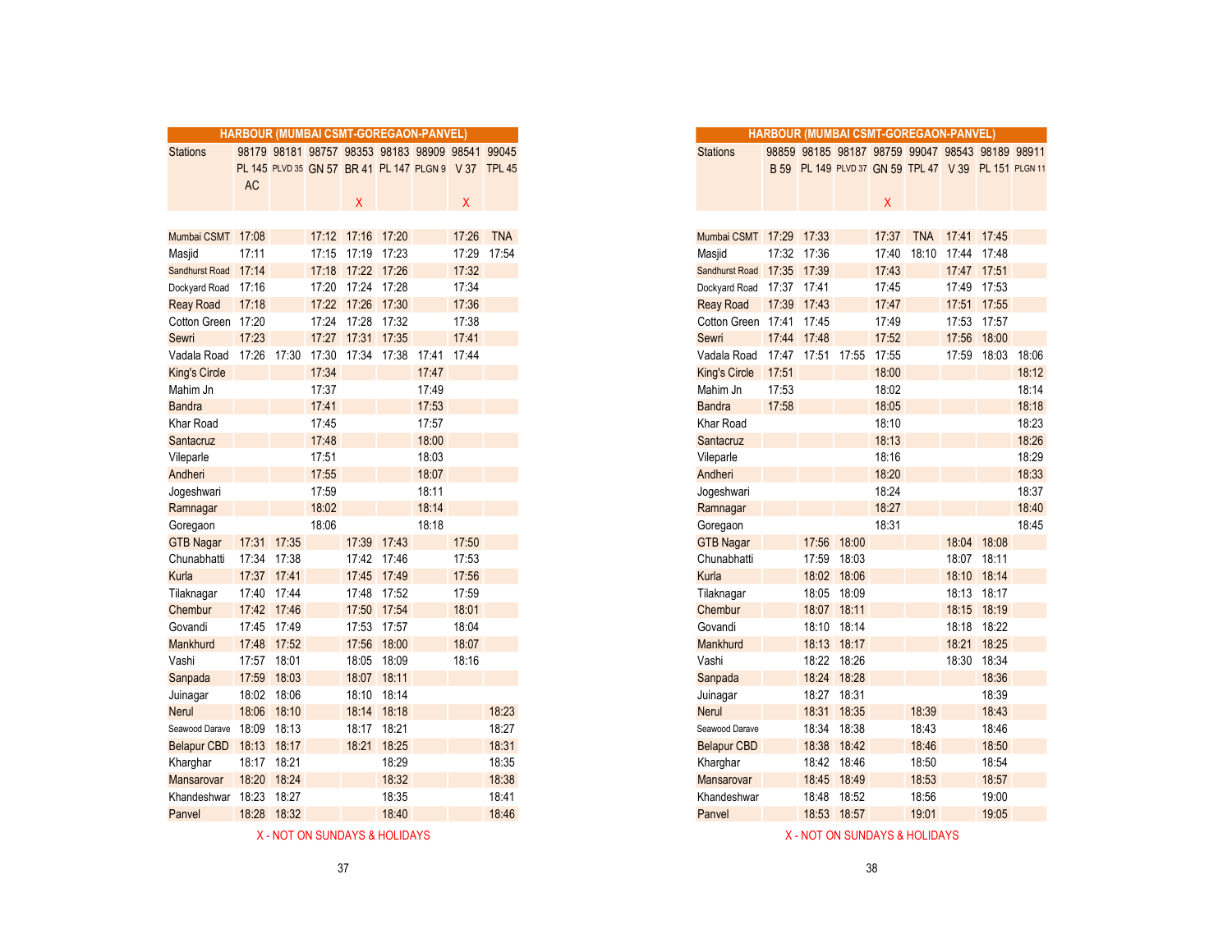## HARBOUR (MUMBAI CSMT-GOREGAON-PANVEL)

| Stations | 98179 | 98181 | 98757 | 98353 | 98183 | 98909 | 98541 | 99045 |
|---|---|---|---|---|---|---|---|---|
| | PL 145 AC | PLVD 35 | GN 57 | BR 41 | PL 147 | PLGN 9 | V 37 | TPL 45 |
| | | | | X | | | X | |
| Mumbai CSMT | 17:08 | | 17:12 | 17:16 | 17:20 | | 17:26 | TNA |
| Masjid | 17:11 | | 17:15 | 17:19 | 17:23 | | 17:29 | 17:54 |
| Sandhurst Road | 17:14 | | 17:18 | 17:22 | 17:26 | | 17:32 | |
| Dockyard Road | 17:16 | | 17:20 | 17:24 | 17:28 | | 17:34 | |
| Reay Road | 17:18 | | 17:22 | 17:26 | 17:30 | | 17:36 | |
| Cotton Green | 17:20 | | 17:24 | 17:28 | 17:32 | | 17:38 | |
| Sewri | 17:23 | | 17:27 | 17:31 | 17:35 | | 17:41 | |
| Vadala Road | 17:26 | 17:30 | 17:30 | 17:34 | 17:38 | 17:41 | 17:44 | |
| King's Circle | | | 17:34 | | | 17:47 | | |
| Mahim Jn | | | 17:37 | | | 17:49 | | |
| Bandra | | | 17:41 | | | 17:53 | | |
| Khar Road | | | 17:45 | | | 17:57 | | |
| Santacruz | | | 17:48 | | | 18:00 | | |
| Vileparle | | | 17:51 | | | 18:03 | | |
| Andheri | | | 17:55 | | | 18:07 | | |
| Jogeshwari | | | 17:59 | | | 18:11 | | |
| Ramnagar | | | 18:02 | | | 18:14 | | |
| Goregaon | | | 18:06 | | | 18:18 | | |
| GTB Nagar | 17:31 | 17:35 | | 17:39 | 17:43 | | 17:50 | |
| Chunabhatti | 17:34 | 17:38 | | 17:42 | 17:46 | | 17:53 | |
| Kurla | 17:37 | 17:41 | | 17:45 | 17:49 | | 17:56 | |
| Tilaknagar | 17:40 | 17:44 | | 17:48 | 17:52 | | 17:59 | |
| Chembur | 17:42 | 17:46 | | 17:50 | 17:54 | | 18:01 | |
| Govandi | 17:45 | 17:49 | | 17:53 | 17:57 | | 18:04 | |
| Mankhurd | 17:48 | 17:52 | | 17:56 | 18:00 | | 18:07 | |
| Vashi | 17:57 | 18:01 | | 18:05 | 18:09 | | 18:16 | |
| Sanpada | 17:59 | 18:03 | | 18:07 | 18:11 | | | |
| Juinagar | 18:02 | 18:06 | | 18:10 | 18:14 | | | |
| Nerul | 18:06 | 18:10 | | 18:14 | 18:18 | | | 18:23 |
| Seawood Darave | 18:09 | 18:13 | | 18:17 | 18:21 | | | 18:27 |
| Belapur CBD | 18:13 | 18:17 | | 18:21 | 18:25 | | | 18:31 |
| Kharghar | 18:17 | 18:21 | | | 18:29 | | | 18:35 |
| Mansarovar | 18:20 | 18:24 | | | 18:32 | | | 18:38 |
| Khandeshwar | 18:23 | 18:27 | | | 18:35 | | | 18:41 |
| Panvel | 18:28 | 18:32 | | | 18:40 | | | 18:46 |

X - NOT ON SUNDAYS & HOLIDAYS

## HARBOUR (MUMBAI CSMT-GOREGAON-PANVEL)

| Stations | 98859 | 98185 | 98187 | 98759 | 99047 | 98543 | 98189 | 98911 |
|---|---|---|---|---|---|---|---|---|
| | B 59 | PL 149 | PLVD 37 | GN 59 | TPL 47 | V 39 | PL 151 | PLGN 11 |
| | | | | X | | | | |
| Mumbai CSMT | 17:29 | 17:33 | | 17:37 | TNA | 17:41 | 17:45 | |
| Masjid | 17:32 | 17:36 | | 17:40 | 18:10 | 17:44 | 17:48 | |
| Sandhurst Road | 17:35 | 17:39 | | 17:43 | | 17:47 | 17:51 | |
| Dockyard Road | 17:37 | 17:41 | | 17:45 | | 17:49 | 17:53 | |
| Reay Road | 17:39 | 17:43 | | 17:47 | | 17:51 | 17:55 | |
| Cotton Green | 17:41 | 17:45 | | 17:49 | | 17:53 | 17:57 | |
| Sewri | 17:44 | 17:48 | | 17:52 | | 17:56 | 18:00 | |
| Vadala Road | 17:47 | 17:51 | 17:55 | 17:55 | | 17:59 | 18:03 | 18:06 |
| King's Circle | 17:51 | | | 18:00 | | | | 18:12 |
| Mahim Jn | 17:53 | | | 18:02 | | | | 18:14 |
| Bandra | 17:58 | | | 18:05 | | | | 18:18 |
| Khar Road | | | | 18:10 | | | | 18:23 |
| Santacruz | | | | 18:13 | | | | 18:26 |
| Vileparle | | | | 18:16 | | | | 18:29 |
| Andheri | | | | 18:20 | | | | 18:33 |
| Jogeshwari | | | | 18:24 | | | | 18:37 |
| Ramnagar | | | | 18:27 | | | | 18:40 |
| Goregaon | | | | 18:31 | | | | 18:45 |
| GTB Nagar | | 17:56 | 18:00 | | | 18:04 | 18:08 | |
| Chunabhatti | | 17:59 | 18:03 | | | 18:07 | 18:11 | |
| Kurla | | 18:02 | 18:06 | | | 18:10 | 18:14 | |
| Tilaknagar | | 18:05 | 18:09 | | | 18:13 | 18:17 | |
| Chembur | | 18:07 | 18:11 | | | 18:15 | 18:19 | |
| Govandi | | 18:10 | 18:14 | | | 18:18 | 18:22 | |
| Mankhurd | | 18:13 | 18:17 | | | 18:21 | 18:25 | |
| Vashi | | 18:22 | 18:26 | | | 18:30 | 18:34 | |
| Sanpada | | 18:24 | 18:28 | | | | 18:36 | |
| Juinagar | | 18:27 | 18:31 | | | | 18:39 | |
| Nerul | | 18:31 | 18:35 | | 18:39 | | 18:43 | |
| Seawood Darave | | 18:34 | 18:38 | | 18:43 | | 18:46 | |
| Belapur CBD | | 18:38 | 18:42 | | 18:46 | | 18:50 | |
| Kharghar | | 18:42 | 18:46 | | 18:50 | | 18:54 | |
| Mansarovar | | 18:45 | 18:49 | | 18:53 | | 18:57 | |
| Khandeshwar | | 18:48 | 18:52 | | 18:56 | | 19:00 | |
| Panvel | | 18:53 | 18:57 | | 19:01 | | 19:05 | |

X - NOT ON SUNDAYS & HOLIDAYS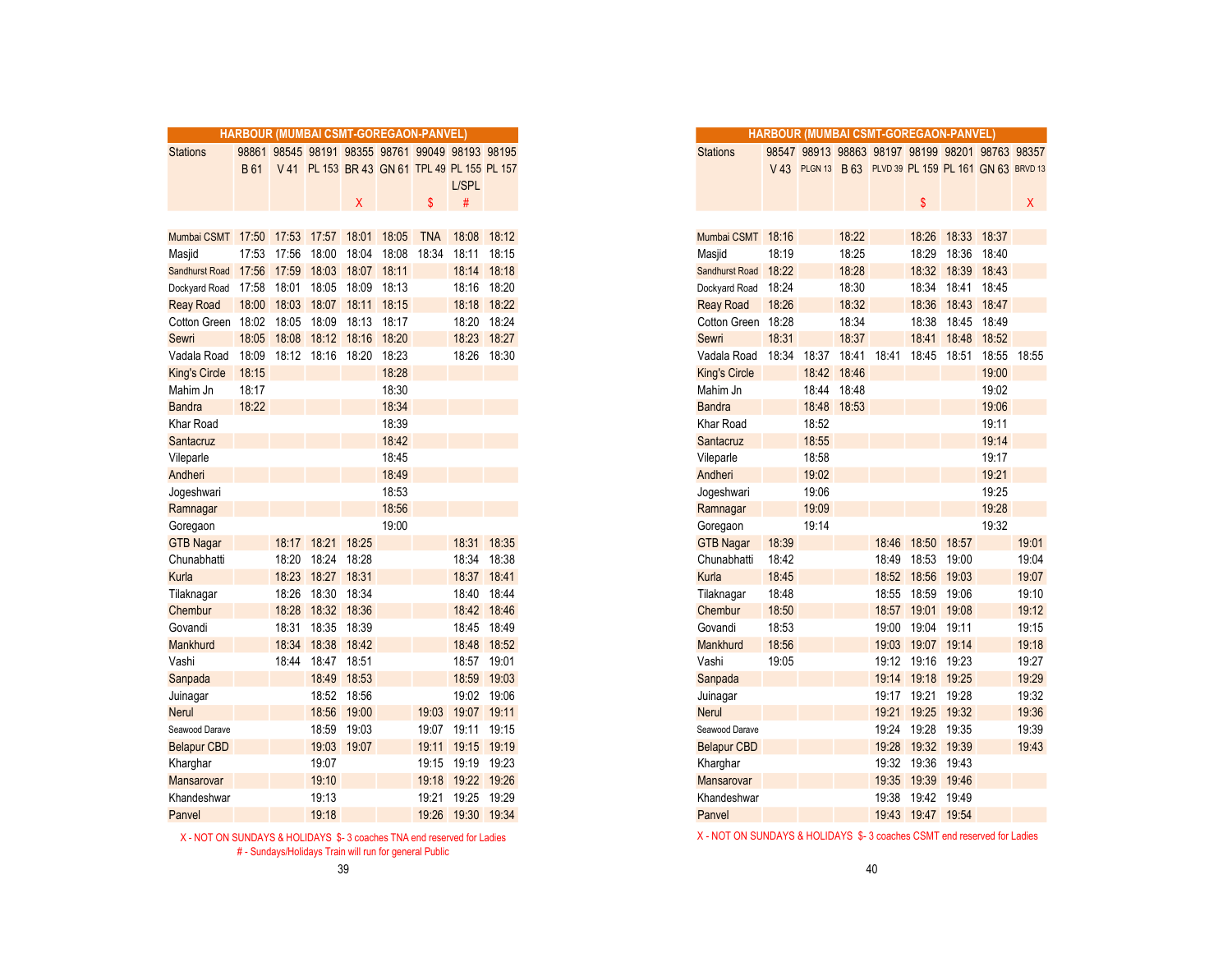## HARBOUR (MUMBAI CSMT-GOREGAON-PANVEL)

| Stations | 98861 | 98545 | 98191 | 98355 | 98761 | 99049 | 98193 | 98195 |
|---|---|---|---|---|---|---|---|---|
| | B 61 | V 41 | PL 153 | BR 43 | GN 61 | TPL 49 | PL 155 L/SPL | PL 157 |
| | | | | X | | $ | # | |
| Mumbai CSMT | 17:50 | 17:53 | 17:57 | 18:01 | 18:05 | TNA | 18:08 | 18:12 |
| Masjid | 17:53 | 17:56 | 18:00 | 18:04 | 18:08 | 18:34 | 18:11 | 18:15 |
| Sandhurst Road | 17:56 | 17:59 | 18:03 | 18:07 | 18:11 | | 18:14 | 18:18 |
| Dockyard Road | 17:58 | 18:01 | 18:05 | 18:09 | 18:13 | | 18:16 | 18:20 |
| Reay Road | 18:00 | 18:03 | 18:07 | 18:11 | 18:15 | | 18:18 | 18:22 |
| Cotton Green | 18:02 | 18:05 | 18:09 | 18:13 | 18:17 | | 18:20 | 18:24 |
| Sewri | 18:05 | 18:08 | 18:12 | 18:16 | 18:20 | | 18:23 | 18:27 |
| Vadala Road | 18:09 | 18:12 | 18:16 | 18:20 | 18:23 | | 18:26 | 18:30 |
| King's Circle | 18:15 | | | | 18:28 | | | |
| Mahim Jn | 18:17 | | | | 18:30 | | | |
| Bandra | 18:22 | | | | 18:34 | | | |
| Khar Road | | | | | 18:39 | | | |
| Santacruz | | | | | 18:42 | | | |
| Vileparle | | | | | 18:45 | | | |
| Andheri | | | | | 18:49 | | | |
| Jogeshwari | | | | | 18:53 | | | |
| Ramnagar | | | | | 18:56 | | | |
| Goregaon | | | | | 19:00 | | | |
| GTB Nagar | | 18:17 | 18:21 | 18:25 | | | 18:31 | 18:35 |
| Chunabhatti | | 18:20 | 18:24 | 18:28 | | | 18:34 | 18:38 |
| Kurla | | 18:23 | 18:27 | 18:31 | | | 18:37 | 18:41 |
| Tilaknagar | | 18:26 | 18:30 | 18:34 | | | 18:40 | 18:44 |
| Chembur | | 18:28 | 18:32 | 18:36 | | | 18:42 | 18:46 |
| Govandi | | 18:31 | 18:35 | 18:39 | | | 18:45 | 18:49 |
| Mankhurd | | 18:34 | 18:38 | 18:42 | | | 18:48 | 18:52 |
| Vashi | | 18:44 | 18:47 | 18:51 | | | 18:57 | 19:01 |
| Sanpada | | | 18:49 | 18:53 | | | 18:59 | 19:03 |
| Juinagar | | | 18:52 | 18:56 | | | 19:02 | 19:06 |
| Nerul | | | 18:56 | 19:00 | | 19:03 | 19:07 | 19:11 |
| Seawood Darave | | | 18:59 | 19:03 | | 19:07 | 19:11 | 19:15 |
| Belapur CBD | | | 19:03 | 19:07 | | 19:11 | 19:15 | 19:19 |
| Kharghar | | | 19:07 | | | 19:15 | 19:19 | 19:23 |
| Mansarovar | | | 19:10 | | | 19:18 | 19:22 | 19:26 |
| Khandeshwar | | | 19:13 | | | 19:21 | 19:25 | 19:29 |
| Panvel | | | 19:18 | | | 19:26 | 19:30 | 19:34 |

X - NOT ON SUNDAYS & HOLIDAYS $- 3 coaches TNA end reserved for Ladies
# - Sundays/Holidays Train will run for general Public

## HARBOUR (MUMBAI CSMT-GOREGAON-PANVEL)

| Stations | 98547 | 98913 | 98863 | 98197 | 98199 | 98201 | 98763 | 98357 |
|---|---|---|---|---|---|---|---|---|
| | V 43 | PLGN 13 | B 63 | PLVD 39 | PL 159 | PL 161 | GN 63 | BRVD 13 |
| | | | | | $ | | | X |
| Mumbai CSMT | 18:16 | | 18:22 | | 18:26 | 18:33 | 18:37 | |
| Masjid | 18:19 | | 18:25 | | 18:29 | 18:36 | 18:40 | |
| Sandhurst Road | 18:22 | | 18:28 | | 18:32 | 18:39 | 18:43 | |
| Dockyard Road | 18:24 | | 18:30 | | 18:34 | 18:41 | 18:45 | |
| Reay Road | 18:26 | | 18:32 | | 18:36 | 18:43 | 18:47 | |
| Cotton Green | 18:28 | | 18:34 | | 18:38 | 18:45 | 18:49 | |
| Sewri | 18:31 | | 18:37 | | 18:41 | 18:48 | 18:52 | |
| Vadala Road | 18:34 | 18:37 | 18:41 | 18:41 | 18:45 | 18:51 | 18:55 | 18:55 |
| King's Circle | | 18:42 | 18:46 | | | | 19:00 | |
| Mahim Jn | | 18:44 | 18:48 | | | | 19:02 | |
| Bandra | | 18:48 | 18:53 | | | | 19:06 | |
| Khar Road | | 18:52 | | | | | 19:11 | |
| Santacruz | | 18:55 | | | | | 19:14 | |
| Vileparle | | 18:58 | | | | | 19:17 | |
| Andheri | | 19:02 | | | | | 19:21 | |
| Jogeshwari | | 19:06 | | | | | 19:25 | |
| Ramnagar | | 19:09 | | | | | 19:28 | |
| Goregaon | | 19:14 | | | | | 19:32 | |
| GTB Nagar | 18:39 | | | 18:46 | 18:50 | 18:57 | | 19:01 |
| Chunabhatti | 18:42 | | | 18:49 | 18:53 | 19:00 | | 19:04 |
| Kurla | 18:45 | | | 18:52 | 18:56 | 19:03 | | 19:07 |
| Tilaknagar | 18:48 | | | 18:55 | 18:59 | 19:06 | | 19:10 |
| Chembur | 18:50 | | | 18:57 | 19:01 | 19:08 | | 19:12 |
| Govandi | 18:53 | | | 19:00 | 19:04 | 19:11 | | 19:15 |
| Mankhurd | 18:56 | | | 19:03 | 19:07 | 19:14 | | 19:18 |
| Vashi | 19:05 | | | 19:12 | 19:16 | 19:23 | | 19:27 |
| Sanpada | | | | 19:14 | 19:18 | 19:25 | | 19:29 |
| Juinagar | | | | 19:17 | 19:21 | 19:28 | | 19:32 |
| Nerul | | | | 19:21 | 19:25 | 19:32 | | 19:36 |
| Seawood Darave | | | | 19:24 | 19:28 | 19:35 | | 19:39 |
| Belapur CBD | | | | 19:28 | 19:32 | 19:39 | | 19:43 |
| Kharghar | | | | 19:32 | 19:36 | 19:43 | | |
| Mansarovar | | | | 19:35 | 19:39 | 19:46 | | |
| Khandeshwar | | | | 19:38 | 19:42 | 19:49 | | |
| Panvel | | | | 19:43 | 19:47 | 19:54 | | |

X - NOT ON SUNDAYS & HOLIDAYS $- 3 coaches CSMT end reserved for Ladies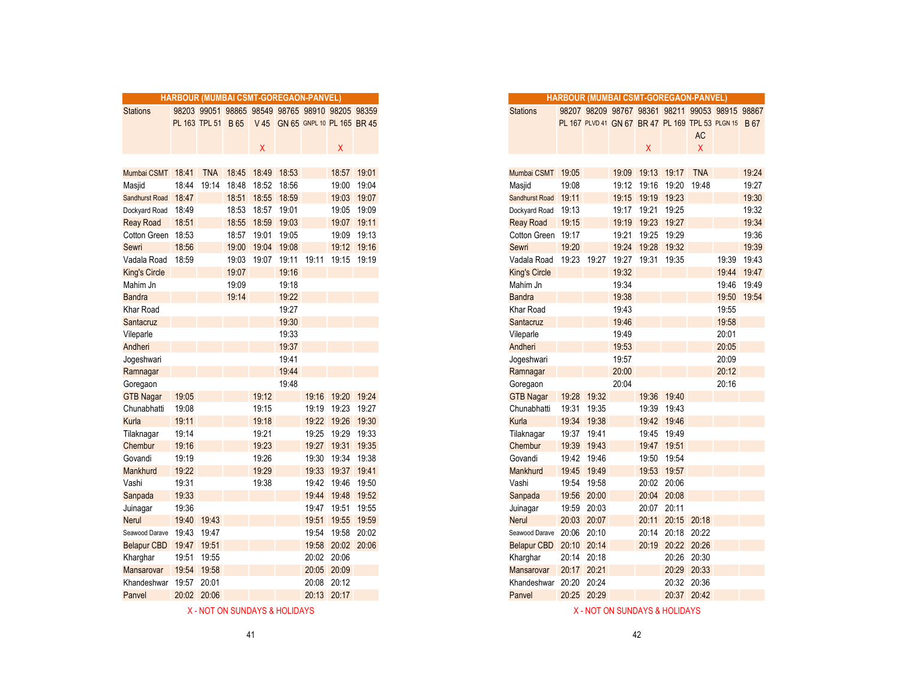## HARBOUR (MUMBAI CSMT-GOREGAON-PANVEL)

| Stations | 98203 | 99051 | 98865 | 98549 | 98765 | 98910 | 98205 | 98359 |
|---|---|---|---|---|---|---|---|---|
| | PL 163 | TPL 51 | B 65 | V 45 | GN 65 | GNPL 10 | PL 165 | BR 45 |
| | | | | X | | | X | |
| Mumbai CSMT | 18:41 | TNA | 18:45 | 18:49 | 18:53 | | 18:57 | 19:01 |
| Masjid | 18:44 | 19:14 | 18:48 | 18:52 | 18:56 | | 19:00 | 19:04 |
| Sandhurst Road | 18:47 | | 18:51 | 18:55 | 18:59 | | 19:03 | 19:07 |
| Dockyard Road | 18:49 | | 18:53 | 18:57 | 19:01 | | 19:05 | 19:09 |
| Reay Road | 18:51 | | 18:55 | 18:59 | 19:03 | | 19:07 | 19:11 |
| Cotton Green | 18:53 | | 18:57 | 19:01 | 19:05 | | 19:09 | 19:13 |
| Sewri | 18:56 | | 19:00 | 19:04 | 19:08 | | 19:12 | 19:16 |
| Vadala Road | 18:59 | | 19:03 | 19:07 | 19:11 | 19:11 | 19:15 | 19:19 |
| King's Circle | | | 19:07 | | 19:16 | | | |
| Mahim Jn | | | 19:09 | | 19:18 | | | |
| Bandra | | | 19:14 | | 19:22 | | | |
| Khar Road | | | | | 19:27 | | | |
| Santacruz | | | | | 19:30 | | | |
| Vileparle | | | | | 19:33 | | | |
| Andheri | | | | | 19:37 | | | |
| Jogeshwari | | | | | 19:41 | | | |
| Ramnagar | | | | | 19:44 | | | |
| Goregaon | | | | | 19:48 | | | |
| GTB Nagar | 19:05 | | | 19:12 | | 19:16 | 19:20 | 19:24 |
| Chunabhatti | 19:08 | | | 19:15 | | 19:19 | 19:23 | 19:27 |
| Kurla | 19:11 | | | 19:18 | | 19:22 | 19:26 | 19:30 |
| Tilaknagar | 19:14 | | | 19:21 | | 19:25 | 19:29 | 19:33 |
| Chembur | 19:16 | | | 19:23 | | 19:27 | 19:31 | 19:35 |
| Govandi | 19:19 | | | 19:26 | | 19:30 | 19:34 | 19:38 |
| Mankhurd | 19:22 | | | 19:29 | | 19:33 | 19:37 | 19:41 |
| Vashi | 19:31 | | | 19:38 | | 19:42 | 19:46 | 19:50 |
| Sanpada | 19:33 | | | | | 19:44 | 19:48 | 19:52 |
| Juinagar | 19:36 | | | | | 19:47 | 19:51 | 19:55 |
| Nerul | 19:40 | 19:43 | | | | 19:51 | 19:55 | 19:59 |
| Seawood Darave | 19:43 | 19:47 | | | | 19:54 | 19:58 | 20:02 |
| Belapur CBD | 19:47 | 19:51 | | | | 19:58 | 20:02 | 20:06 |
| Kharghar | 19:51 | 19:55 | | | | 20:02 | 20:06 | |
| Mansarovar | 19:54 | 19:58 | | | | 20:05 | 20:09 | |
| Khandeshwar | 19:57 | 20:01 | | | | 20:08 | 20:12 | |
| Panvel | 20:02 | 20:06 | | | | 20:13 | 20:17 | |

X - NOT ON SUNDAYS & HOLIDAYS

## HARBOUR (MUMBAI CSMT-GOREGAON-PANVEL)

| Stations | 98207 | 98209 | 98767 | 98361 | 98211 | 99053 | 98915 | 98867 |
|---|---|---|---|---|---|---|---|---|
| | PL 167 | PLVD 41 | GN 67 | BR 47 | PL 169 | TPL 53 AC | PLGN 15 | B 67 |
| | | | | X | | X | | |
| Mumbai CSMT | 19:05 | | 19:09 | 19:13 | 19:17 | TNA | | 19:24 |
| Masjid | 19:08 | | 19:12 | 19:16 | 19:20 | 19:48 | | 19:27 |
| Sandhurst Road | 19:11 | | 19:15 | 19:19 | 19:23 | | | 19:30 |
| Dockyard Road | 19:13 | | 19:17 | 19:21 | 19:25 | | | 19:32 |
| Reay Road | 19:15 | | 19:19 | 19:23 | 19:27 | | | 19:34 |
| Cotton Green | 19:17 | | 19:21 | 19:25 | 19:29 | | | 19:36 |
| Sewri | 19:20 | | 19:24 | 19:28 | 19:32 | | | 19:39 |
| Vadala Road | 19:23 | 19:27 | 19:27 | 19:31 | 19:35 | | 19:39 | 19:43 |
| King's Circle | | | 19:32 | | | | 19:44 | 19:47 |
| Mahim Jn | | | 19:34 | | | | 19:46 | 19:49 |
| Bandra | | | 19:38 | | | | 19:50 | 19:54 |
| Khar Road | | | 19:43 | | | | 19:55 | |
| Santacruz | | | 19:46 | | | | 19:58 | |
| Vileparle | | | 19:49 | | | | 20:01 | |
| Andheri | | | 19:53 | | | | 20:05 | |
| Jogeshwari | | | 19:57 | | | | 20:09 | |
| Ramnagar | | | 20:00 | | | | 20:12 | |
| Goregaon | | | 20:04 | | | | 20:16 | |
| GTB Nagar | 19:28 | 19:32 | | 19:36 | 19:40 | | | |
| Chunabhatti | 19:31 | 19:35 | | 19:39 | 19:43 | | | |
| Kurla | 19:34 | 19:38 | | 19:42 | 19:46 | | | |
| Tilaknagar | 19:37 | 19:41 | | 19:45 | 19:49 | | | |
| Chembur | 19:39 | 19:43 | | 19:47 | 19:51 | | | |
| Govandi | 19:42 | 19:46 | | 19:50 | 19:54 | | | |
| Mankhurd | 19:45 | 19:49 | | 19:53 | 19:57 | | | |
| Vashi | 19:54 | 19:58 | | 20:02 | 20:06 | | | |
| Sanpada | 19:56 | 20:00 | | 20:04 | 20:08 | | | |
| Juinagar | 19:59 | 20:03 | | 20:07 | 20:11 | | | |
| Nerul | 20:03 | 20:07 | | 20:11 | 20:15 | 20:18 | | |
| Seawood Darave | 20:06 | 20:10 | | 20:14 | 20:18 | 20:22 | | |
| Belapur CBD | 20:10 | 20:14 | | 20:19 | 20:22 | 20:26 | | |
| Kharghar | 20:14 | 20:18 | | | 20:26 | 20:30 | | |
| Mansarovar | 20:17 | 20:21 | | | 20:29 | 20:33 | | |
| Khandeshwar | 20:20 | 20:24 | | | 20:32 | 20:36 | | |
| Panvel | 20:25 | 20:29 | | | 20:37 | 20:42 | | |

X - NOT ON SUNDAYS & HOLIDAYS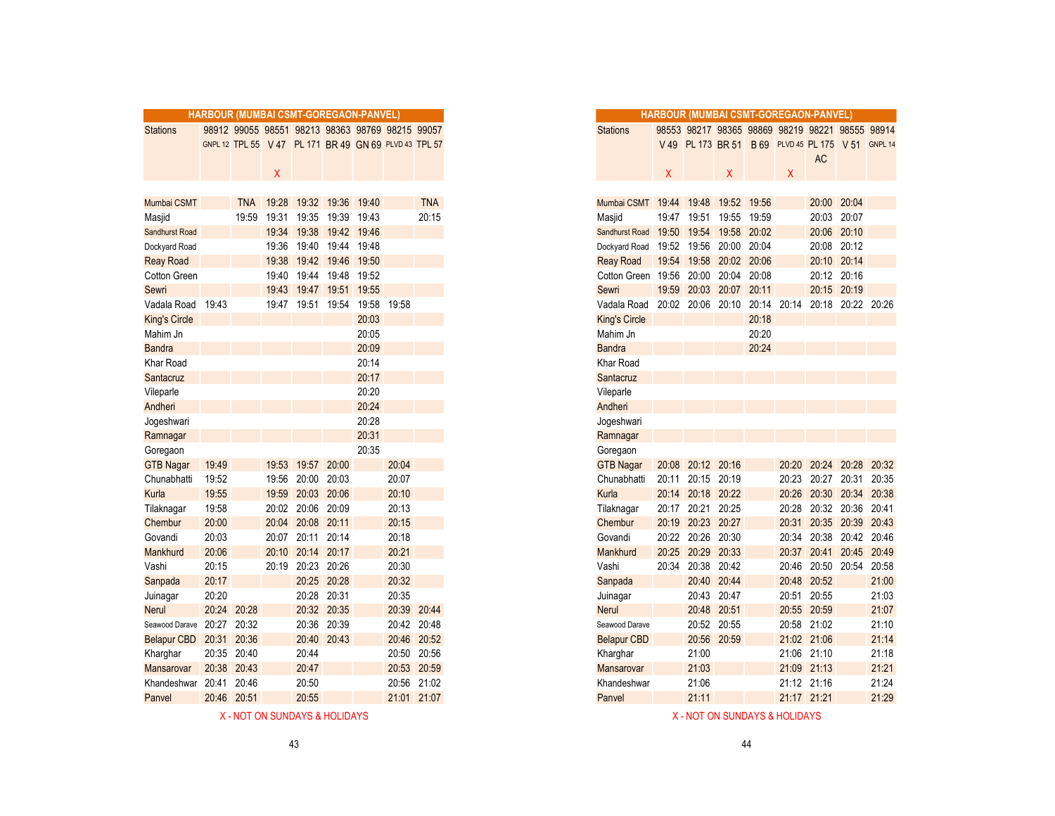## HARBOUR (MUMBAI CSMT-GOREGAON-PANVEL)

| Stations | 98912 GNPL 12 | 99055 TPL 55 | 98551 V 47 X | 98213 PL 171 | 98363 BR 49 | 98769 GN 69 | 98215 PLVD 43 | 99057 TPL 57 |
|---|---|---|---|---|---|---|---|---|
| Mumbai CSMT | | TNA | 19:28 | 19:32 | 19:36 | 19:40 | | TNA |
| Masjid | | 19:59 | 19:31 | 19:35 | 19:39 | 19:43 | | 20:15 |
| Sandhurst Road | | | 19:34 | 19:38 | 19:42 | 19:46 | | |
| Dockyard Road | | | 19:36 | 19:40 | 19:44 | 19:48 | | |
| Reay Road | | | 19:38 | 19:42 | 19:46 | 19:50 | | |
| Cotton Green | | | 19:40 | 19:44 | 19:48 | 19:52 | | |
| Sewri | | | 19:43 | 19:47 | 19:51 | 19:55 | | |
| Vadala Road | 19:43 | | 19:47 | 19:51 | 19:54 | 19:58 | 19:58 | |
| King's Circle | | | | | | 20:03 | | |
| Mahim Jn | | | | | | 20:05 | | |
| Bandra | | | | | | 20:09 | | |
| Khar Road | | | | | | 20:14 | | |
| Santacruz | | | | | | 20:17 | | |
| Vileparle | | | | | | 20:20 | | |
| Andheri | | | | | | 20:24 | | |
| Jogeshwari | | | | | | 20:28 | | |
| Ramnagar | | | | | | 20:31 | | |
| Goregaon | | | | | | 20:35 | | |
| GTB Nagar | 19:49 | | 19:53 | 19:57 | 20:00 | | 20:04 | |
| Chunabhatti | 19:52 | | 19:56 | 20:00 | 20:03 | | 20:07 | |
| Kurla | 19:55 | | 19:59 | 20:03 | 20:06 | | 20:10 | |
| Tilaknagar | 19:58 | | 20:02 | 20:06 | 20:09 | | 20:13 | |
| Chembur | 20:00 | | 20:04 | 20:08 | 20:11 | | 20:15 | |
| Govandi | 20:03 | | 20:07 | 20:11 | 20:14 | | 20:18 | |
| Mankhurd | 20:06 | | 20:10 | 20:14 | 20:17 | | 20:21 | |
| Vashi | 20:15 | | 20:19 | 20:23 | 20:26 | | 20:30 | |
| Sanpada | 20:17 | | | 20:25 | 20:28 | | 20:32 | |
| Juinagar | 20:20 | | | 20:28 | 20:31 | | 20:35 | |
| Nerul | 20:24 | 20:28 | | 20:32 | 20:35 | | 20:39 | 20:44 |
| Seawood Darave | 20:27 | 20:32 | | 20:36 | 20:39 | | 20:42 | 20:48 |
| Belapur CBD | 20:31 | 20:36 | | 20:40 | 20:43 | | 20:46 | 20:52 |
| Kharghar | 20:35 | 20:40 | | 20:44 | | | 20:50 | 20:56 |
| Mansarovar | 20:38 | 20:43 | | 20:47 | | | 20:53 | 20:59 |
| Khandeshwar | 20:41 | 20:46 | | 20:50 | | | 20:56 | 21:02 |
| Panvel | 20:46 | 20:51 | | 20:55 | | | 21:01 | 21:07 |

X - NOT ON SUNDAYS & HOLIDAYS

## HARBOUR (MUMBAI CSMT-GOREGAON-PANVEL)

| Stations | 98553 V 49 X | 98217 PL 173 | 98365 BR 51 X | 98869 B 69 | 98219 PLVD 45 X | 98221 PL 175 AC | 98555 V 51 | 98914 GNPL 14 |
|---|---|---|---|---|---|---|---|---|
| Mumbai CSMT | 19:44 | 19:48 | 19:52 | 19:56 | | 20:00 | 20:04 | |
| Masjid | 19:47 | 19:51 | 19:55 | 19:59 | | 20:03 | 20:07 | |
| Sandhurst Road | 19:50 | 19:54 | 19:58 | 20:02 | | 20:06 | 20:10 | |
| Dockyard Road | 19:52 | 19:56 | 20:00 | 20:04 | | 20:08 | 20:12 | |
| Reay Road | 19:54 | 19:58 | 20:02 | 20:06 | | 20:10 | 20:14 | |
| Cotton Green | 19:56 | 20:00 | 20:04 | 20:08 | | 20:12 | 20:16 | |
| Sewri | 19:59 | 20:03 | 20:07 | 20:11 | | 20:15 | 20:19 | |
| Vadala Road | 20:02 | 20:06 | 20:10 | 20:14 | 20:14 | 20:18 | 20:22 | 20:26 |
| King's Circle | | | | 20:18 | | | | |
| Mahim Jn | | | | 20:20 | | | | |
| Bandra | | | | 20:24 | | | | |
| Khar Road | | | | | | | | |
| Santacruz | | | | | | | | |
| Vileparle | | | | | | | | |
| Andheri | | | | | | | | |
| Jogeshwari | | | | | | | | |
| Ramnagar | | | | | | | | |
| Goregaon | | | | | | | | |
| GTB Nagar | 20:08 | 20:12 | 20:16 | | 20:20 | 20:24 | 20:28 | 20:32 |
| Chunabhatti | 20:11 | 20:15 | 20:19 | | 20:23 | 20:27 | 20:31 | 20:35 |
| Kurla | 20:14 | 20:18 | 20:22 | | 20:26 | 20:30 | 20:34 | 20:38 |
| Tilaknagar | 20:17 | 20:21 | 20:25 | | 20:28 | 20:32 | 20:36 | 20:41 |
| Chembur | 20:19 | 20:23 | 20:27 | | 20:31 | 20:35 | 20:39 | 20:43 |
| Govandi | 20:22 | 20:26 | 20:30 | | 20:34 | 20:38 | 20:42 | 20:46 |
| Mankhurd | 20:25 | 20:29 | 20:33 | | 20:37 | 20:41 | 20:45 | 20:49 |
| Vashi | 20:34 | 20:38 | 20:42 | | 20:46 | 20:50 | 20:54 | 20:58 |
| Sanpada | | 20:40 | 20:44 | | 20:48 | 20:52 | | 21:00 |
| Juinagar | | 20:43 | 20:47 | | 20:51 | 20:55 | | 21:03 |
| Nerul | | 20:48 | 20:51 | | 20:55 | 20:59 | | 21:07 |
| Seawood Darave | | 20:52 | 20:55 | | 20:58 | 21:02 | | 21:10 |
| Belapur CBD | | 20:56 | 20:59 | | 21:02 | 21:06 | | 21:14 |
| Kharghar | | 21:00 | | | 21:06 | 21:10 | | 21:18 |
| Mansarovar | | 21:03 | | | 21:09 | 21:13 | | 21:21 |
| Khandeshwar | | 21:06 | | | 21:12 | 21:16 | | 21:24 |
| Panvel | | 21:11 | | | 21:17 | 21:21 | | 21:29 |

X - NOT ON SUNDAYS & HOLIDAYS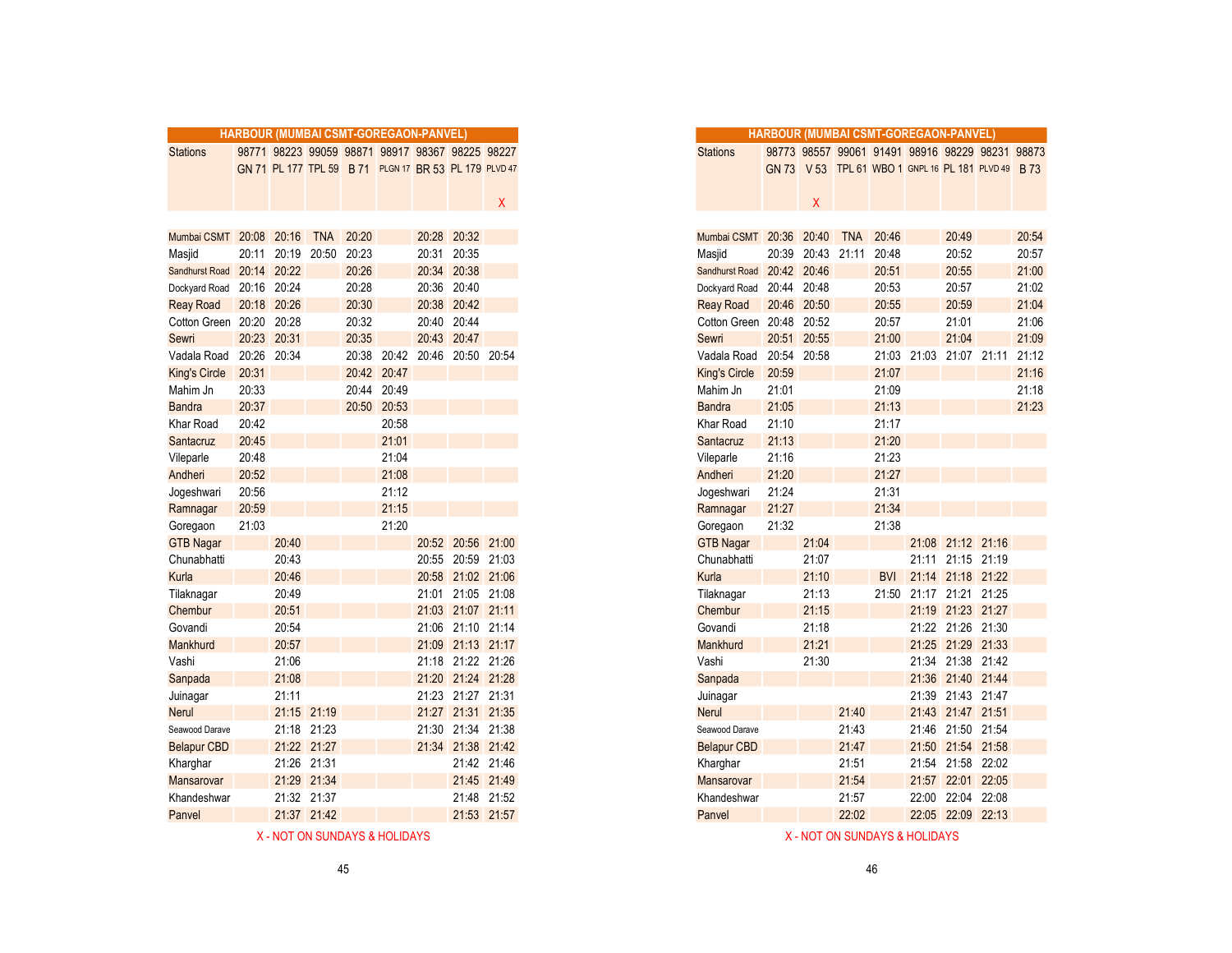## HARBOUR (MUMBAI CSMT-GOREGAON-PANVEL)

| Stations | 98771 | 98223 | 99059 | 98871 | 98917 | 98367 | 98225 | 98227 |
|---|---|---|---|---|---|---|---|---|
| | GN 71 | PL 177 | TPL 59 | B 71 | PLGN 17 | BR 53 | PL 179 | PLVD 47 |
| | | | | | | | | X |
| Mumbai CSMT | 20:08 | 20:16 | TNA | 20:20 | | 20:28 | 20:32 | |
| Masjid | 20:11 | 20:19 | 20:50 | 20:23 | | 20:31 | 20:35 | |
| Sandhurst Road | 20:14 | 20:22 | | 20:26 | | 20:34 | 20:38 | |
| Dockyard Road | 20:16 | 20:24 | | 20:28 | | 20:36 | 20:40 | |
| Reay Road | 20:18 | 20:26 | | 20:30 | | 20:38 | 20:42 | |
| Cotton Green | 20:20 | 20:28 | | 20:32 | | 20:40 | 20:44 | |
| Sewri | 20:23 | 20:31 | | 20:35 | | 20:43 | 20:47 | |
| Vadala Road | 20:26 | 20:34 | | 20:38 | 20:42 | 20:46 | 20:50 | 20:54 |
| King's Circle | 20:31 | | | 20:42 | 20:47 | | | |
| Mahim Jn | 20:33 | | | 20:44 | 20:49 | | | |
| Bandra | 20:37 | | | 20:50 | 20:53 | | | |
| Khar Road | 20:42 | | | | 20:58 | | | |
| Santacruz | 20:45 | | | | 21:01 | | | |
| Vileparle | 20:48 | | | | 21:04 | | | |
| Andheri | 20:52 | | | | 21:08 | | | |
| Jogeshwari | 20:56 | | | | 21:12 | | | |
| Ramnagar | 20:59 | | | | 21:15 | | | |
| Goregaon | 21:03 | | | | 21:20 | | | |
| GTB Nagar | | 20:40 | | | | 20:52 | 20:56 | 21:00 |
| Chunabhatti | | 20:43 | | | | 20:55 | 20:59 | 21:03 |
| Kurla | | 20:46 | | | | 20:58 | 21:02 | 21:06 |
| Tilaknagar | | 20:49 | | | | 21:01 | 21:05 | 21:08 |
| Chembur | | 20:51 | | | | 21:03 | 21:07 | 21:11 |
| Govandi | | 20:54 | | | | 21:06 | 21:10 | 21:14 |
| Mankhurd | | 20:57 | | | | 21:09 | 21:13 | 21:17 |
| Vashi | | 21:06 | | | | 21:18 | 21:22 | 21:26 |
| Sanpada | | 21:08 | | | | 21:20 | 21:24 | 21:28 |
| Juinagar | | 21:11 | | | | 21:23 | 21:27 | 21:31 |
| Nerul | | 21:15 | 21:19 | | | 21:27 | 21:31 | 21:35 |
| Seawood Darave | | 21:18 | 21:23 | | | 21:30 | 21:34 | 21:38 |
| Belapur CBD | | 21:22 | 21:27 | | | 21:34 | 21:38 | 21:42 |
| Kharghar | | 21:26 | 21:31 | | | | 21:42 | 21:46 |
| Mansarovar | | 21:29 | 21:34 | | | | 21:45 | 21:49 |
| Khandeshwar | | 21:32 | 21:37 | | | | 21:48 | 21:52 |
| Panvel | | 21:37 | 21:42 | | | | 21:53 | 21:57 |

X - NOT ON SUNDAYS & HOLIDAYS

## HARBOUR (MUMBAI CSMT-GOREGAON-PANVEL)

| Stations | 98773 | 98557 | 99061 | 91491 | 98916 | 98229 | 98231 | 98873 |
|---|---|---|---|---|---|---|---|---|
| | GN 73 | V 53 | TPL 61 | WBO 1 | GNPL 16 | PL 181 | PLVD 49 | B 73 |
| | | X | | | | | | |
| Mumbai CSMT | 20:36 | 20:40 | TNA | 20:46 | | 20:49 | | 20:54 |
| Masjid | 20:39 | 20:43 | 21:11 | 20:48 | | 20:52 | | 20:57 |
| Sandhurst Road | 20:42 | 20:46 | | 20:51 | | 20:55 | | 21:00 |
| Dockyard Road | 20:44 | 20:48 | | 20:53 | | 20:57 | | 21:02 |
| Reay Road | 20:46 | 20:50 | | 20:55 | | 20:59 | | 21:04 |
| Cotton Green | 20:48 | 20:52 | | 20:57 | | 21:01 | | 21:06 |
| Sewri | 20:51 | 20:55 | | 21:00 | | 21:04 | | 21:09 |
| Vadala Road | 20:54 | 20:58 | | 21:03 | 21:03 | 21:07 | 21:11 | 21:12 |
| King's Circle | 20:59 | | | 21:07 | | | | 21:16 |
| Mahim Jn | 21:01 | | | 21:09 | | | | 21:18 |
| Bandra | 21:05 | | | 21:13 | | | | 21:23 |
| Khar Road | 21:10 | | | 21:17 | | | | |
| Santacruz | 21:13 | | | 21:20 | | | | |
| Vileparle | 21:16 | | | 21:23 | | | | |
| Andheri | 21:20 | | | 21:27 | | | | |
| Jogeshwari | 21:24 | | | 21:31 | | | | |
| Ramnagar | 21:27 | | | 21:34 | | | | |
| Goregaon | 21:32 | | | 21:38 | | | | |
| GTB Nagar | | 21:04 | | | 21:08 | 21:12 | 21:16 | |
| Chunabhatti | | 21:07 | | | 21:11 | 21:15 | 21:19 | |
| Kurla | | 21:10 | | BVI | 21:14 | 21:18 | 21:22 | |
| Tilaknagar | | 21:13 | | 21:50 | 21:17 | 21:21 | 21:25 | |
| Chembur | | 21:15 | | | 21:19 | 21:23 | 21:27 | |
| Govandi | | 21:18 | | | 21:22 | 21:26 | 21:30 | |
| Mankhurd | | 21:21 | | | 21:25 | 21:29 | 21:33 | |
| Vashi | | 21:30 | | | 21:34 | 21:38 | 21:42 | |
| Sanpada | | | | | 21:36 | 21:40 | 21:44 | |
| Juinagar | | | | | 21:39 | 21:43 | 21:47 | |
| Nerul | | | 21:40 | | 21:43 | 21:47 | 21:51 | |
| Seawood Darave | | | 21:43 | | 21:46 | 21:50 | 21:54 | |
| Belapur CBD | | | 21:47 | | 21:50 | 21:54 | 21:58 | |
| Kharghar | | | 21:51 | | 21:54 | 21:58 | 22:02 | |
| Mansarovar | | | 21:54 | | 21:57 | 22:01 | 22:05 | |
| Khandeshwar | | | 21:57 | | 22:00 | 22:04 | 22:08 | |
| Panvel | | | 22:02 | | 22:05 | 22:09 | 22:13 | |

X - NOT ON SUNDAYS & HOLIDAYS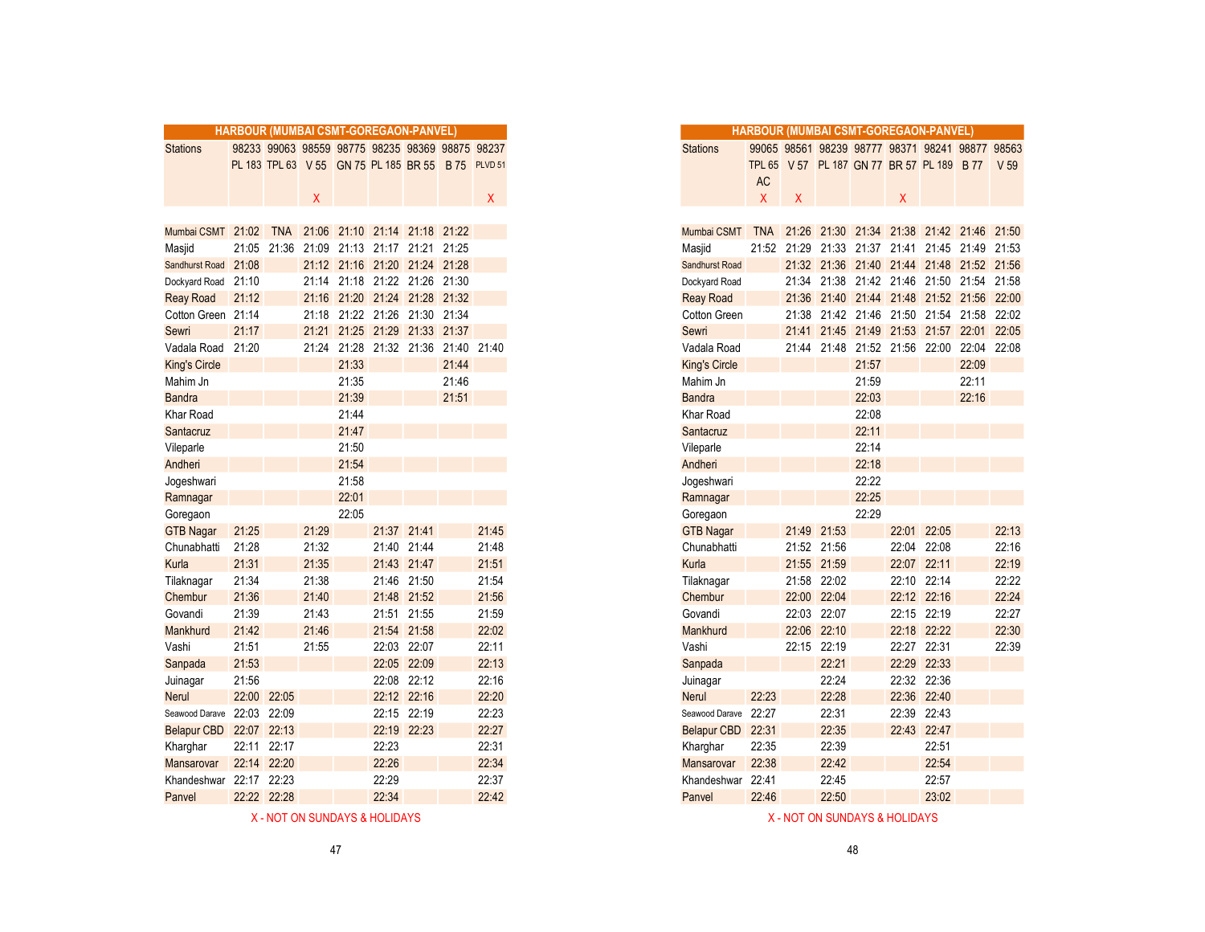## HARBOUR (MUMBAI CSMT-GOREGAON-PANVEL)

| Stations | 98233 | 99063 | 98559 | 98775 | 98235 | 98369 | 98875 | 98237 |
|---|---|---|---|---|---|---|---|---|
| | PL 183 | TPL 63 | V 55 | GN 75 | PL 185 | BR 55 | B 75 | PLVD 51 |
| | | | X | | | | | X |
| Mumbai CSMT | 21:02 | TNA | 21:06 | 21:10 | 21:14 | 21:18 | 21:22 | |
| Masjid | 21:05 | 21:36 | 21:09 | 21:13 | 21:17 | 21:21 | 21:25 | |
| Sandhurst Road | 21:08 | | 21:12 | 21:16 | 21:20 | 21:24 | 21:28 | |
| Dockyard Road | 21:10 | | 21:14 | 21:18 | 21:22 | 21:26 | 21:30 | |
| Reay Road | 21:12 | | 21:16 | 21:20 | 21:24 | 21:28 | 21:32 | |
| Cotton Green | 21:14 | | 21:18 | 21:22 | 21:26 | 21:30 | 21:34 | |
| Sewri | 21:17 | | 21:21 | 21:25 | 21:29 | 21:33 | 21:37 | |
| Vadala Road | 21:20 | | 21:24 | 21:28 | 21:32 | 21:36 | 21:40 | 21:40 |
| King's Circle | | | | 21:33 | | | 21:44 | |
| Mahim Jn | | | | 21:35 | | | 21:46 | |
| Bandra | | | | 21:39 | | | 21:51 | |
| Khar Road | | | | 21:44 | | | | |
| Santacruz | | | | 21:47 | | | | |
| Vileparle | | | | 21:50 | | | | |
| Andheri | | | | 21:54 | | | | |
| Jogeshwari | | | | 21:58 | | | | |
| Ramnagar | | | | 22:01 | | | | |
| Goregaon | | | | 22:05 | | | | |
| GTB Nagar | 21:25 | | 21:29 | | 21:37 | 21:41 | | 21:45 |
| Chunabhatti | 21:28 | | 21:32 | | 21:40 | 21:44 | | 21:48 |
| Kurla | 21:31 | | 21:35 | | 21:43 | 21:47 | | 21:51 |
| Tilaknagar | 21:34 | | 21:38 | | 21:46 | 21:50 | | 21:54 |
| Chembur | 21:36 | | 21:40 | | 21:48 | 21:52 | | 21:56 |
| Govandi | 21:39 | | 21:43 | | 21:51 | 21:55 | | 21:59 |
| Mankhurd | 21:42 | | 21:46 | | 21:54 | 21:58 | | 22:02 |
| Vashi | 21:51 | | 21:55 | | 22:03 | 22:07 | | 22:11 |
| Sanpada | 21:53 | | | | 22:05 | 22:09 | | 22:13 |
| Juinagar | 21:56 | | | | 22:08 | 22:12 | | 22:16 |
| Nerul | 22:00 | 22:05 | | | 22:12 | 22:16 | | 22:20 |
| Seawood Darave | 22:03 | 22:09 | | | 22:15 | 22:19 | | 22:23 |
| Belapur CBD | 22:07 | 22:13 | | | 22:19 | 22:23 | | 22:27 |
| Kharghar | 22:11 | 22:17 | | | 22:23 | | | 22:31 |
| Mansarovar | 22:14 | 22:20 | | | 22:26 | | | 22:34 |
| Khandeshwar | 22:17 | 22:23 | | | 22:29 | | | 22:37 |
| Panvel | 22:22 | 22:28 | | | 22:34 | | | 22:42 |

X - NOT ON SUNDAYS & HOLIDAYS

## HARBOUR (MUMBAI CSMT-GOREGAON-PANVEL)

| Stations | 99065 | 98561 | 98239 | 98777 | 98371 | 98241 | 98877 | 98563 |
|---|---|---|---|---|---|---|---|---|
| | TPL 65 AC | V 57 | PL 187 | GN 77 | BR 57 | PL 189 | B 77 | V 59 |
| | X | X | | | X | | | |
| Mumbai CSMT | TNA | 21:26 | 21:30 | 21:34 | 21:38 | 21:42 | 21:46 | 21:50 |
| Masjid | 21:52 | 21:29 | 21:33 | 21:37 | 21:41 | 21:45 | 21:49 | 21:53 |
| Sandhurst Road | | 21:32 | 21:36 | 21:40 | 21:44 | 21:48 | 21:52 | 21:56 |
| Dockyard Road | | 21:34 | 21:38 | 21:42 | 21:46 | 21:50 | 21:54 | 21:58 |
| Reay Road | | 21:36 | 21:40 | 21:44 | 21:48 | 21:52 | 21:56 | 22:00 |
| Cotton Green | | 21:38 | 21:42 | 21:46 | 21:50 | 21:54 | 21:58 | 22:02 |
| Sewri | | 21:41 | 21:45 | 21:49 | 21:53 | 21:57 | 22:01 | 22:05 |
| Vadala Road | | 21:44 | 21:48 | 21:52 | 21:56 | 22:00 | 22:04 | 22:08 |
| King's Circle | | | | 21:57 | | | 22:09 | |
| Mahim Jn | | | | 21:59 | | | 22:11 | |
| Bandra | | | | 22:03 | | | 22:16 | |
| Khar Road | | | | 22:08 | | | | |
| Santacruz | | | | 22:11 | | | | |
| Vileparle | | | | 22:14 | | | | |
| Andheri | | | | 22:18 | | | | |
| Jogeshwari | | | | 22:22 | | | | |
| Ramnagar | | | | 22:25 | | | | |
| Goregaon | | | | 22:29 | | | | |
| GTB Nagar | | 21:49 | 21:53 | | 22:01 | 22:05 | | 22:13 |
| Chunabhatti | | 21:52 | 21:56 | | 22:04 | 22:08 | | 22:16 |
| Kurla | | 21:55 | 21:59 | | 22:07 | 22:11 | | 22:19 |
| Tilaknagar | | 21:58 | 22:02 | | 22:10 | 22:14 | | 22:22 |
| Chembur | | 22:00 | 22:04 | | 22:12 | 22:16 | | 22:24 |
| Govandi | | 22:03 | 22:07 | | 22:15 | 22:19 | | 22:27 |
| Mankhurd | | 22:06 | 22:10 | | 22:18 | 22:22 | | 22:30 |
| Vashi | | 22:15 | 22:19 | | 22:27 | 22:31 | | 22:39 |
| Sanpada | | | 22:21 | | 22:29 | 22:33 | | |
| Juinagar | | | 22:24 | | 22:32 | 22:36 | | |
| Nerul | 22:23 | | 22:28 | | 22:36 | 22:40 | | |
| Seawood Darave | 22:27 | | 22:31 | | 22:39 | 22:43 | | |
| Belapur CBD | 22:31 | | 22:35 | | 22:43 | 22:47 | | |
| Kharghar | 22:35 | | 22:39 | | | 22:51 | | |
| Mansarovar | 22:38 | | 22:42 | | | 22:54 | | |
| Khandeshwar | 22:41 | | 22:45 | | | 22:57 | | |
| Panvel | 22:46 | | 22:50 | | | 23:02 | | |

X - NOT ON SUNDAYS & HOLIDAYS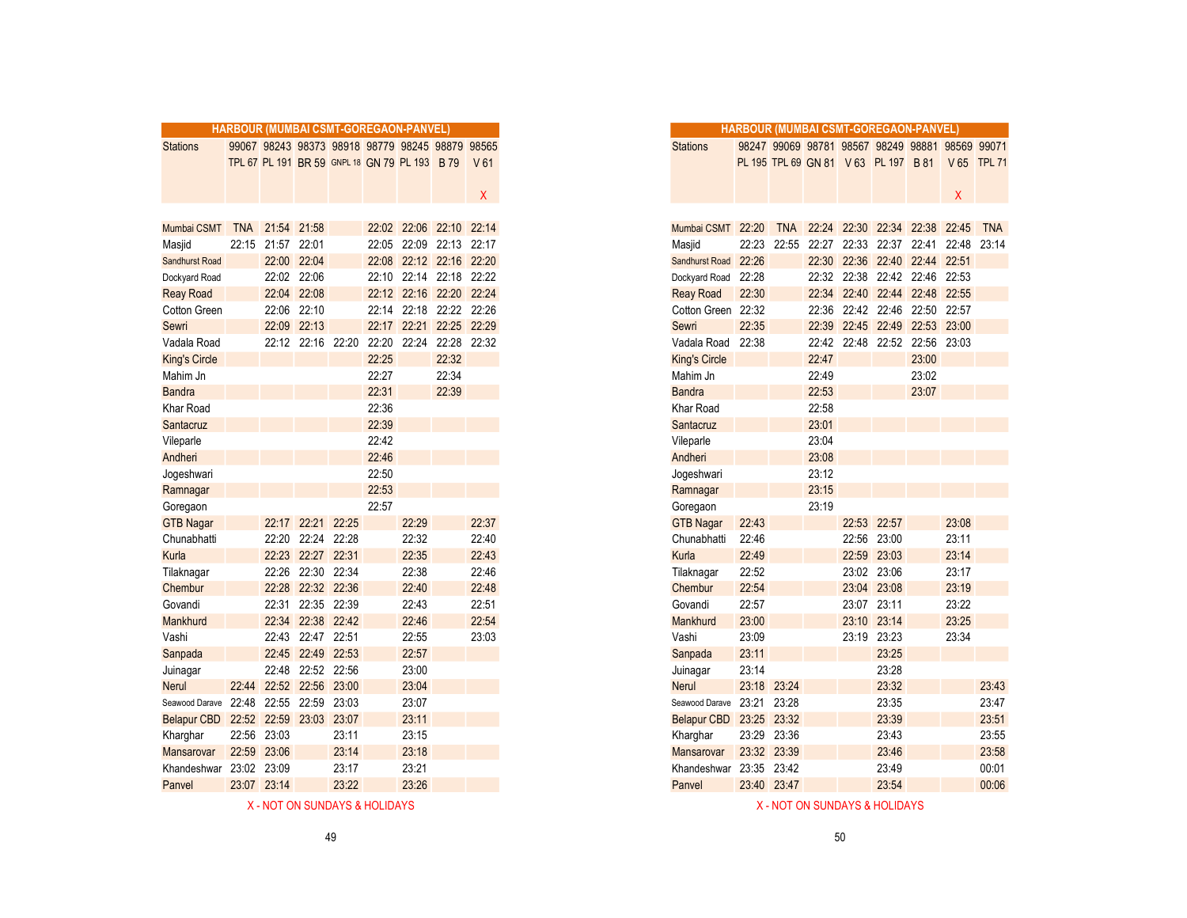## HARBOUR (MUMBAI CSMT-GOREGAON-PANVEL)

| Stations | 99067 | 98243 | 98373 | 98918 | 98779 | 98245 | 98879 | 98565 |
|---|---|---|---|---|---|---|---|---|
| | TPL 67 | PL 191 | BR 59 | GNPL 18 | GN 79 | PL 193 | B 79 | V 61 |
| | | | | | | | | X |
| Mumbai CSMT | TNA | 21:54 | 21:58 | | 22:02 | 22:06 | 22:10 | 22:14 |
| Masjid | 22:15 | 21:57 | 22:01 | | 22:05 | 22:09 | 22:13 | 22:17 |
| Sandhurst Road | | 22:00 | 22:04 | | 22:08 | 22:12 | 22:16 | 22:20 |
| Dockyard Road | | 22:02 | 22:06 | | 22:10 | 22:14 | 22:18 | 22:22 |
| Reay Road | | 22:04 | 22:08 | | 22:12 | 22:16 | 22:20 | 22:24 |
| Cotton Green | | 22:06 | 22:10 | | 22:14 | 22:18 | 22:22 | 22:26 |
| Sewri | | 22:09 | 22:13 | | 22:17 | 22:21 | 22:25 | 22:29 |
| Vadala Road | | 22:12 | 22:16 | 22:20 | 22:20 | 22:24 | 22:28 | 22:32 |
| King's Circle | | | | | 22:25 | | 22:32 | |
| Mahim Jn | | | | | 22:27 | | 22:34 | |
| Bandra | | | | | 22:31 | | 22:39 | |
| Khar Road | | | | | 22:36 | | | |
| Santacruz | | | | | 22:39 | | | |
| Vileparle | | | | | 22:42 | | | |
| Andheri | | | | | 22:46 | | | |
| Jogeshwari | | | | | 22:50 | | | |
| Ramnagar | | | | | 22:53 | | | |
| Goregaon | | | | | 22:57 | | | |
| GTB Nagar | | 22:17 | 22:21 | 22:25 | | 22:29 | | 22:37 |
| Chunabhatti | | 22:20 | 22:24 | 22:28 | | 22:32 | | 22:40 |
| Kurla | | 22:23 | 22:27 | 22:31 | | 22:35 | | 22:43 |
| Tilaknagar | | 22:26 | 22:30 | 22:34 | | 22:38 | | 22:46 |
| Chembur | | 22:28 | 22:32 | 22:36 | | 22:40 | | 22:48 |
| Govandi | | 22:31 | 22:35 | 22:39 | | 22:43 | | 22:51 |
| Mankhurd | | 22:34 | 22:38 | 22:42 | | 22:46 | | 22:54 |
| Vashi | | 22:43 | 22:47 | 22:51 | | 22:55 | | 23:03 |
| Sanpada | | 22:45 | 22:49 | 22:53 | | 22:57 | | |
| Juinagar | | 22:48 | 22:52 | 22:56 | | 23:00 | | |
| Nerul | 22:44 | 22:52 | 22:56 | 23:00 | | 23:04 | | |
| Seawood Darave | 22:48 | 22:55 | 22:59 | 23:03 | | 23:07 | | |
| Belapur CBD | 22:52 | 22:59 | 23:03 | 23:07 | | 23:11 | | |
| Kharghar | 22:56 | 23:03 | | 23:11 | | 23:15 | | |
| Mansarovar | 22:59 | 23:06 | | 23:14 | | 23:18 | | |
| Khandeshwar | 23:02 | 23:09 | | 23:17 | | 23:21 | | |
| Panvel | 23:07 | 23:14 | | 23:22 | | 23:26 | | |

X - NOT ON SUNDAYS & HOLIDAYS

## HARBOUR (MUMBAI CSMT-GOREGAON-PANVEL)

| Stations | 98247 | 99069 | 98781 | 98567 | 98249 | 98881 | 98569 | 99071 |
|---|---|---|---|---|---|---|---|---|
| | PL 195 | TPL 69 | GN 81 | V 63 | PL 197 | B 81 | V 65 | TPL 71 |
| | | | | | | | X | |
| Mumbai CSMT | 22:20 | TNA | 22:24 | 22:30 | 22:34 | 22:38 | 22:45 | TNA |
| Masjid | 22:23 | 22:55 | 22:27 | 22:33 | 22:37 | 22:41 | 22:48 | 23:14 |
| Sandhurst Road | 22:26 | | 22:30 | 22:36 | 22:40 | 22:44 | 22:51 | |
| Dockyard Road | 22:28 | | 22:32 | 22:38 | 22:42 | 22:46 | 22:53 | |
| Reay Road | 22:30 | | 22:34 | 22:40 | 22:44 | 22:48 | 22:55 | |
| Cotton Green | 22:32 | | 22:36 | 22:42 | 22:46 | 22:50 | 22:57 | |
| Sewri | 22:35 | | 22:39 | 22:45 | 22:49 | 22:53 | 23:00 | |
| Vadala Road | 22:38 | | 22:42 | 22:48 | 22:52 | 22:56 | 23:03 | |
| King's Circle | | | 22:47 | | | 23:00 | | |
| Mahim Jn | | | 22:49 | | | 23:02 | | |
| Bandra | | | 22:53 | | | 23:07 | | |
| Khar Road | | | 22:58 | | | | | |
| Santacruz | | | 23:01 | | | | | |
| Vileparle | | | 23:04 | | | | | |
| Andheri | | | 23:08 | | | | | |
| Jogeshwari | | | 23:12 | | | | | |
| Ramnagar | | | 23:15 | | | | | |
| Goregaon | | | 23:19 | | | | | |
| GTB Nagar | 22:43 | | | 22:53 | 22:57 | | 23:08 | |
| Chunabhatti | 22:46 | | | 22:56 | 23:00 | | 23:11 | |
| Kurla | 22:49 | | | 22:59 | 23:03 | | 23:14 | |
| Tilaknagar | 22:52 | | | 23:02 | 23:06 | | 23:17 | |
| Chembur | 22:54 | | | 23:04 | 23:08 | | 23:19 | |
| Govandi | 22:57 | | | 23:07 | 23:11 | | 23:22 | |
| Mankhurd | 23:00 | | | 23:10 | 23:14 | | 23:25 | |
| Vashi | 23:09 | | | 23:19 | 23:23 | | 23:34 | |
| Sanpada | 23:11 | | | | 23:25 | | | |
| Juinagar | 23:14 | | | | 23:28 | | | |
| Nerul | 23:18 | 23:24 | | | 23:32 | | | 23:43 |
| Seawood Darave | 23:21 | 23:28 | | | 23:35 | | | 23:47 |
| Belapur CBD | 23:25 | 23:32 | | | 23:39 | | | 23:51 |
| Kharghar | 23:29 | 23:36 | | | 23:43 | | | 23:55 |
| Mansarovar | 23:32 | 23:39 | | | 23:46 | | | 23:58 |
| Khandeshwar | 23:35 | 23:42 | | | 23:49 | | | 00:01 |
| Panvel | 23:40 | 23:47 | | | 23:54 | | | 00:06 |

X - NOT ON SUNDAYS & HOLIDAYS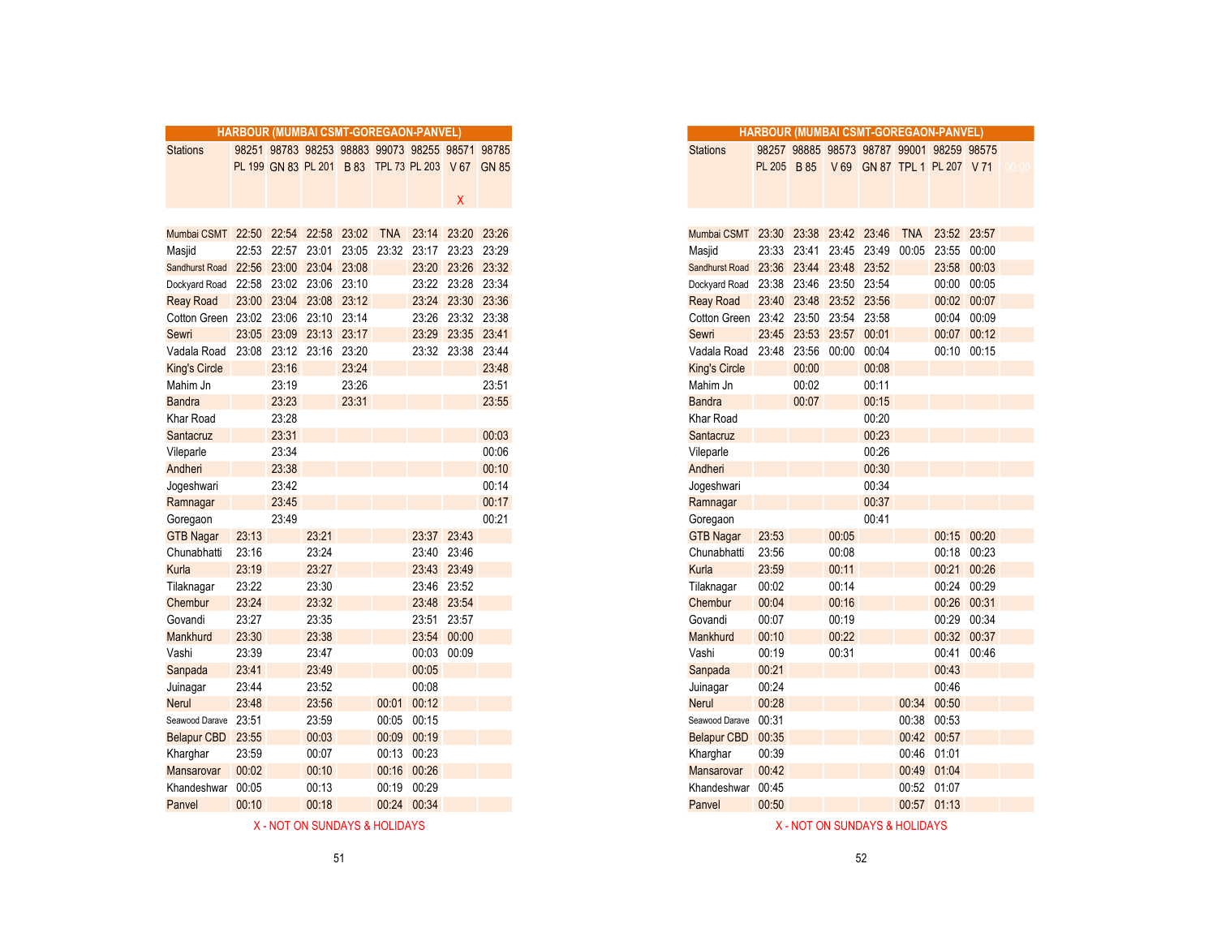## HARBOUR (MUMBAI CSMT-GOREGAON-PANVEL)

| Stations | 98251 | 98783 | 98253 | 98883 | 99073 | 98255 | 98571 | 98785 |
|---|---|---|---|---|---|---|---|---|
| | PL 199 | GN 83 | PL 201 | B 83 | TPL 73 | PL 203 | V 67 | GN 85 |
| | | | | | | | X | |
| Mumbai CSMT | 22:50 | 22:54 | 22:58 | 23:02 | TNA | 23:14 | 23:20 | 23:26 |
| Masjid | 22:53 | 22:57 | 23:01 | 23:05 | 23:32 | 23:17 | 23:23 | 23:29 |
| Sandhurst Road | 22:56 | 23:00 | 23:04 | 23:08 | | 23:20 | 23:26 | 23:32 |
| Dockyard Road | 22:58 | 23:02 | 23:06 | 23:10 | | 23:22 | 23:28 | 23:34 |
| Reay Road | 23:00 | 23:04 | 23:08 | 23:12 | | 23:24 | 23:30 | 23:36 |
| Cotton Green | 23:02 | 23:06 | 23:10 | 23:14 | | 23:26 | 23:32 | 23:38 |
| Sewri | 23:05 | 23:09 | 23:13 | 23:17 | | 23:29 | 23:35 | 23:41 |
| Vadala Road | 23:08 | 23:12 | 23:16 | 23:20 | | 23:32 | 23:38 | 23:44 |
| King's Circle | | 23:16 | | 23:24 | | | | 23:48 |
| Mahim Jn | | 23:19 | | 23:26 | | | | 23:51 |
| Bandra | | 23:23 | | 23:31 | | | | 23:55 |
| Khar Road | | 23:28 | | | | | | |
| Santacruz | | 23:31 | | | | | | 00:03 |
| Vileparle | | 23:34 | | | | | | 00:06 |
| Andheri | | 23:38 | | | | | | 00:10 |
| Jogeshwari | | 23:42 | | | | | | 00:14 |
| Ramnagar | | 23:45 | | | | | | 00:17 |
| Goregaon | | 23:49 | | | | | | 00:21 |
| GTB Nagar | 23:13 | | 23:21 | | | 23:37 | 23:43 | |
| Chunabhatti | 23:16 | | 23:24 | | | 23:40 | 23:46 | |
| Kurla | 23:19 | | 23:27 | | | 23:43 | 23:49 | |
| Tilaknagar | 23:22 | | 23:30 | | | 23:46 | 23:52 | |
| Chembur | 23:24 | | 23:32 | | | 23:48 | 23:54 | |
| Govandi | 23:27 | | 23:35 | | | 23:51 | 23:57 | |
| Mankhurd | 23:30 | | 23:38 | | | 23:54 | 00:00 | |
| Vashi | 23:39 | | 23:47 | | | 00:03 | 00:09 | |
| Sanpada | 23:41 | | 23:49 | | | 00:05 | | |
| Juinagar | 23:44 | | 23:52 | | | 00:08 | | |
| Nerul | 23:48 | | 23:56 | | 00:01 | 00:12 | | |
| Seawood Darave | 23:51 | | 23:59 | | 00:05 | 00:15 | | |
| Belapur CBD | 23:55 | | 00:03 | | 00:09 | 00:19 | | |
| Kharghar | 23:59 | | 00:07 | | 00:13 | 00:23 | | |
| Mansarovar | 00:02 | | 00:10 | | 00:16 | 00:26 | | |
| Khandeshwar | 00:05 | | 00:13 | | 00:19 | 00:29 | | |
| Panvel | 00:10 | | 00:18 | | 00:24 | 00:34 | | |

X - NOT ON SUNDAYS & HOLIDAYS

## HARBOUR (MUMBAI CSMT-GOREGAON-PANVEL)

| Stations | 98257 | 98885 | 98573 | 98787 | 99001 | 98259 | 98575 |
|---|---|---|---|---|---|---|---|
| | PL 205 | B 85 | V 69 | GN 87 | TPL 1 | PL 207 | V 71 |
| Mumbai CSMT | 23:30 | 23:38 | 23:42 | 23:46 | TNA | 23:52 | 23:57 |
| Masjid | 23:33 | 23:41 | 23:45 | 23:49 | 00:05 | 23:55 | 00:00 |
| Sandhurst Road | 23:36 | 23:44 | 23:48 | 23:52 | | 23:58 | 00:03 |
| Dockyard Road | 23:38 | 23:46 | 23:50 | 23:54 | | 00:00 | 00:05 |
| Reay Road | 23:40 | 23:48 | 23:52 | 23:56 | | 00:02 | 00:07 |
| Cotton Green | 23:42 | 23:50 | 23:54 | 23:58 | | 00:04 | 00:09 |
| Sewri | 23:45 | 23:53 | 23:57 | 00:01 | | 00:07 | 00:12 |
| Vadala Road | 23:48 | 23:56 | 00:00 | 00:04 | | 00:10 | 00:15 |
| King's Circle | | 00:00 | | 00:08 | | | |
| Mahim Jn | | 00:02 | | 00:11 | | | |
| Bandra | | 00:07 | | 00:15 | | | |
| Khar Road | | | | 00:20 | | | |
| Santacruz | | | | 00:23 | | | |
| Vileparle | | | | 00:26 | | | |
| Andheri | | | | 00:30 | | | |
| Jogeshwari | | | | 00:34 | | | |
| Ramnagar | | | | 00:37 | | | |
| Goregaon | | | | 00:41 | | | |
| GTB Nagar | 23:53 | | 00:05 | | | 00:15 | 00:20 |
| Chunabhatti | 23:56 | | 00:08 | | | 00:18 | 00:23 |
| Kurla | 23:59 | | 00:11 | | | 00:21 | 00:26 |
| Tilaknagar | 00:02 | | 00:14 | | | 00:24 | 00:29 |
| Chembur | 00:04 | | 00:16 | | | 00:26 | 00:31 |
| Govandi | 00:07 | | 00:19 | | | 00:29 | 00:34 |
| Mankhurd | 00:10 | | 00:22 | | | 00:32 | 00:37 |
| Vashi | 00:19 | | 00:31 | | | 00:41 | 00:46 |
| Sanpada | 00:21 | | | | | 00:43 | |
| Juinagar | 00:24 | | | | | 00:46 | |
| Nerul | 00:28 | | | | 00:34 | 00:50 | |
| Seawood Darave | 00:31 | | | | 00:38 | 00:53 | |
| Belapur CBD | 00:35 | | | | 00:42 | 00:57 | |
| Kharghar | 00:39 | | | | 00:46 | 01:01 | |
| Mansarovar | 00:42 | | | | 00:49 | 01:04 | |
| Khandeshwar | 00:45 | | | | 00:52 | 01:07 | |
| Panvel | 00:50 | | | | 00:57 | 01:13 | |

X - NOT ON SUNDAYS & HOLIDAYS